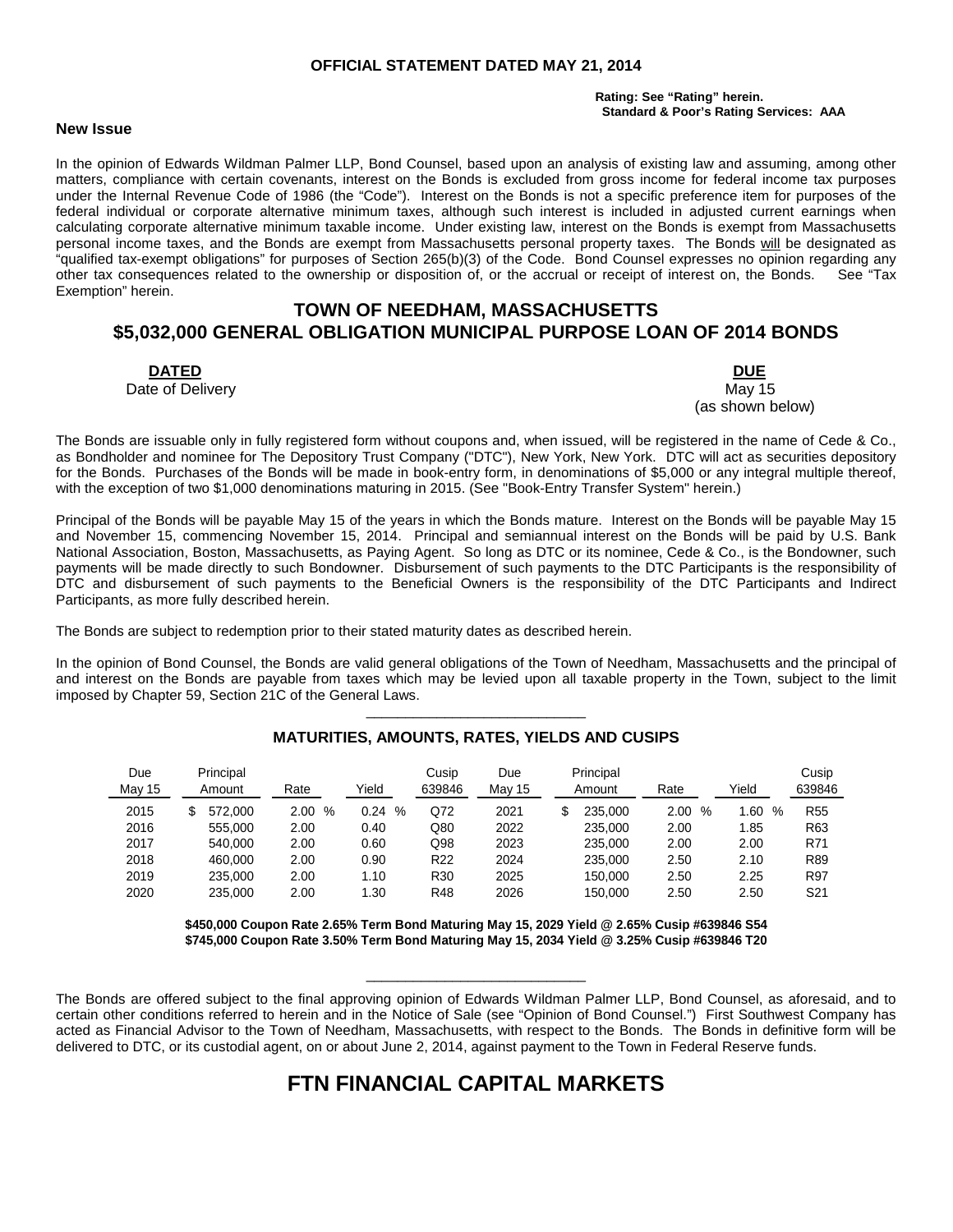**OFFICIAL STATEMENT DATED MAY 21, 2014**

**Rating: See "Rating" herein.**
**Standard & Poor's Rating Services: AAA**

**New Issue**

In the opinion of Edwards Wildman Palmer LLP, Bond Counsel, based upon an analysis of existing law and assuming, among other matters, compliance with certain covenants, interest on the Bonds is excluded from gross income for federal income tax purposes under the Internal Revenue Code of 1986 (the "Code"). Interest on the Bonds is not a specific preference item for purposes of the federal individual or corporate alternative minimum taxes, although such interest is included in adjusted current earnings when calculating corporate alternative minimum taxable income. Under existing law, interest on the Bonds is exempt from Massachusetts personal income taxes, and the Bonds are exempt from Massachusetts personal property taxes. The Bonds will be designated as "qualified tax-exempt obligations" for purposes of Section 265(b)(3) of the Code. Bond Counsel expresses no opinion regarding any other tax consequences related to the ownership or disposition of, or the accrual or receipt of interest on, the Bonds. See "Tax Exemption" herein.

# TOWN OF NEEDHAM, MASSACHUSETTS
# $5,032,000 GENERAL OBLIGATION MUNICIPAL PURPOSE LOAN OF 2014 BONDS

**DATED**
Date of Delivery

**DUE**
May 15
(as shown below)

The Bonds are issuable only in fully registered form without coupons and, when issued, will be registered in the name of Cede & Co., as Bondholder and nominee for The Depository Trust Company ("DTC"), New York, New York. DTC will act as securities depository for the Bonds. Purchases of the Bonds will be made in book-entry form, in denominations of $5,000 or any integral multiple thereof, with the exception of two $1,000 denominations maturing in 2015. (See "Book-Entry Transfer System" herein.)

Principal of the Bonds will be payable May 15 of the years in which the Bonds mature. Interest on the Bonds will be payable May 15 and November 15, commencing November 15, 2014. Principal and semiannual interest on the Bonds will be paid by U.S. Bank National Association, Boston, Massachusetts, as Paying Agent. So long as DTC or its nominee, Cede & Co., is the Bondowner, such payments will be made directly to such Bondowner. Disbursement of such payments to the DTC Participants is the responsibility of DTC and disbursement of such payments to the Beneficial Owners is the responsibility of the DTC Participants and Indirect Participants, as more fully described herein.

The Bonds are subject to redemption prior to their stated maturity dates as described herein.

In the opinion of Bond Counsel, the Bonds are valid general obligations of the Town of Needham, Massachusetts and the principal of and interest on the Bonds are payable from taxes which may be levied upon all taxable property in the Town, subject to the limit imposed by Chapter 59, Section 21C of the General Laws.

## MATURITIES, AMOUNTS, RATES, YIELDS AND CUSIPS

| Due May 15 | Principal Amount | Rate | Yield | Cusip 639846 | Due May 15 | Principal Amount | Rate | Yield | Cusip 639846 |
|---|---|---|---|---|---|---|---|---|---|
| 2015 | $ 572,000 | 2.00 % | 0.24 % | Q72 | 2021 | $ 235,000 | 2.00 % | 1.60 % | R55 |
| 2016 | 555,000 | 2.00 | 0.40 | Q80 | 2022 | 235,000 | 2.00 | 1.85 | R63 |
| 2017 | 540,000 | 2.00 | 0.60 | Q98 | 2023 | 235,000 | 2.00 | 2.00 | R71 |
| 2018 | 460,000 | 2.00 | 0.90 | R22 | 2024 | 235,000 | 2.50 | 2.10 | R89 |
| 2019 | 235,000 | 2.00 | 1.10 | R30 | 2025 | 150,000 | 2.50 | 2.25 | R97 |
| 2020 | 235,000 | 2.00 | 1.30 | R48 | 2026 | 150,000 | 2.50 | 2.50 | S21 |

**$450,000 Coupon Rate 2.65% Term Bond Maturing May 15, 2029 Yield @ 2.65% Cusip #639846 S54**
**$745,000 Coupon Rate 3.50% Term Bond Maturing May 15, 2034 Yield @ 3.25% Cusip #639846 T20**

The Bonds are offered subject to the final approving opinion of Edwards Wildman Palmer LLP, Bond Counsel, as aforesaid, and to certain other conditions referred to herein and in the Notice of Sale (see "Opinion of Bond Counsel.") First Southwest Company has acted as Financial Advisor to the Town of Needham, Massachusetts, with respect to the Bonds. The Bonds in definitive form will be delivered to DTC, or its custodial agent, on or about June 2, 2014, against payment to the Town in Federal Reserve funds.

# FTN FINANCIAL CAPITAL MARKETS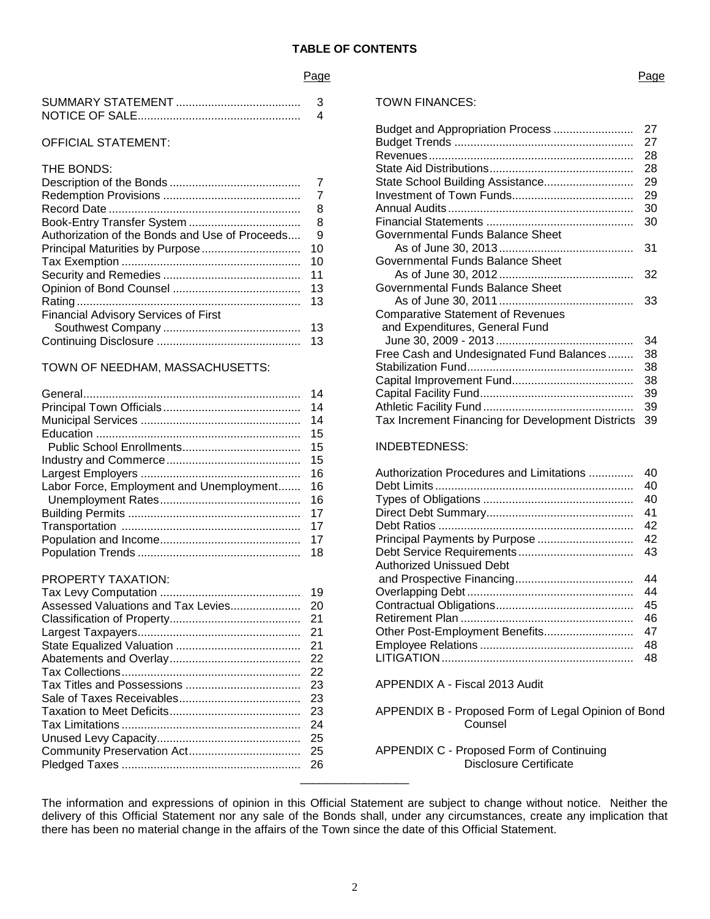**TABLE OF CONTENTS**

| | Page |
|---|---|
| SUMMARY STATEMENT | 3 |
| NOTICE OF SALE | 4 |
| OFFICIAL STATEMENT: | |
| THE BONDS: | |
| Description of the Bonds | 7 |
| Redemption Provisions | 7 |
| Record Date | 8 |
| Book-Entry Transfer System | 8 |
| Authorization of the Bonds and Use of Proceeds | 9 |
| Principal Maturities by Purpose | 10 |
| Tax Exemption | 10 |
| Security and Remedies | 11 |
| Opinion of Bond Counsel | 13 |
| Rating | 13 |
| Financial Advisory Services of First Southwest Company | 13 |
| Continuing Disclosure | 13 |
| TOWN OF NEEDHAM, MASSACHUSETTS: | |
| General | 14 |
| Principal Town Officials | 14 |
| Municipal Services | 14 |
| Education | 15 |
| Public School Enrollments | 15 |
| Industry and Commerce | 15 |
| Largest Employers | 16 |
| Labor Force, Employment and Unemployment | 16 |
| Unemployment Rates | 16 |
| Building Permits | 17 |
| Transportation | 17 |
| Population and Income | 17 |
| Population Trends | 18 |
| PROPERTY TAXATION: | |
| Tax Levy Computation | 19 |
| Assessed Valuations and Tax Levies | 20 |
| Classification of Property | 21 |
| Largest Taxpayers | 21 |
| State Equalized Valuation | 21 |
| Abatements and Overlay | 22 |
| Tax Collections | 22 |
| Tax Titles and Possessions | 23 |
| Sale of Taxes Receivables | 23 |
| Taxation to Meet Deficits | 23 |
| Tax Limitations | 24 |
| Unused Levy Capacity | 25 |
| Community Preservation Act | 25 |
| Pledged Taxes | 26 |
| TOWN FINANCES: | |
| Budget and Appropriation Process | 27 |
| Budget Trends | 27 |
| Revenues | 28 |
| State Aid Distributions | 28 |
| State School Building Assistance | 29 |
| Investment of Town Funds | 29 |
| Annual Audits | 30 |
| Financial Statements | 30 |
| Governmental Funds Balance Sheet As of June 30, 2013 | 31 |
| Governmental Funds Balance Sheet As of June 30, 2012 | 32 |
| Governmental Funds Balance Sheet As of June 30, 2011 | 33 |
| Comparative Statement of Revenues and Expenditures, General Fund June 30, 2009 - 2013 | 34 |
| Free Cash and Undesignated Fund Balances | 38 |
| Stabilization Fund | 38 |
| Capital Improvement Fund | 38 |
| Capital Facility Fund | 39 |
| Athletic Facility Fund | 39 |
| Tax Increment Financing for Development Districts | 39 |
| INDEBTEDNESS: | |
| Authorization Procedures and Limitations | 40 |
| Debt Limits | 40 |
| Types of Obligations | 40 |
| Direct Debt Summary | 41 |
| Debt Ratios | 42 |
| Principal Payments by Purpose | 42 |
| Debt Service Requirements | 43 |
| Authorized Unissued Debt and Prospective Financing | 44 |
| Overlapping Debt | 44 |
| Contractual Obligations | 45 |
| Retirement Plan | 46 |
| Other Post-Employment Benefits | 47 |
| Employee Relations | 48 |
| LITIGATION | 48 |
| APPENDIX A - Fiscal 2013 Audit | |
| APPENDIX B - Proposed Form of Legal Opinion of Bond Counsel | |
| APPENDIX C - Proposed Form of Continuing Disclosure Certificate | |

---

The information and expressions of opinion in this Official Statement are subject to change without notice. Neither the delivery of this Official Statement nor any sale of the Bonds shall, under any circumstances, create any implication that there has been no material change in the affairs of the Town since the date of this Official Statement.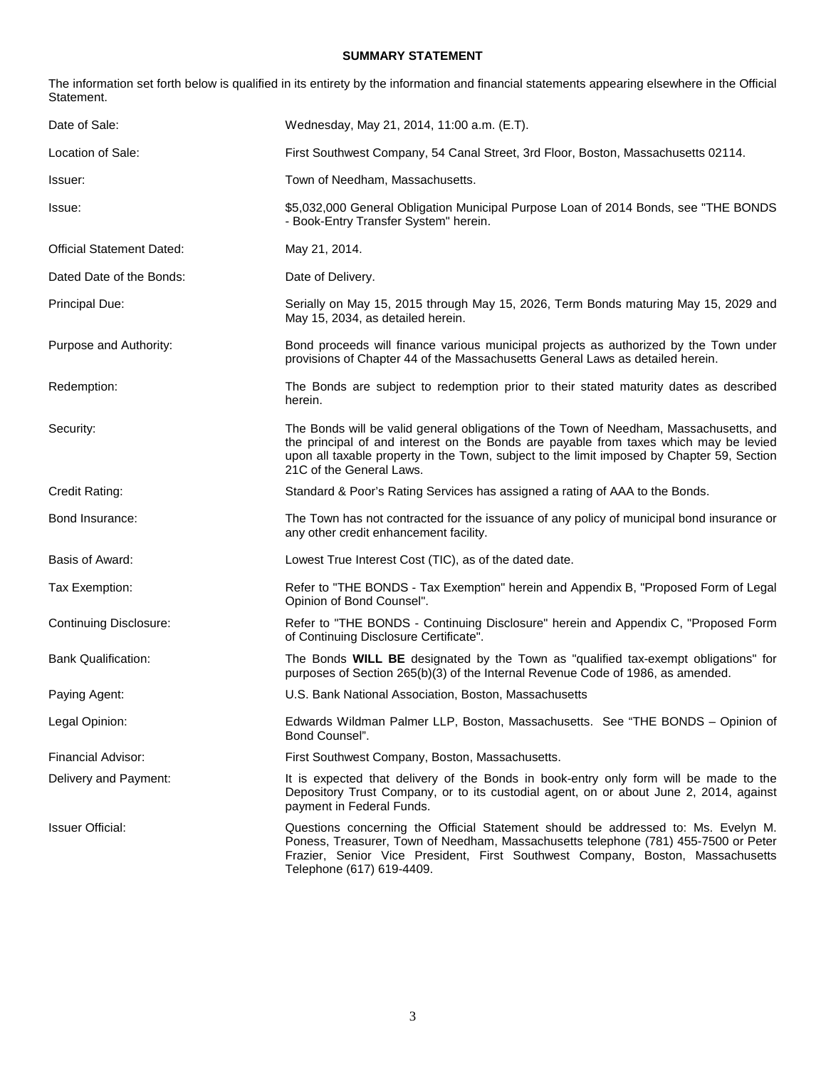## SUMMARY STATEMENT

The information set forth below is qualified in its entirety by the information and financial statements appearing elsewhere in the Official Statement.

| | |
|---|---|
| Date of Sale: | Wednesday, May 21, 2014, 11:00 a.m. (E.T). |
| Location of Sale: | First Southwest Company, 54 Canal Street, 3rd Floor, Boston, Massachusetts 02114. |
| Issuer: | Town of Needham, Massachusetts. |
| Issue: | $5,032,000 General Obligation Municipal Purpose Loan of 2014 Bonds, see "THE BONDS - Book-Entry Transfer System" herein. |
| Official Statement Dated: | May 21, 2014. |
| Dated Date of the Bonds: | Date of Delivery. |
| Principal Due: | Serially on May 15, 2015 through May 15, 2026, Term Bonds maturing May 15, 2029 and May 15, 2034, as detailed herein. |
| Purpose and Authority: | Bond proceeds will finance various municipal projects as authorized by the Town under provisions of Chapter 44 of the Massachusetts General Laws as detailed herein. |
| Redemption: | The Bonds are subject to redemption prior to their stated maturity dates as described herein. |
| Security: | The Bonds will be valid general obligations of the Town of Needham, Massachusetts, and the principal of and interest on the Bonds are payable from taxes which may be levied upon all taxable property in the Town, subject to the limit imposed by Chapter 59, Section 21C of the General Laws. |
| Credit Rating: | Standard & Poor's Rating Services has assigned a rating of AAA to the Bonds. |
| Bond Insurance: | The Town has not contracted for the issuance of any policy of municipal bond insurance or any other credit enhancement facility. |
| Basis of Award: | Lowest True Interest Cost (TIC), as of the dated date. |
| Tax Exemption: | Refer to "THE BONDS - Tax Exemption" herein and Appendix B, "Proposed Form of Legal Opinion of Bond Counsel". |
| Continuing Disclosure: | Refer to "THE BONDS - Continuing Disclosure" herein and Appendix C, "Proposed Form of Continuing Disclosure Certificate". |
| Bank Qualification: | The Bonds **WILL BE** designated by the Town as "qualified tax-exempt obligations" for purposes of Section 265(b)(3) of the Internal Revenue Code of 1986, as amended. |
| Paying Agent: | U.S. Bank National Association, Boston, Massachusetts |
| Legal Opinion: | Edwards Wildman Palmer LLP, Boston, Massachusetts. See "THE BONDS – Opinion of Bond Counsel". |
| Financial Advisor: | First Southwest Company, Boston, Massachusetts. |
| Delivery and Payment: | It is expected that delivery of the Bonds in book-entry only form will be made to the Depository Trust Company, or to its custodial agent, on or about June 2, 2014, against payment in Federal Funds. |
| Issuer Official: | Questions concerning the Official Statement should be addressed to: Ms. Evelyn M. Poness, Treasurer, Town of Needham, Massachusetts telephone (781) 455-7500 or Peter Frazier, Senior Vice President, First Southwest Company, Boston, Massachusetts Telephone (617) 619-4409. |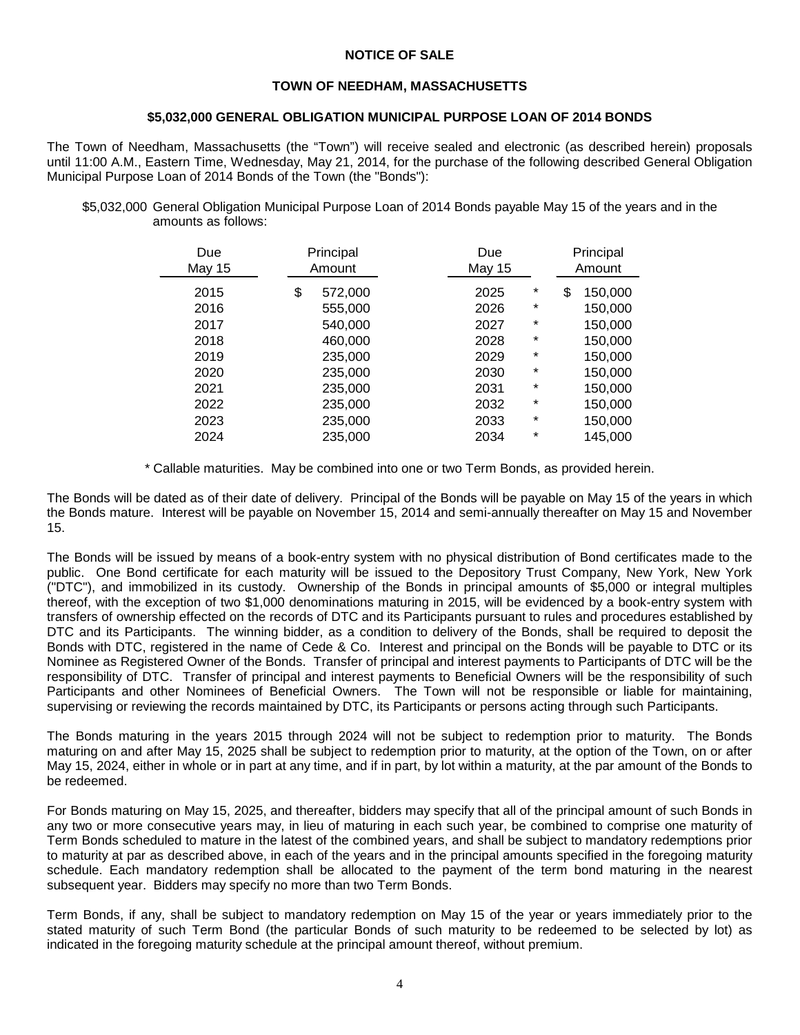**NOTICE OF SALE**

**TOWN OF NEEDHAM, MASSACHUSETTS**

**$5,032,000 GENERAL OBLIGATION MUNICIPAL PURPOSE LOAN OF 2014 BONDS**

The Town of Needham, Massachusetts (the "Town") will receive sealed and electronic (as described herein) proposals until 11:00 A.M., Eastern Time, Wednesday, May 21, 2014, for the purchase of the following described General Obligation Municipal Purpose Loan of 2014 Bonds of the Town (the "Bonds"):

$5,032,000 General Obligation Municipal Purpose Loan of 2014 Bonds payable May 15 of the years and in the amounts as follows:

| Due May 15 | Principal Amount | Due May 15 | | Principal Amount |
|---|---|---|---|---|
| 2015 | $ 572,000 | 2025 | * | $ 150,000 |
| 2016 | 555,000 | 2026 | * | 150,000 |
| 2017 | 540,000 | 2027 | * | 150,000 |
| 2018 | 460,000 | 2028 | * | 150,000 |
| 2019 | 235,000 | 2029 | * | 150,000 |
| 2020 | 235,000 | 2030 | * | 150,000 |
| 2021 | 235,000 | 2031 | * | 150,000 |
| 2022 | 235,000 | 2032 | * | 150,000 |
| 2023 | 235,000 | 2033 | * | 150,000 |
| 2024 | 235,000 | 2034 | * | 145,000 |

\* Callable maturities. May be combined into one or two Term Bonds, as provided herein.

The Bonds will be dated as of their date of delivery. Principal of the Bonds will be payable on May 15 of the years in which the Bonds mature. Interest will be payable on November 15, 2014 and semi-annually thereafter on May 15 and November 15.

The Bonds will be issued by means of a book-entry system with no physical distribution of Bond certificates made to the public. One Bond certificate for each maturity will be issued to the Depository Trust Company, New York, New York ("DTC"), and immobilized in its custody. Ownership of the Bonds in principal amounts of $5,000 or integral multiples thereof, with the exception of two $1,000 denominations maturing in 2015, will be evidenced by a book-entry system with transfers of ownership effected on the records of DTC and its Participants pursuant to rules and procedures established by DTC and its Participants. The winning bidder, as a condition to delivery of the Bonds, shall be required to deposit the Bonds with DTC, registered in the name of Cede & Co. Interest and principal on the Bonds will be payable to DTC or its Nominee as Registered Owner of the Bonds. Transfer of principal and interest payments to Participants of DTC will be the responsibility of DTC. Transfer of principal and interest payments to Beneficial Owners will be the responsibility of such Participants and other Nominees of Beneficial Owners. The Town will not be responsible or liable for maintaining, supervising or reviewing the records maintained by DTC, its Participants or persons acting through such Participants.

The Bonds maturing in the years 2015 through 2024 will not be subject to redemption prior to maturity. The Bonds maturing on and after May 15, 2025 shall be subject to redemption prior to maturity, at the option of the Town, on or after May 15, 2024, either in whole or in part at any time, and if in part, by lot within a maturity, at the par amount of the Bonds to be redeemed.

For Bonds maturing on May 15, 2025, and thereafter, bidders may specify that all of the principal amount of such Bonds in any two or more consecutive years may, in lieu of maturing in each such year, be combined to comprise one maturity of Term Bonds scheduled to mature in the latest of the combined years, and shall be subject to mandatory redemptions prior to maturity at par as described above, in each of the years and in the principal amounts specified in the foregoing maturity schedule. Each mandatory redemption shall be allocated to the payment of the term bond maturing in the nearest subsequent year. Bidders may specify no more than two Term Bonds.

Term Bonds, if any, shall be subject to mandatory redemption on May 15 of the year or years immediately prior to the stated maturity of such Term Bond (the particular Bonds of such maturity to be redeemed to be selected by lot) as indicated in the foregoing maturity schedule at the principal amount thereof, without premium.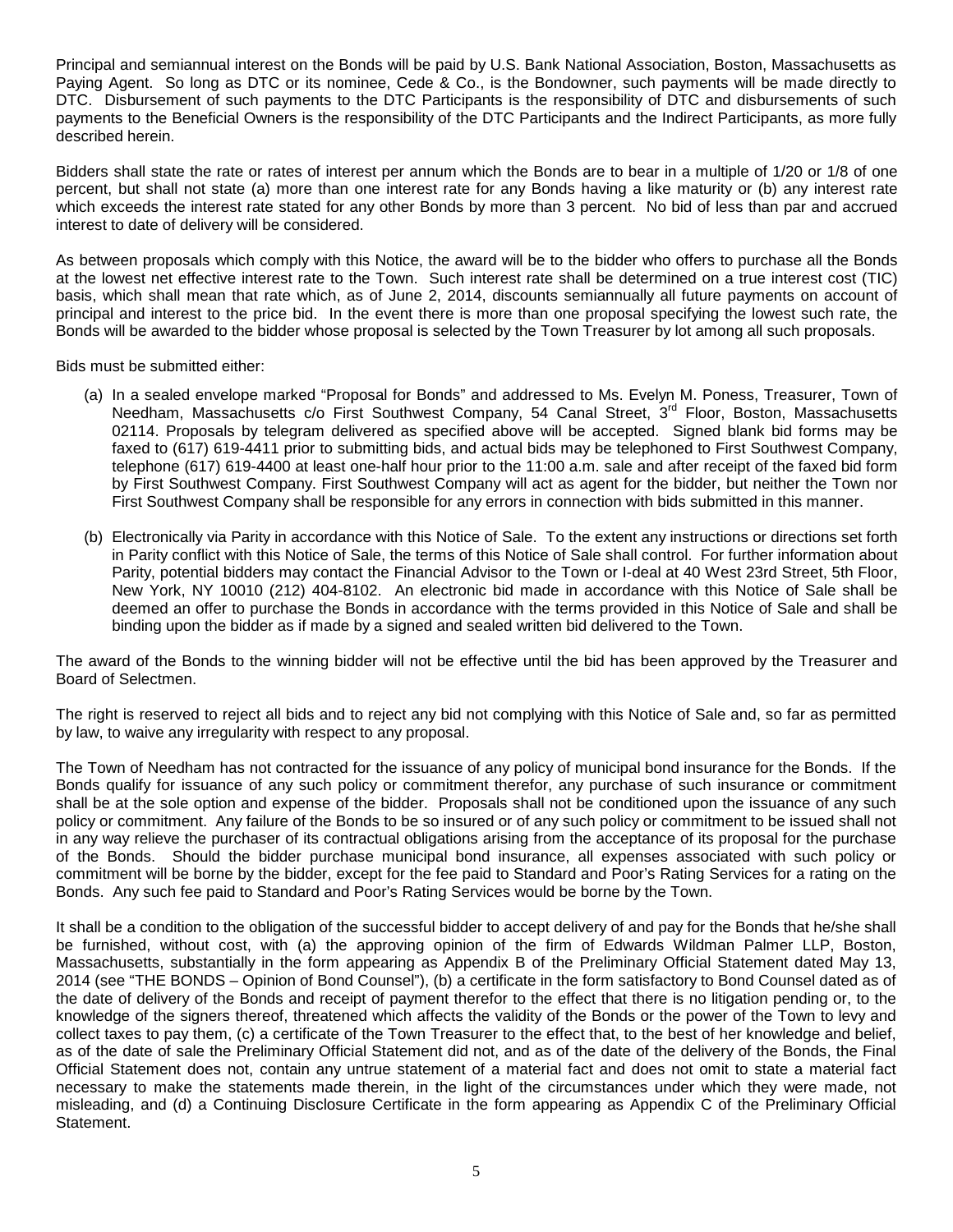Principal and semiannual interest on the Bonds will be paid by U.S. Bank National Association, Boston, Massachusetts as Paying Agent. So long as DTC or its nominee, Cede & Co., is the Bondowner, such payments will be made directly to DTC. Disbursement of such payments to the DTC Participants is the responsibility of DTC and disbursements of such payments to the Beneficial Owners is the responsibility of the DTC Participants and the Indirect Participants, as more fully described herein.

Bidders shall state the rate or rates of interest per annum which the Bonds are to bear in a multiple of 1/20 or 1/8 of one percent, but shall not state (a) more than one interest rate for any Bonds having a like maturity or (b) any interest rate which exceeds the interest rate stated for any other Bonds by more than 3 percent. No bid of less than par and accrued interest to date of delivery will be considered.

As between proposals which comply with this Notice, the award will be to the bidder who offers to purchase all the Bonds at the lowest net effective interest rate to the Town. Such interest rate shall be determined on a true interest cost (TIC) basis, which shall mean that rate which, as of June 2, 2014, discounts semiannually all future payments on account of principal and interest to the price bid. In the event there is more than one proposal specifying the lowest such rate, the Bonds will be awarded to the bidder whose proposal is selected by the Town Treasurer by lot among all such proposals.

Bids must be submitted either:

(a) In a sealed envelope marked "Proposal for Bonds" and addressed to Ms. Evelyn M. Poness, Treasurer, Town of Needham, Massachusetts c/o First Southwest Company, 54 Canal Street, 3rd Floor, Boston, Massachusetts 02114. Proposals by telegram delivered as specified above will be accepted. Signed blank bid forms may be faxed to (617) 619-4411 prior to submitting bids, and actual bids may be telephoned to First Southwest Company, telephone (617) 619-4400 at least one-half hour prior to the 11:00 a.m. sale and after receipt of the faxed bid form by First Southwest Company. First Southwest Company will act as agent for the bidder, but neither the Town nor First Southwest Company shall be responsible for any errors in connection with bids submitted in this manner.

(b) Electronically via Parity in accordance with this Notice of Sale. To the extent any instructions or directions set forth in Parity conflict with this Notice of Sale, the terms of this Notice of Sale shall control. For further information about Parity, potential bidders may contact the Financial Advisor to the Town or I-deal at 40 West 23rd Street, 5th Floor, New York, NY 10010 (212) 404-8102. An electronic bid made in accordance with this Notice of Sale shall be deemed an offer to purchase the Bonds in accordance with the terms provided in this Notice of Sale and shall be binding upon the bidder as if made by a signed and sealed written bid delivered to the Town.

The award of the Bonds to the winning bidder will not be effective until the bid has been approved by the Treasurer and Board of Selectmen.

The right is reserved to reject all bids and to reject any bid not complying with this Notice of Sale and, so far as permitted by law, to waive any irregularity with respect to any proposal.

The Town of Needham has not contracted for the issuance of any policy of municipal bond insurance for the Bonds. If the Bonds qualify for issuance of any such policy or commitment therefor, any purchase of such insurance or commitment shall be at the sole option and expense of the bidder. Proposals shall not be conditioned upon the issuance of any such policy or commitment. Any failure of the Bonds to be so insured or of any such policy or commitment to be issued shall not in any way relieve the purchaser of its contractual obligations arising from the acceptance of its proposal for the purchase of the Bonds. Should the bidder purchase municipal bond insurance, all expenses associated with such policy or commitment will be borne by the bidder, except for the fee paid to Standard and Poor's Rating Services for a rating on the Bonds. Any such fee paid to Standard and Poor's Rating Services would be borne by the Town.

It shall be a condition to the obligation of the successful bidder to accept delivery of and pay for the Bonds that he/she shall be furnished, without cost, with (a) the approving opinion of the firm of Edwards Wildman Palmer LLP, Boston, Massachusetts, substantially in the form appearing as Appendix B of the Preliminary Official Statement dated May 13, 2014 (see "THE BONDS – Opinion of Bond Counsel"), (b) a certificate in the form satisfactory to Bond Counsel dated as of the date of delivery of the Bonds and receipt of payment therefor to the effect that there is no litigation pending or, to the knowledge of the signers thereof, threatened which affects the validity of the Bonds or the power of the Town to levy and collect taxes to pay them, (c) a certificate of the Town Treasurer to the effect that, to the best of her knowledge and belief, as of the date of sale the Preliminary Official Statement did not, and as of the date of the delivery of the Bonds, the Final Official Statement does not, contain any untrue statement of a material fact and does not omit to state a material fact necessary to make the statements made therein, in the light of the circumstances under which they were made, not misleading, and (d) a Continuing Disclosure Certificate in the form appearing as Appendix C of the Preliminary Official Statement.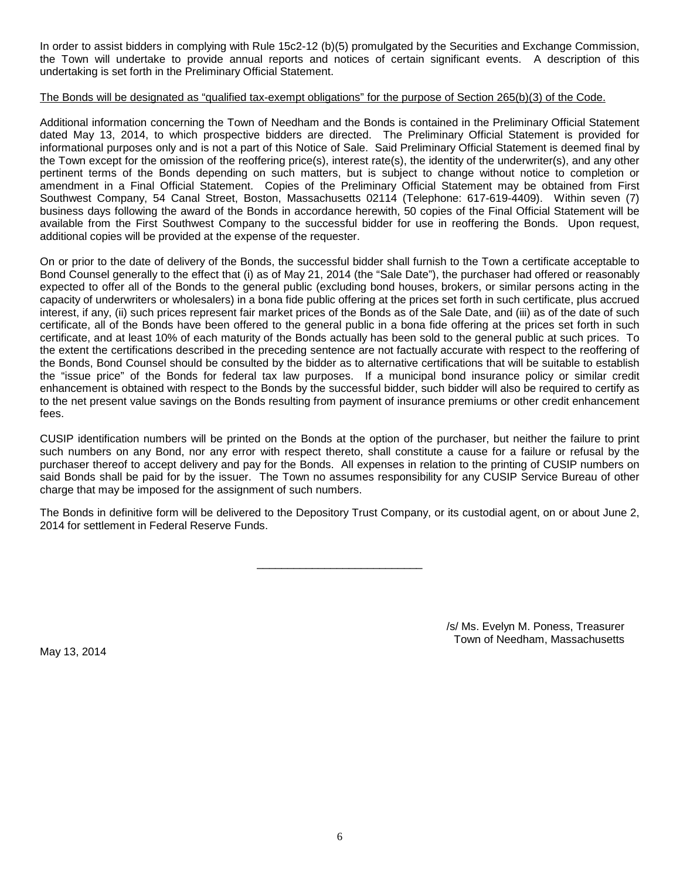In order to assist bidders in complying with Rule 15c2-12 (b)(5) promulgated by the Securities and Exchange Commission, the Town will undertake to provide annual reports and notices of certain significant events. A description of this undertaking is set forth in the Preliminary Official Statement.

<u>The Bonds will be designated as "qualified tax-exempt obligations" for the purpose of Section 265(b)(3) of the Code.</u>

Additional information concerning the Town of Needham and the Bonds is contained in the Preliminary Official Statement dated May 13, 2014, to which prospective bidders are directed. The Preliminary Official Statement is provided for informational purposes only and is not a part of this Notice of Sale. Said Preliminary Official Statement is deemed final by the Town except for the omission of the reoffering price(s), interest rate(s), the identity of the underwriter(s), and any other pertinent terms of the Bonds depending on such matters, but is subject to change without notice to completion or amendment in a Final Official Statement. Copies of the Preliminary Official Statement may be obtained from First Southwest Company, 54 Canal Street, Boston, Massachusetts 02114 (Telephone: 617-619-4409). Within seven (7) business days following the award of the Bonds in accordance herewith, 50 copies of the Final Official Statement will be available from the First Southwest Company to the successful bidder for use in reoffering the Bonds. Upon request, additional copies will be provided at the expense of the requester.

On or prior to the date of delivery of the Bonds, the successful bidder shall furnish to the Town a certificate acceptable to Bond Counsel generally to the effect that (i) as of May 21, 2014 (the "Sale Date"), the purchaser had offered or reasonably expected to offer all of the Bonds to the general public (excluding bond houses, brokers, or similar persons acting in the capacity of underwriters or wholesalers) in a bona fide public offering at the prices set forth in such certificate, plus accrued interest, if any, (ii) such prices represent fair market prices of the Bonds as of the Sale Date, and (iii) as of the date of such certificate, all of the Bonds have been offered to the general public in a bona fide offering at the prices set forth in such certificate, and at least 10% of each maturity of the Bonds actually has been sold to the general public at such prices. To the extent the certifications described in the preceding sentence are not factually accurate with respect to the reoffering of the Bonds, Bond Counsel should be consulted by the bidder as to alternative certifications that will be suitable to establish the "issue price" of the Bonds for federal tax law purposes. If a municipal bond insurance policy or similar credit enhancement is obtained with respect to the Bonds by the successful bidder, such bidder will also be required to certify as to the net present value savings on the Bonds resulting from payment of insurance premiums or other credit enhancement fees.

CUSIP identification numbers will be printed on the Bonds at the option of the purchaser, but neither the failure to print such numbers on any Bond, nor any error with respect thereto, shall constitute a cause for a failure or refusal by the purchaser thereof to accept delivery and pay for the Bonds. All expenses in relation to the printing of CUSIP numbers on said Bonds shall be paid for by the issuer. The Town no assumes responsibility for any CUSIP Service Bureau of other charge that may be imposed for the assignment of such numbers.

The Bonds in definitive form will be delivered to the Depository Trust Company, or its custodial agent, on or about June 2, 2014 for settlement in Federal Reserve Funds.

---

/s/ Ms. Evelyn M. Poness, Treasurer
Town of Needham, Massachusetts

May 13, 2014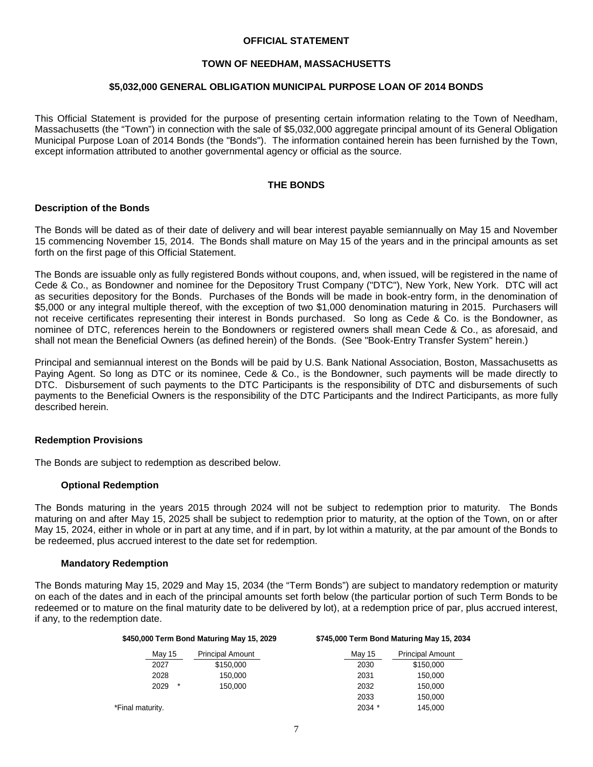# OFFICIAL STATEMENT

## TOWN OF NEEDHAM, MASSACHUSETTS

## $5,032,000 GENERAL OBLIGATION MUNICIPAL PURPOSE LOAN OF 2014 BONDS

This Official Statement is provided for the purpose of presenting certain information relating to the Town of Needham, Massachusetts (the "Town") in connection with the sale of $5,032,000 aggregate principal amount of its General Obligation Municipal Purpose Loan of 2014 Bonds (the "Bonds"). The information contained herein has been furnished by the Town, except information attributed to another governmental agency or official as the source.

## THE BONDS

### Description of the Bonds

The Bonds will be dated as of their date of delivery and will bear interest payable semiannually on May 15 and November 15 commencing November 15, 2014. The Bonds shall mature on May 15 of the years and in the principal amounts as set forth on the first page of this Official Statement.

The Bonds are issuable only as fully registered Bonds without coupons, and, when issued, will be registered in the name of Cede & Co., as Bondowner and nominee for the Depository Trust Company ("DTC"), New York, New York. DTC will act as securities depository for the Bonds. Purchases of the Bonds will be made in book-entry form, in the denomination of $5,000 or any integral multiple thereof, with the exception of two $1,000 denomination maturing in 2015. Purchasers will not receive certificates representing their interest in Bonds purchased. So long as Cede & Co. is the Bondowner, as nominee of DTC, references herein to the Bondowners or registered owners shall mean Cede & Co., as aforesaid, and shall not mean the Beneficial Owners (as defined herein) of the Bonds. (See "Book-Entry Transfer System" herein.)

Principal and semiannual interest on the Bonds will be paid by U.S. Bank National Association, Boston, Massachusetts as Paying Agent. So long as DTC or its nominee, Cede & Co., is the Bondowner, such payments will be made directly to DTC. Disbursement of such payments to the DTC Participants is the responsibility of DTC and disbursements of such payments to the Beneficial Owners is the responsibility of the DTC Participants and the Indirect Participants, as more fully described herein.

### Redemption Provisions

The Bonds are subject to redemption as described below.

#### Optional Redemption

The Bonds maturing in the years 2015 through 2024 will not be subject to redemption prior to maturity. The Bonds maturing on and after May 15, 2025 shall be subject to redemption prior to maturity, at the option of the Town, on or after May 15, 2024, either in whole or in part at any time, and if in part, by lot within a maturity, at the par amount of the Bonds to be redeemed, plus accrued interest to the date set for redemption.

#### Mandatory Redemption

The Bonds maturing May 15, 2029 and May 15, 2034 (the "Term Bonds") are subject to mandatory redemption or maturity on each of the dates and in each of the principal amounts set forth below (the particular portion of such Term Bonds to be redeemed or to mature on the final maturity date to be delivered by lot), at a redemption price of par, plus accrued interest, if any, to the redemption date.

**$450,000 Term Bond Maturing May 15, 2029**

| May 15 | Principal Amount |
|---|---|
| 2027 | $150,000 |
| 2028 | 150,000 |
| 2029 * | 150,000 |

**$745,000 Term Bond Maturing May 15, 2034**

| May 15 | Principal Amount |
|---|---|
| 2030 | $150,000 |
| 2031 | 150,000 |
| 2032 | 150,000 |
| 2033 | 150,000 |
| 2034 * | 145,000 |

*Final maturity.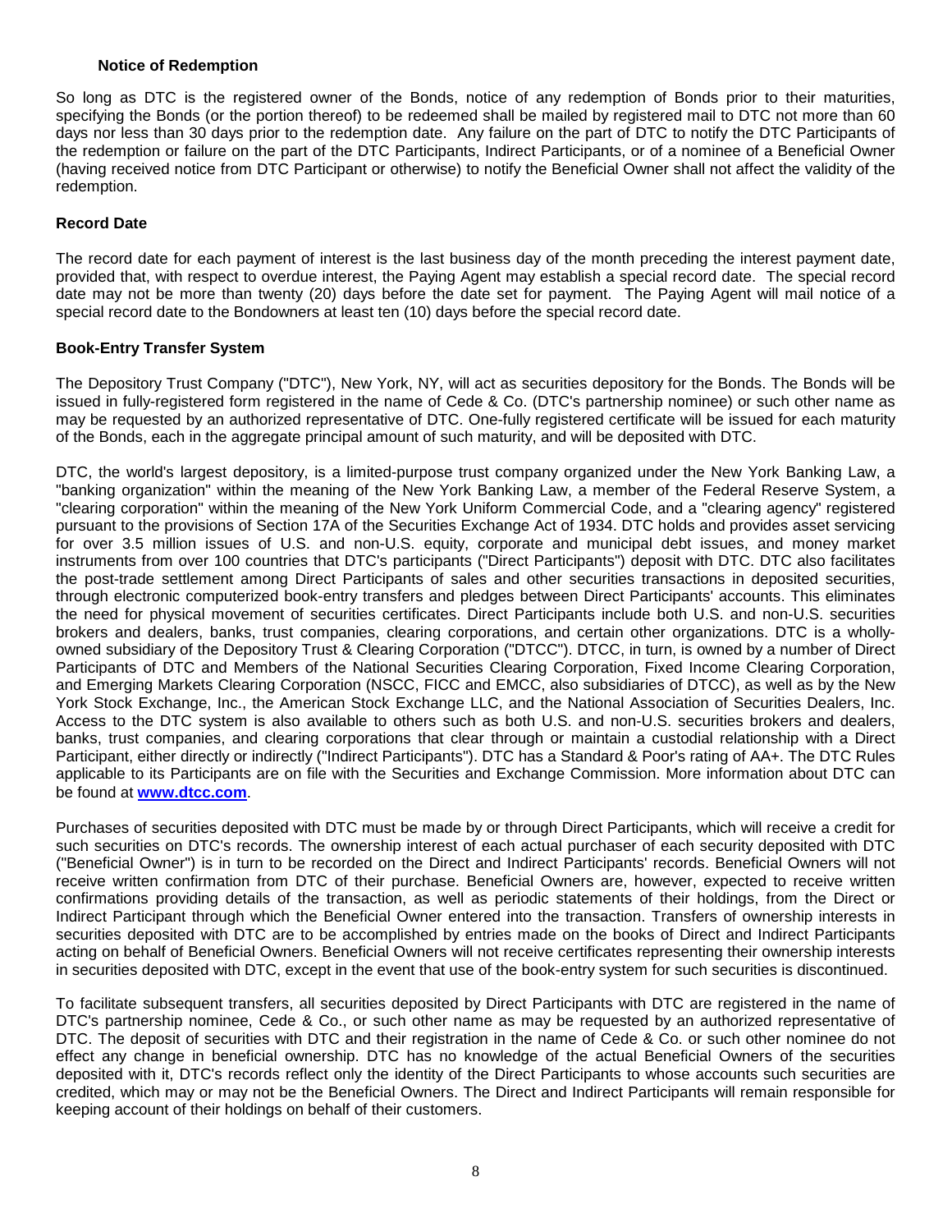### Notice of Redemption

So long as DTC is the registered owner of the Bonds, notice of any redemption of Bonds prior to their maturities, specifying the Bonds (or the portion thereof) to be redeemed shall be mailed by registered mail to DTC not more than 60 days nor less than 30 days prior to the redemption date. Any failure on the part of DTC to notify the DTC Participants of the redemption or failure on the part of the DTC Participants, Indirect Participants, or of a nominee of a Beneficial Owner (having received notice from DTC Participant or otherwise) to notify the Beneficial Owner shall not affect the validity of the redemption.

### Record Date

The record date for each payment of interest is the last business day of the month preceding the interest payment date, provided that, with respect to overdue interest, the Paying Agent may establish a special record date. The special record date may not be more than twenty (20) days before the date set for payment. The Paying Agent will mail notice of a special record date to the Bondowners at least ten (10) days before the special record date.

### Book-Entry Transfer System

The Depository Trust Company ("DTC"), New York, NY, will act as securities depository for the Bonds. The Bonds will be issued in fully-registered form registered in the name of Cede & Co. (DTC's partnership nominee) or such other name as may be requested by an authorized representative of DTC. One-fully registered certificate will be issued for each maturity of the Bonds, each in the aggregate principal amount of such maturity, and will be deposited with DTC.

DTC, the world's largest depository, is a limited-purpose trust company organized under the New York Banking Law, a "banking organization" within the meaning of the New York Banking Law, a member of the Federal Reserve System, a "clearing corporation" within the meaning of the New York Uniform Commercial Code, and a "clearing agency" registered pursuant to the provisions of Section 17A of the Securities Exchange Act of 1934. DTC holds and provides asset servicing for over 3.5 million issues of U.S. and non-U.S. equity, corporate and municipal debt issues, and money market instruments from over 100 countries that DTC's participants ("Direct Participants") deposit with DTC. DTC also facilitates the post-trade settlement among Direct Participants of sales and other securities transactions in deposited securities, through electronic computerized book-entry transfers and pledges between Direct Participants' accounts. This eliminates the need for physical movement of securities certificates. Direct Participants include both U.S. and non-U.S. securities brokers and dealers, banks, trust companies, clearing corporations, and certain other organizations. DTC is a wholly-owned subsidiary of the Depository Trust & Clearing Corporation ("DTCC"). DTCC, in turn, is owned by a number of Direct Participants of DTC and Members of the National Securities Clearing Corporation, Fixed Income Clearing Corporation, and Emerging Markets Clearing Corporation (NSCC, FICC and EMCC, also subsidiaries of DTCC), as well as by the New York Stock Exchange, Inc., the American Stock Exchange LLC, and the National Association of Securities Dealers, Inc. Access to the DTC system is also available to others such as both U.S. and non-U.S. securities brokers and dealers, banks, trust companies, and clearing corporations that clear through or maintain a custodial relationship with a Direct Participant, either directly or indirectly ("Indirect Participants"). DTC has a Standard & Poor's rating of AA+. The DTC Rules applicable to its Participants are on file with the Securities and Exchange Commission. More information about DTC can be found at **www.dtcc.com**.

Purchases of securities deposited with DTC must be made by or through Direct Participants, which will receive a credit for such securities on DTC's records. The ownership interest of each actual purchaser of each security deposited with DTC ("Beneficial Owner") is in turn to be recorded on the Direct and Indirect Participants' records. Beneficial Owners will not receive written confirmation from DTC of their purchase. Beneficial Owners are, however, expected to receive written confirmations providing details of the transaction, as well as periodic statements of their holdings, from the Direct or Indirect Participant through which the Beneficial Owner entered into the transaction. Transfers of ownership interests in securities deposited with DTC are to be accomplished by entries made on the books of Direct and Indirect Participants acting on behalf of Beneficial Owners. Beneficial Owners will not receive certificates representing their ownership interests in securities deposited with DTC, except in the event that use of the book-entry system for such securities is discontinued.

To facilitate subsequent transfers, all securities deposited by Direct Participants with DTC are registered in the name of DTC's partnership nominee, Cede & Co., or such other name as may be requested by an authorized representative of DTC. The deposit of securities with DTC and their registration in the name of Cede & Co. or such other nominee do not effect any change in beneficial ownership. DTC has no knowledge of the actual Beneficial Owners of the securities deposited with it, DTC's records reflect only the identity of the Direct Participants to whose accounts such securities are credited, which may or may not be the Beneficial Owners. The Direct and Indirect Participants will remain responsible for keeping account of their holdings on behalf of their customers.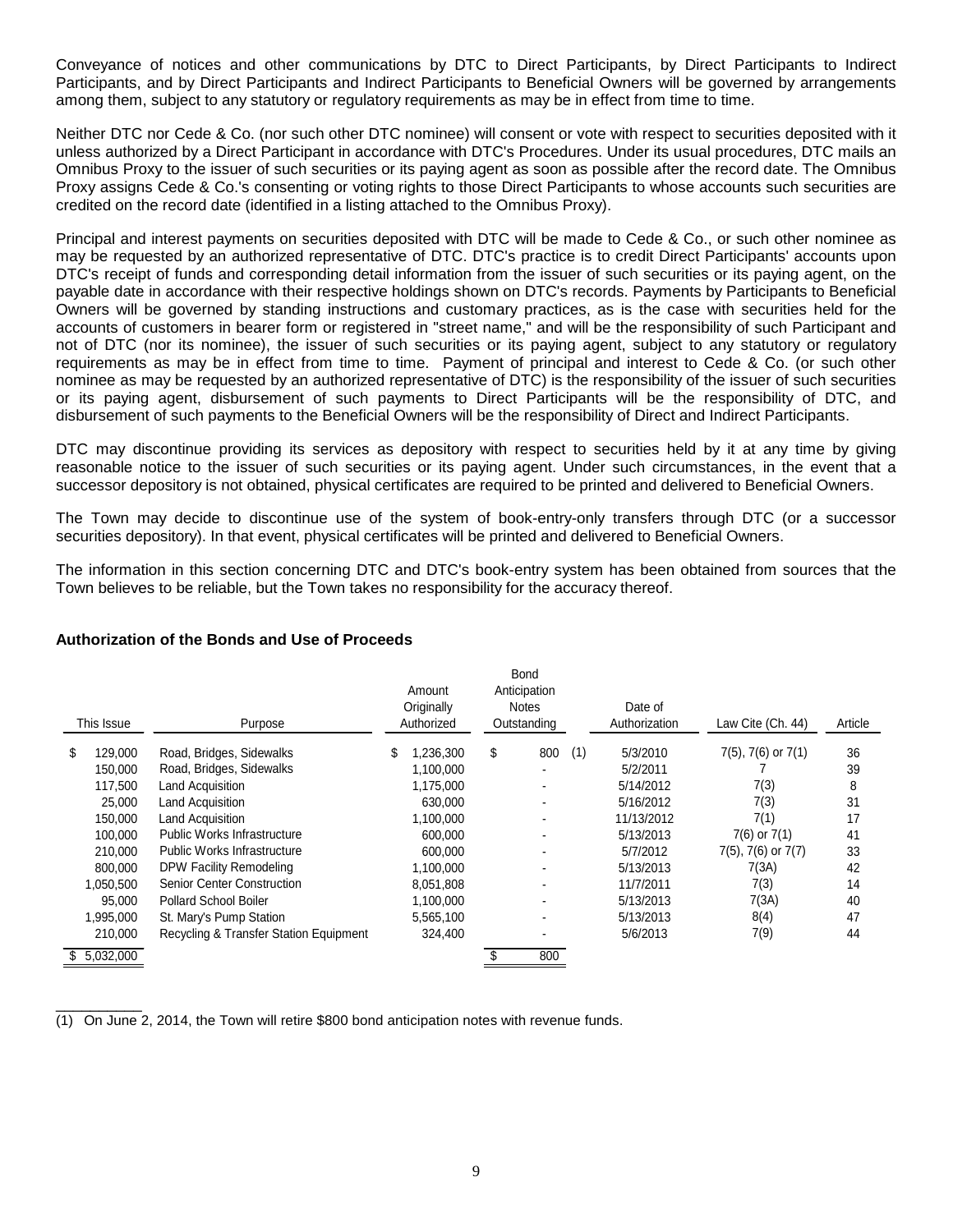Conveyance of notices and other communications by DTC to Direct Participants, by Direct Participants to Indirect Participants, and by Direct Participants and Indirect Participants to Beneficial Owners will be governed by arrangements among them, subject to any statutory or regulatory requirements as may be in effect from time to time.

Neither DTC nor Cede & Co. (nor such other DTC nominee) will consent or vote with respect to securities deposited with it unless authorized by a Direct Participant in accordance with DTC's Procedures. Under its usual procedures, DTC mails an Omnibus Proxy to the issuer of such securities or its paying agent as soon as possible after the record date. The Omnibus Proxy assigns Cede & Co.'s consenting or voting rights to those Direct Participants to whose accounts such securities are credited on the record date (identified in a listing attached to the Omnibus Proxy).

Principal and interest payments on securities deposited with DTC will be made to Cede & Co., or such other nominee as may be requested by an authorized representative of DTC. DTC's practice is to credit Direct Participants' accounts upon DTC's receipt of funds and corresponding detail information from the issuer of such securities or its paying agent, on the payable date in accordance with their respective holdings shown on DTC's records. Payments by Participants to Beneficial Owners will be governed by standing instructions and customary practices, as is the case with securities held for the accounts of customers in bearer form or registered in "street name," and will be the responsibility of such Participant and not of DTC (nor its nominee), the issuer of such securities or its paying agent, subject to any statutory or regulatory requirements as may be in effect from time to time. Payment of principal and interest to Cede & Co. (or such other nominee as may be requested by an authorized representative of DTC) is the responsibility of the issuer of such securities or its paying agent, disbursement of such payments to Direct Participants will be the responsibility of DTC, and disbursement of such payments to the Beneficial Owners will be the responsibility of Direct and Indirect Participants.

DTC may discontinue providing its services as depository with respect to securities held by it at any time by giving reasonable notice to the issuer of such securities or its paying agent. Under such circumstances, in the event that a successor depository is not obtained, physical certificates are required to be printed and delivered to Beneficial Owners.

The Town may decide to discontinue use of the system of book-entry-only transfers through DTC (or a successor securities depository). In that event, physical certificates will be printed and delivered to Beneficial Owners.

The information in this section concerning DTC and DTC's book-entry system has been obtained from sources that the Town believes to be reliable, but the Town takes no responsibility for the accuracy thereof.

### Authorization of the Bonds and Use of Proceeds

| This Issue | Purpose | Amount Originally Authorized | Bond Anticipation Notes Outstanding | Date of Authorization | Law Cite (Ch. 44) | Article |
|---|---|---|---|---|---|---|
| $ 129,000 | Road, Bridges, Sidewalks | $ 1,236,300 | $ 800 (1) | 5/3/2010 | 7(5), 7(6) or 7(1) | 36 |
| 150,000 | Road, Bridges, Sidewalks | 1,100,000 | - | 5/2/2011 | 7 | 39 |
| 117,500 | Land Acquisition | 1,175,000 | - | 5/14/2012 | 7(3) | 8 |
| 25,000 | Land Acquisition | 630,000 | - | 5/16/2012 | 7(3) | 31 |
| 150,000 | Land Acquisition | 1,100,000 | - | 11/13/2012 | 7(1) | 17 |
| 100,000 | Public Works Infrastructure | 600,000 | - | 5/13/2013 | 7(6) or 7(1) | 41 |
| 210,000 | Public Works Infrastructure | 600,000 | - | 5/7/2012 | 7(5), 7(6) or 7(7) | 33 |
| 800,000 | DPW Facility Remodeling | 1,100,000 | - | 5/13/2013 | 7(3A) | 42 |
| 1,050,500 | Senior Center Construction | 8,051,808 | - | 11/7/2011 | 7(3) | 14 |
| 95,000 | Pollard School Boiler | 1,100,000 | - | 5/13/2013 | 7(3A) | 40 |
| 1,995,000 | St. Mary's Pump Station | 5,565,100 | - | 5/13/2013 | 8(4) | 47 |
| 210,000 | Recycling & Transfer Station Equipment | 324,400 | - | 5/6/2013 | 7(9) | 44 |
| $ 5,032,000 | | | $ 800 | | | |

(1) On June 2, 2014, the Town will retire $800 bond anticipation notes with revenue funds.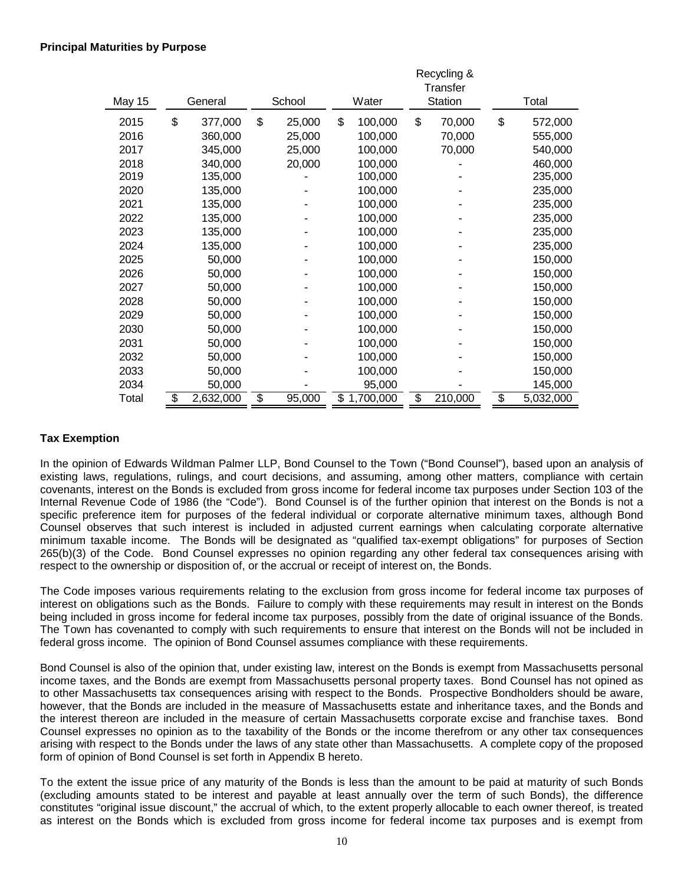**Principal Maturities by Purpose**

| May 15 | General | School | Water | Recycling & Transfer Station | Total |
|---|---|---|---|---|---|
| 2015 | $ 377,000 | $ 25,000 | $ 100,000 | $ 70,000 | $ 572,000 |
| 2016 | 360,000 | 25,000 | 100,000 | 70,000 | 555,000 |
| 2017 | 345,000 | 25,000 | 100,000 | 70,000 | 540,000 |
| 2018 | 340,000 | 20,000 | 100,000 | - | 460,000 |
| 2019 | 135,000 | - | 100,000 | - | 235,000 |
| 2020 | 135,000 | - | 100,000 | - | 235,000 |
| 2021 | 135,000 | - | 100,000 | - | 235,000 |
| 2022 | 135,000 | - | 100,000 | - | 235,000 |
| 2023 | 135,000 | - | 100,000 | - | 235,000 |
| 2024 | 135,000 | - | 100,000 | - | 235,000 |
| 2025 | 50,000 | - | 100,000 | - | 150,000 |
| 2026 | 50,000 | - | 100,000 | - | 150,000 |
| 2027 | 50,000 | - | 100,000 | - | 150,000 |
| 2028 | 50,000 | - | 100,000 | - | 150,000 |
| 2029 | 50,000 | - | 100,000 | - | 150,000 |
| 2030 | 50,000 | - | 100,000 | - | 150,000 |
| 2031 | 50,000 | - | 100,000 | - | 150,000 |
| 2032 | 50,000 | - | 100,000 | - | 150,000 |
| 2033 | 50,000 | - | 100,000 | - | 150,000 |
| 2034 | 50,000 | - | 95,000 | - | 145,000 |
| Total | $ 2,632,000 | $ 95,000 | $ 1,700,000 | $ 210,000 | $ 5,032,000 |

**Tax Exemption**

In the opinion of Edwards Wildman Palmer LLP, Bond Counsel to the Town ("Bond Counsel"), based upon an analysis of existing laws, regulations, rulings, and court decisions, and assuming, among other matters, compliance with certain covenants, interest on the Bonds is excluded from gross income for federal income tax purposes under Section 103 of the Internal Revenue Code of 1986 (the "Code"). Bond Counsel is of the further opinion that interest on the Bonds is not a specific preference item for purposes of the federal individual or corporate alternative minimum taxes, although Bond Counsel observes that such interest is included in adjusted current earnings when calculating corporate alternative minimum taxable income. The Bonds will be designated as "qualified tax-exempt obligations" for purposes of Section 265(b)(3) of the Code. Bond Counsel expresses no opinion regarding any other federal tax consequences arising with respect to the ownership or disposition of, or the accrual or receipt of interest on, the Bonds.

The Code imposes various requirements relating to the exclusion from gross income for federal income tax purposes of interest on obligations such as the Bonds. Failure to comply with these requirements may result in interest on the Bonds being included in gross income for federal income tax purposes, possibly from the date of original issuance of the Bonds. The Town has covenanted to comply with such requirements to ensure that interest on the Bonds will not be included in federal gross income. The opinion of Bond Counsel assumes compliance with these requirements.

Bond Counsel is also of the opinion that, under existing law, interest on the Bonds is exempt from Massachusetts personal income taxes, and the Bonds are exempt from Massachusetts personal property taxes. Bond Counsel has not opined as to other Massachusetts tax consequences arising with respect to the Bonds. Prospective Bondholders should be aware, however, that the Bonds are included in the measure of Massachusetts estate and inheritance taxes, and the Bonds and the interest thereon are included in the measure of certain Massachusetts corporate excise and franchise taxes. Bond Counsel expresses no opinion as to the taxability of the Bonds or the income therefrom or any other tax consequences arising with respect to the Bonds under the laws of any state other than Massachusetts. A complete copy of the proposed form of opinion of Bond Counsel is set forth in Appendix B hereto.

To the extent the issue price of any maturity of the Bonds is less than the amount to be paid at maturity of such Bonds (excluding amounts stated to be interest and payable at least annually over the term of such Bonds), the difference constitutes "original issue discount," the accrual of which, to the extent properly allocable to each owner thereof, is treated as interest on the Bonds which is excluded from gross income for federal income tax purposes and is exempt from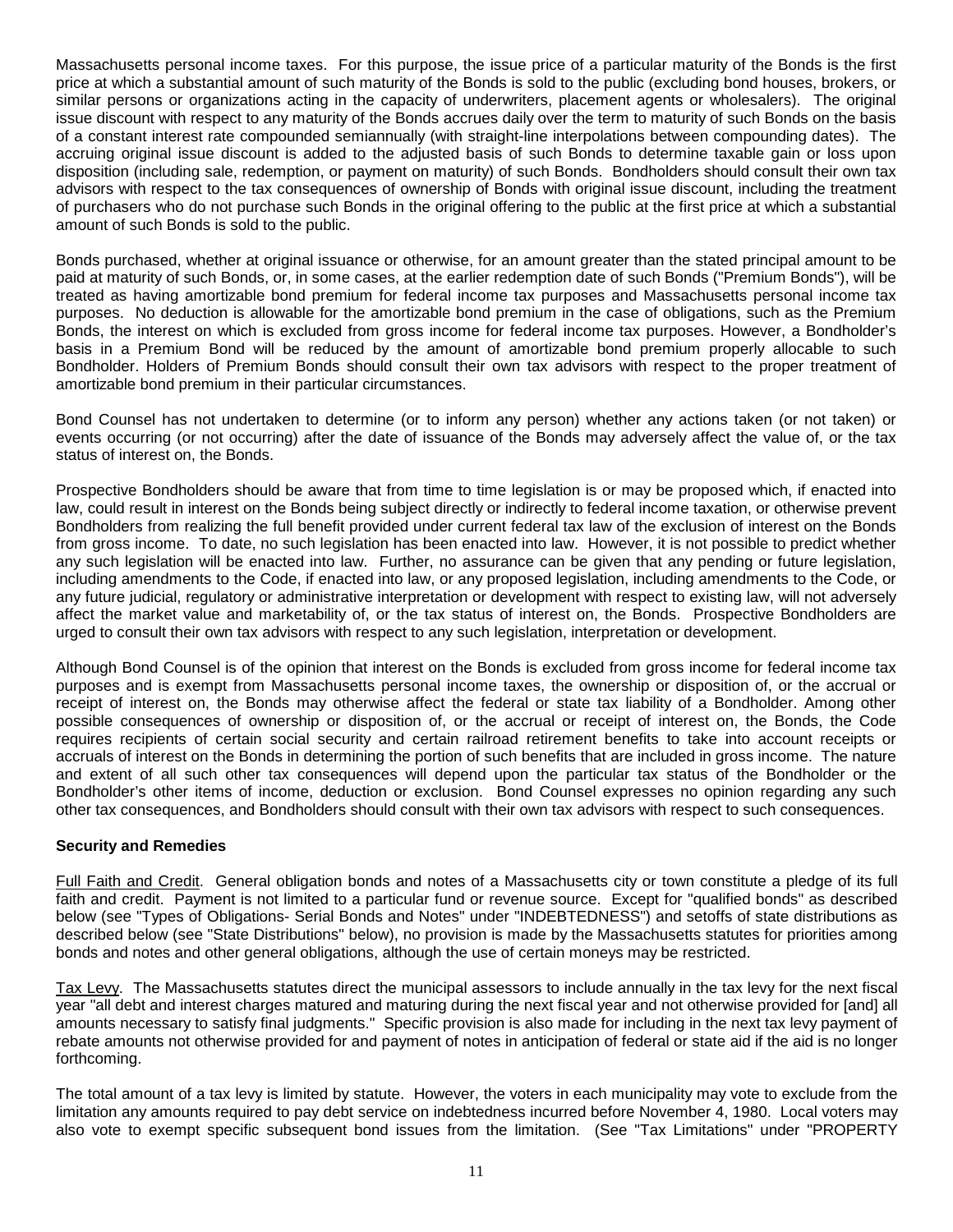Massachusetts personal income taxes. For this purpose, the issue price of a particular maturity of the Bonds is the first price at which a substantial amount of such maturity of the Bonds is sold to the public (excluding bond houses, brokers, or similar persons or organizations acting in the capacity of underwriters, placement agents or wholesalers). The original issue discount with respect to any maturity of the Bonds accrues daily over the term to maturity of such Bonds on the basis of a constant interest rate compounded semiannually (with straight-line interpolations between compounding dates). The accruing original issue discount is added to the adjusted basis of such Bonds to determine taxable gain or loss upon disposition (including sale, redemption, or payment on maturity) of such Bonds. Bondholders should consult their own tax advisors with respect to the tax consequences of ownership of Bonds with original issue discount, including the treatment of purchasers who do not purchase such Bonds in the original offering to the public at the first price at which a substantial amount of such Bonds is sold to the public.

Bonds purchased, whether at original issuance or otherwise, for an amount greater than the stated principal amount to be paid at maturity of such Bonds, or, in some cases, at the earlier redemption date of such Bonds ("Premium Bonds"), will be treated as having amortizable bond premium for federal income tax purposes and Massachusetts personal income tax purposes. No deduction is allowable for the amortizable bond premium in the case of obligations, such as the Premium Bonds, the interest on which is excluded from gross income for federal income tax purposes. However, a Bondholder's basis in a Premium Bond will be reduced by the amount of amortizable bond premium properly allocable to such Bondholder. Holders of Premium Bonds should consult their own tax advisors with respect to the proper treatment of amortizable bond premium in their particular circumstances.

Bond Counsel has not undertaken to determine (or to inform any person) whether any actions taken (or not taken) or events occurring (or not occurring) after the date of issuance of the Bonds may adversely affect the value of, or the tax status of interest on, the Bonds.

Prospective Bondholders should be aware that from time to time legislation is or may be proposed which, if enacted into law, could result in interest on the Bonds being subject directly or indirectly to federal income taxation, or otherwise prevent Bondholders from realizing the full benefit provided under current federal tax law of the exclusion of interest on the Bonds from gross income. To date, no such legislation has been enacted into law. However, it is not possible to predict whether any such legislation will be enacted into law. Further, no assurance can be given that any pending or future legislation, including amendments to the Code, if enacted into law, or any proposed legislation, including amendments to the Code, or any future judicial, regulatory or administrative interpretation or development with respect to existing law, will not adversely affect the market value and marketability of, or the tax status of interest on, the Bonds. Prospective Bondholders are urged to consult their own tax advisors with respect to any such legislation, interpretation or development.

Although Bond Counsel is of the opinion that interest on the Bonds is excluded from gross income for federal income tax purposes and is exempt from Massachusetts personal income taxes, the ownership or disposition of, or the accrual or receipt of interest on, the Bonds may otherwise affect the federal or state tax liability of a Bondholder. Among other possible consequences of ownership or disposition of, or the accrual or receipt of interest on, the Bonds, the Code requires recipients of certain social security and certain railroad retirement benefits to take into account receipts or accruals of interest on the Bonds in determining the portion of such benefits that are included in gross income. The nature and extent of all such other tax consequences will depend upon the particular tax status of the Bondholder or the Bondholder's other items of income, deduction or exclusion. Bond Counsel expresses no opinion regarding any such other tax consequences, and Bondholders should consult with their own tax advisors with respect to such consequences.

**Security and Remedies**

Full Faith and Credit. General obligation bonds and notes of a Massachusetts city or town constitute a pledge of its full faith and credit. Payment is not limited to a particular fund or revenue source. Except for "qualified bonds" as described below (see "Types of Obligations- Serial Bonds and Notes" under "INDEBTEDNESS") and setoffs of state distributions as described below (see "State Distributions" below), no provision is made by the Massachusetts statutes for priorities among bonds and notes and other general obligations, although the use of certain moneys may be restricted.

Tax Levy. The Massachusetts statutes direct the municipal assessors to include annually in the tax levy for the next fiscal year "all debt and interest charges matured and maturing during the next fiscal year and not otherwise provided for [and] all amounts necessary to satisfy final judgments." Specific provision is also made for including in the next tax levy payment of rebate amounts not otherwise provided for and payment of notes in anticipation of federal or state aid if the aid is no longer forthcoming.

The total amount of a tax levy is limited by statute. However, the voters in each municipality may vote to exclude from the limitation any amounts required to pay debt service on indebtedness incurred before November 4, 1980. Local voters may also vote to exempt specific subsequent bond issues from the limitation. (See "Tax Limitations" under "PROPERTY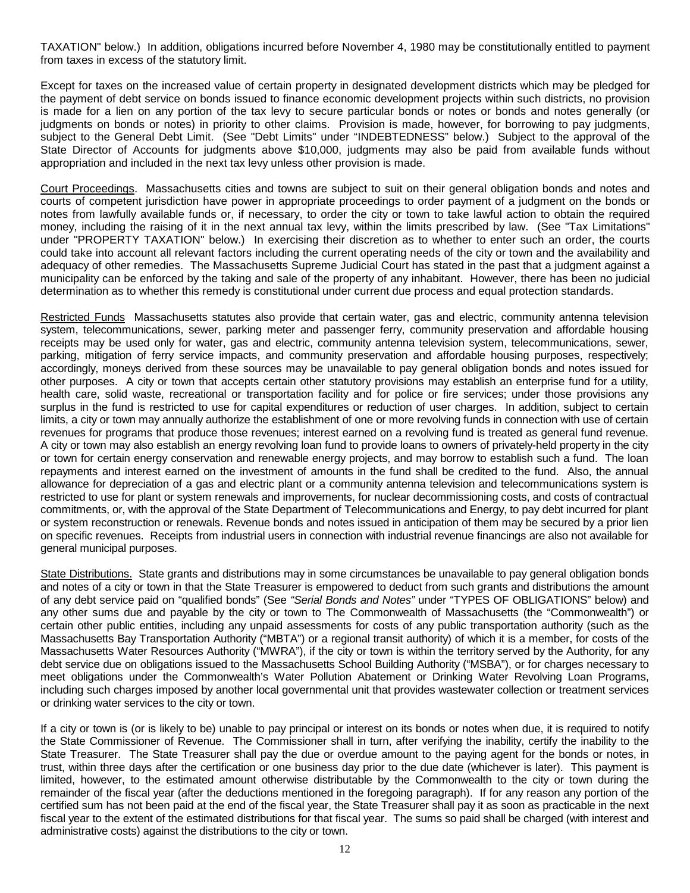TAXATION" below.) In addition, obligations incurred before November 4, 1980 may be constitutionally entitled to payment from taxes in excess of the statutory limit.

Except for taxes on the increased value of certain property in designated development districts which may be pledged for the payment of debt service on bonds issued to finance economic development projects within such districts, no provision is made for a lien on any portion of the tax levy to secure particular bonds or notes or bonds and notes generally (or judgments on bonds or notes) in priority to other claims. Provision is made, however, for borrowing to pay judgments, subject to the General Debt Limit. (See "Debt Limits" under "INDEBTEDNESS" below.) Subject to the approval of the State Director of Accounts for judgments above $10,000, judgments may also be paid from available funds without appropriation and included in the next tax levy unless other provision is made.

Court Proceedings. Massachusetts cities and towns are subject to suit on their general obligation bonds and notes and courts of competent jurisdiction have power in appropriate proceedings to order payment of a judgment on the bonds or notes from lawfully available funds or, if necessary, to order the city or town to take lawful action to obtain the required money, including the raising of it in the next annual tax levy, within the limits prescribed by law. (See "Tax Limitations" under "PROPERTY TAXATION" below.) In exercising their discretion as to whether to enter such an order, the courts could take into account all relevant factors including the current operating needs of the city or town and the availability and adequacy of other remedies. The Massachusetts Supreme Judicial Court has stated in the past that a judgment against a municipality can be enforced by the taking and sale of the property of any inhabitant. However, there has been no judicial determination as to whether this remedy is constitutional under current due process and equal protection standards.

Restricted Funds Massachusetts statutes also provide that certain water, gas and electric, community antenna television system, telecommunications, sewer, parking meter and passenger ferry, community preservation and affordable housing receipts may be used only for water, gas and electric, community antenna television system, telecommunications, sewer, parking, mitigation of ferry service impacts, and community preservation and affordable housing purposes, respectively; accordingly, moneys derived from these sources may be unavailable to pay general obligation bonds and notes issued for other purposes. A city or town that accepts certain other statutory provisions may establish an enterprise fund for a utility, health care, solid waste, recreational or transportation facility and for police or fire services; under those provisions any surplus in the fund is restricted to use for capital expenditures or reduction of user charges. In addition, subject to certain limits, a city or town may annually authorize the establishment of one or more revolving funds in connection with use of certain revenues for programs that produce those revenues; interest earned on a revolving fund is treated as general fund revenue. A city or town may also establish an energy revolving loan fund to provide loans to owners of privately-held property in the city or town for certain energy conservation and renewable energy projects, and may borrow to establish such a fund. The loan repayments and interest earned on the investment of amounts in the fund shall be credited to the fund. Also, the annual allowance for depreciation of a gas and electric plant or a community antenna television and telecommunications system is restricted to use for plant or system renewals and improvements, for nuclear decommissioning costs, and costs of contractual commitments, or, with the approval of the State Department of Telecommunications and Energy, to pay debt incurred for plant or system reconstruction or renewals. Revenue bonds and notes issued in anticipation of them may be secured by a prior lien on specific revenues. Receipts from industrial users in connection with industrial revenue financings are also not available for general municipal purposes.

State Distributions. State grants and distributions may in some circumstances be unavailable to pay general obligation bonds and notes of a city or town in that the State Treasurer is empowered to deduct from such grants and distributions the amount of any debt service paid on "qualified bonds" (See *"Serial Bonds and Notes"* under "TYPES OF OBLIGATIONS" below) and any other sums due and payable by the city or town to The Commonwealth of Massachusetts (the "Commonwealth") or certain other public entities, including any unpaid assessments for costs of any public transportation authority (such as the Massachusetts Bay Transportation Authority ("MBTA") or a regional transit authority) of which it is a member, for costs of the Massachusetts Water Resources Authority ("MWRA"), if the city or town is within the territory served by the Authority, for any debt service due on obligations issued to the Massachusetts School Building Authority ("MSBA"), or for charges necessary to meet obligations under the Commonwealth's Water Pollution Abatement or Drinking Water Revolving Loan Programs, including such charges imposed by another local governmental unit that provides wastewater collection or treatment services or drinking water services to the city or town.

If a city or town is (or is likely to be) unable to pay principal or interest on its bonds or notes when due, it is required to notify the State Commissioner of Revenue. The Commissioner shall in turn, after verifying the inability, certify the inability to the State Treasurer. The State Treasurer shall pay the due or overdue amount to the paying agent for the bonds or notes, in trust, within three days after the certification or one business day prior to the due date (whichever is later). This payment is limited, however, to the estimated amount otherwise distributable by the Commonwealth to the city or town during the remainder of the fiscal year (after the deductions mentioned in the foregoing paragraph). If for any reason any portion of the certified sum has not been paid at the end of the fiscal year, the State Treasurer shall pay it as soon as practicable in the next fiscal year to the extent of the estimated distributions for that fiscal year. The sums so paid shall be charged (with interest and administrative costs) against the distributions to the city or town.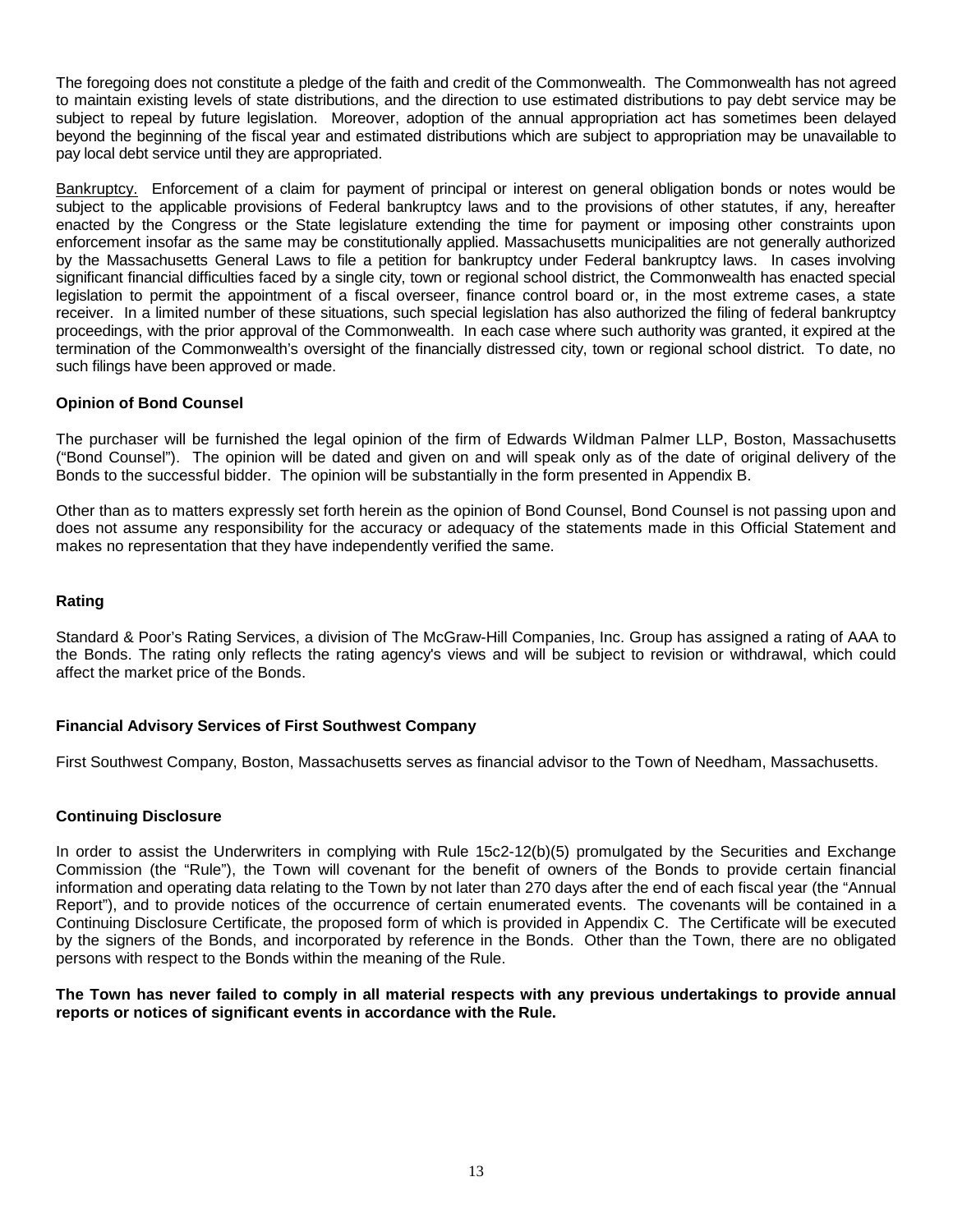The foregoing does not constitute a pledge of the faith and credit of the Commonwealth. The Commonwealth has not agreed to maintain existing levels of state distributions, and the direction to use estimated distributions to pay debt service may be subject to repeal by future legislation. Moreover, adoption of the annual appropriation act has sometimes been delayed beyond the beginning of the fiscal year and estimated distributions which are subject to appropriation may be unavailable to pay local debt service until they are appropriated.

Bankruptcy. Enforcement of a claim for payment of principal or interest on general obligation bonds or notes would be subject to the applicable provisions of Federal bankruptcy laws and to the provisions of other statutes, if any, hereafter enacted by the Congress or the State legislature extending the time for payment or imposing other constraints upon enforcement insofar as the same may be constitutionally applied. Massachusetts municipalities are not generally authorized by the Massachusetts General Laws to file a petition for bankruptcy under Federal bankruptcy laws. In cases involving significant financial difficulties faced by a single city, town or regional school district, the Commonwealth has enacted special legislation to permit the appointment of a fiscal overseer, finance control board or, in the most extreme cases, a state receiver. In a limited number of these situations, such special legislation has also authorized the filing of federal bankruptcy proceedings, with the prior approval of the Commonwealth. In each case where such authority was granted, it expired at the termination of the Commonwealth's oversight of the financially distressed city, town or regional school district. To date, no such filings have been approved or made.

**Opinion of Bond Counsel**

The purchaser will be furnished the legal opinion of the firm of Edwards Wildman Palmer LLP, Boston, Massachusetts ("Bond Counsel"). The opinion will be dated and given on and will speak only as of the date of original delivery of the Bonds to the successful bidder. The opinion will be substantially in the form presented in Appendix B.

Other than as to matters expressly set forth herein as the opinion of Bond Counsel, Bond Counsel is not passing upon and does not assume any responsibility for the accuracy or adequacy of the statements made in this Official Statement and makes no representation that they have independently verified the same.

**Rating**

Standard & Poor's Rating Services, a division of The McGraw-Hill Companies, Inc. Group has assigned a rating of AAA to the Bonds. The rating only reflects the rating agency's views and will be subject to revision or withdrawal, which could affect the market price of the Bonds.

**Financial Advisory Services of First Southwest Company**

First Southwest Company, Boston, Massachusetts serves as financial advisor to the Town of Needham, Massachusetts.

**Continuing Disclosure**

In order to assist the Underwriters in complying with Rule 15c2-12(b)(5) promulgated by the Securities and Exchange Commission (the "Rule"), the Town will covenant for the benefit of owners of the Bonds to provide certain financial information and operating data relating to the Town by not later than 270 days after the end of each fiscal year (the "Annual Report"), and to provide notices of the occurrence of certain enumerated events. The covenants will be contained in a Continuing Disclosure Certificate, the proposed form of which is provided in Appendix C. The Certificate will be executed by the signers of the Bonds, and incorporated by reference in the Bonds. Other than the Town, there are no obligated persons with respect to the Bonds within the meaning of the Rule.

**The Town has never failed to comply in all material respects with any previous undertakings to provide annual reports or notices of significant events in accordance with the Rule.**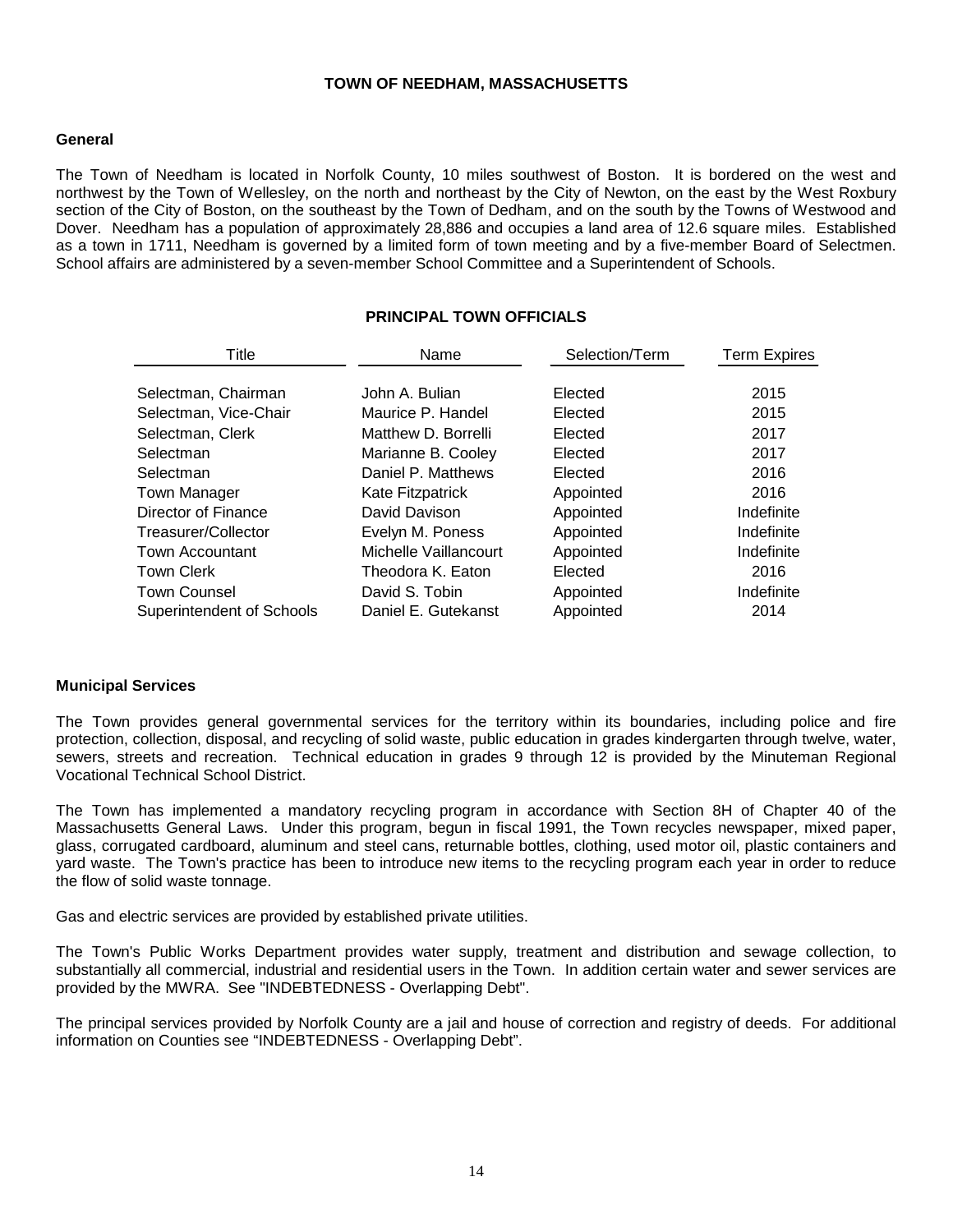# TOWN OF NEEDHAM, MASSACHUSETTS

## General

The Town of Needham is located in Norfolk County, 10 miles southwest of Boston. It is bordered on the west and northwest by the Town of Wellesley, on the north and northeast by the City of Newton, on the east by the West Roxbury section of the City of Boston, on the southeast by the Town of Dedham, and on the south by the Towns of Westwood and Dover. Needham has a population of approximately 28,886 and occupies a land area of 12.6 square miles. Established as a town in 1711, Needham is governed by a limited form of town meeting and by a five-member Board of Selectmen. School affairs are administered by a seven-member School Committee and a Superintendent of Schools.

### PRINCIPAL TOWN OFFICIALS

| Title | Name | Selection/Term | Term Expires |
|---|---|---|---|
| Selectman, Chairman | John A. Bulian | Elected | 2015 |
| Selectman, Vice-Chair | Maurice P. Handel | Elected | 2015 |
| Selectman, Clerk | Matthew D. Borrelli | Elected | 2017 |
| Selectman | Marianne B. Cooley | Elected | 2017 |
| Selectman | Daniel P. Matthews | Elected | 2016 |
| Town Manager | Kate Fitzpatrick | Appointed | 2016 |
| Director of Finance | David Davison | Appointed | Indefinite |
| Treasurer/Collector | Evelyn M. Poness | Appointed | Indefinite |
| Town Accountant | Michelle Vaillancourt | Appointed | Indefinite |
| Town Clerk | Theodora K. Eaton | Elected | 2016 |
| Town Counsel | David S. Tobin | Appointed | Indefinite |
| Superintendent of Schools | Daniel E. Gutekanst | Appointed | 2014 |

## Municipal Services

The Town provides general governmental services for the territory within its boundaries, including police and fire protection, collection, disposal, and recycling of solid waste, public education in grades kindergarten through twelve, water, sewers, streets and recreation. Technical education in grades 9 through 12 is provided by the Minuteman Regional Vocational Technical School District.

The Town has implemented a mandatory recycling program in accordance with Section 8H of Chapter 40 of the Massachusetts General Laws. Under this program, begun in fiscal 1991, the Town recycles newspaper, mixed paper, glass, corrugated cardboard, aluminum and steel cans, returnable bottles, clothing, used motor oil, plastic containers and yard waste. The Town's practice has been to introduce new items to the recycling program each year in order to reduce the flow of solid waste tonnage.

Gas and electric services are provided by established private utilities.

The Town's Public Works Department provides water supply, treatment and distribution and sewage collection, to substantially all commercial, industrial and residential users in the Town. In addition certain water and sewer services are provided by the MWRA. See "INDEBTEDNESS - Overlapping Debt".

The principal services provided by Norfolk County are a jail and house of correction and registry of deeds. For additional information on Counties see "INDEBTEDNESS - Overlapping Debt".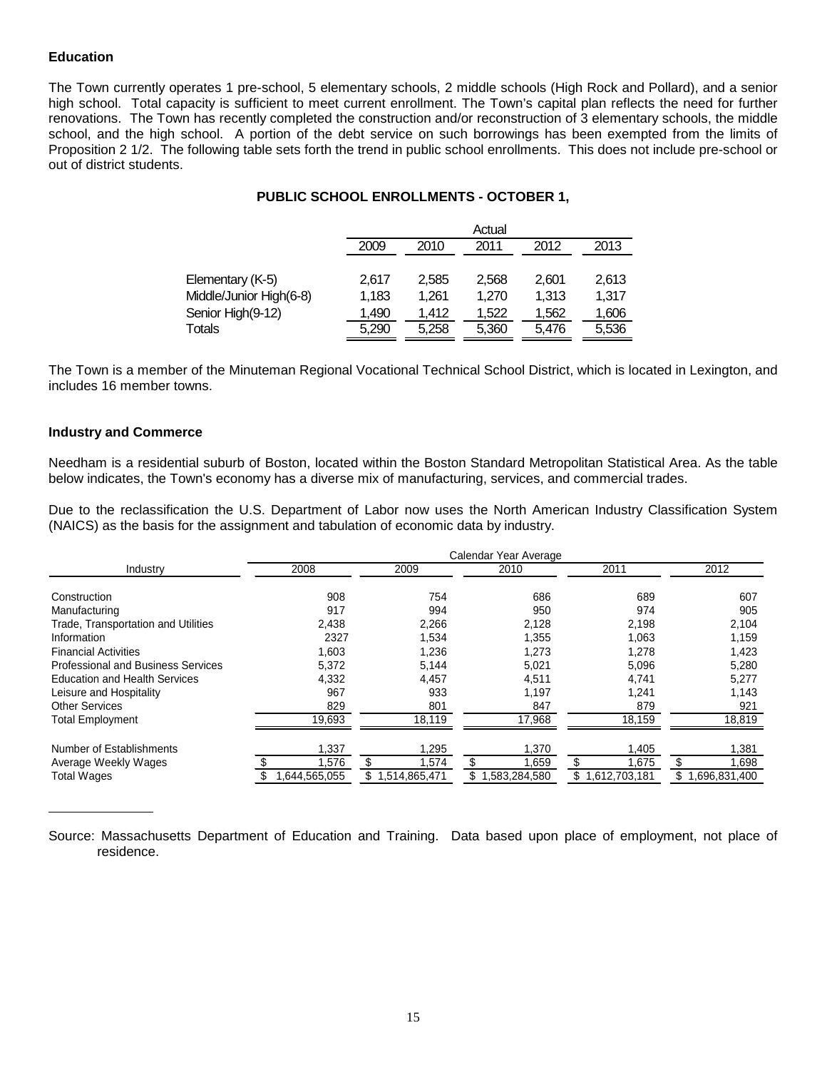## Education

The Town currently operates 1 pre-school, 5 elementary schools, 2 middle schools (High Rock and Pollard), and a senior high school. Total capacity is sufficient to meet current enrollment. The Town's capital plan reflects the need for further renovations. The Town has recently completed the construction and/or reconstruction of 3 elementary schools, the middle school, and the high school. A portion of the debt service on such borrowings has been exempted from the limits of Proposition 2 1/2. The following table sets forth the trend in public school enrollments. This does not include pre-school or out of district students.

**PUBLIC SCHOOL ENROLLMENTS - OCTOBER 1,**

| | Actual | | | | |
|---|---|---|---|---|---|
| | 2009 | 2010 | 2011 | 2012 | 2013 |
| Elementary (K-5) | 2,617 | 2,585 | 2,568 | 2,601 | 2,613 |
| Middle/Junior High(6-8) | 1,183 | 1,261 | 1,270 | 1,313 | 1,317 |
| Senior High(9-12) | 1,490 | 1,412 | 1,522 | 1,562 | 1,606 |
| Totals | 5,290 | 5,258 | 5,360 | 5,476 | 5,536 |

The Town is a member of the Minuteman Regional Vocational Technical School District, which is located in Lexington, and includes 16 member towns.

## Industry and Commerce

Needham is a residential suburb of Boston, located within the Boston Standard Metropolitan Statistical Area. As the table below indicates, the Town's economy has a diverse mix of manufacturing, services, and commercial trades.

Due to the reclassification the U.S. Department of Labor now uses the North American Industry Classification System (NAICS) as the basis for the assignment and tabulation of economic data by industry.

| | Calendar Year Average | | | | |
|---|---|---|---|---|---|
| Industry | 2008 | 2009 | 2010 | 2011 | 2012 |
| Construction | 908 | 754 | 686 | 689 | 607 |
| Manufacturing | 917 | 994 | 950 | 974 | 905 |
| Trade, Transportation and Utilities | 2,438 | 2,266 | 2,128 | 2,198 | 2,104 |
| Information | 2327 | 1,534 | 1,355 | 1,063 | 1,159 |
| Financial Activities | 1,603 | 1,236 | 1,273 | 1,278 | 1,423 |
| Professional and Business Services | 5,372 | 5,144 | 5,021 | 5,096 | 5,280 |
| Education and Health Services | 4,332 | 4,457 | 4,511 | 4,741 | 5,277 |
| Leisure and Hospitality | 967 | 933 | 1,197 | 1,241 | 1,143 |
| Other Services | 829 | 801 | 847 | 879 | 921 |
| Total Employment | 19,693 | 18,119 | 17,968 | 18,159 | 18,819 |
| Number of Establishments | 1,337 | 1,295 | 1,370 | 1,405 | 1,381 |
| Average Weekly Wages | $ 1,576 | $ 1,574 | $ 1,659 | $ 1,675 | $ 1,698 |
| Total Wages | $ 1,644,565,055 | $ 1,514,865,471 | $ 1,583,284,580 | $ 1,612,703,181 | $ 1,696,831,400 |

Source: Massachusetts Department of Education and Training. Data based upon place of employment, not place of residence.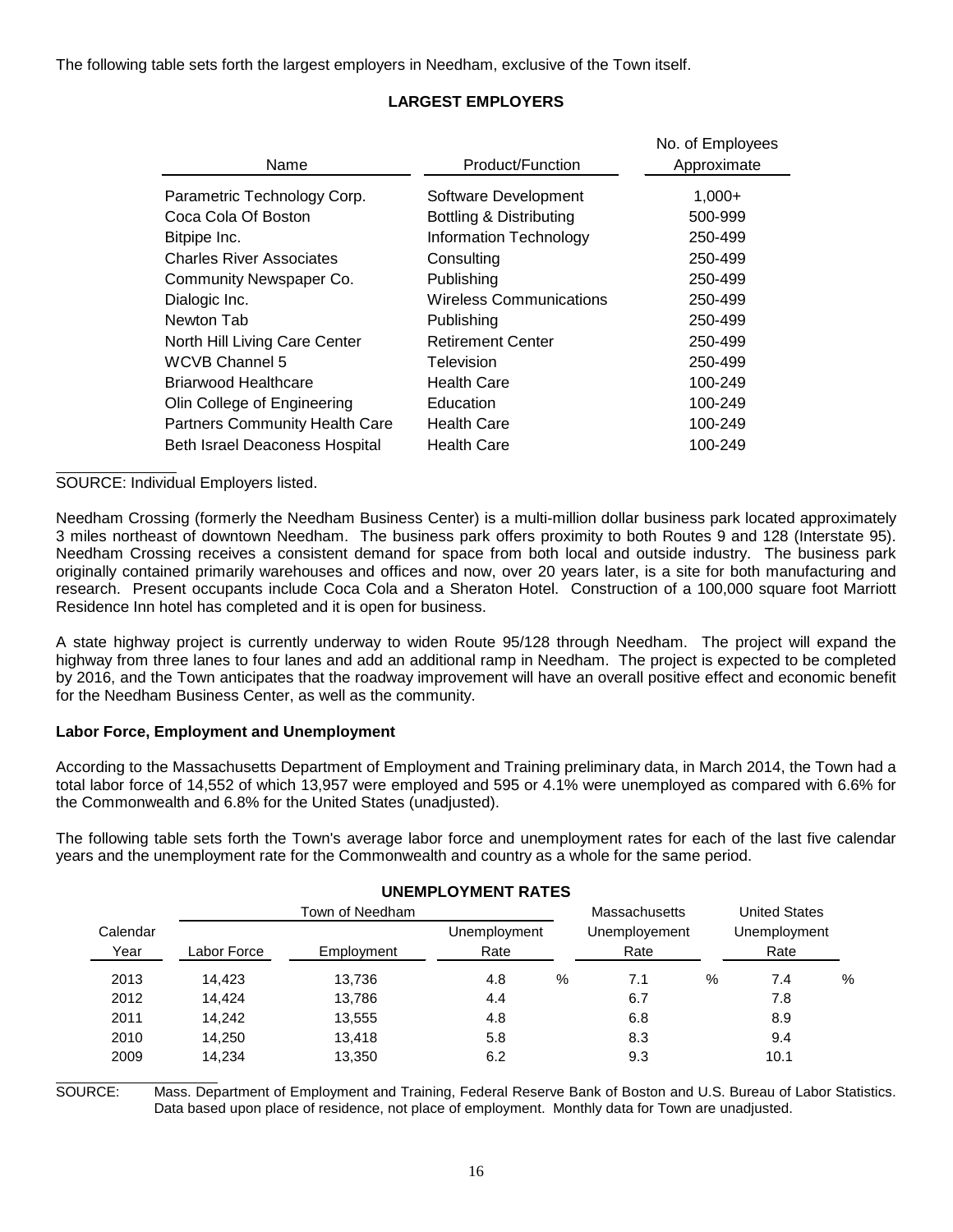The following table sets forth the largest employers in Needham, exclusive of the Town itself.

**LARGEST EMPLOYERS**

| Name | Product/Function | No. of Employees Approximate |
|---|---|---|
| Parametric Technology Corp. | Software Development | 1,000+ |
| Coca Cola Of Boston | Bottling & Distributing | 500-999 |
| Bitpipe Inc. | Information Technology | 250-499 |
| Charles River Associates | Consulting | 250-499 |
| Community Newspaper Co. | Publishing | 250-499 |
| Dialogic Inc. | Wireless Communications | 250-499 |
| Newton Tab | Publishing | 250-499 |
| North Hill Living Care Center | Retirement Center | 250-499 |
| WCVB Channel 5 | Television | 250-499 |
| Briarwood Healthcare | Health Care | 100-249 |
| Olin College of Engineering | Education | 100-249 |
| Partners Community Health Care | Health Care | 100-249 |
| Beth Israel Deaconess Hospital | Health Care | 100-249 |

SOURCE: Individual Employers listed.

Needham Crossing (formerly the Needham Business Center) is a multi-million dollar business park located approximately 3 miles northeast of downtown Needham. The business park offers proximity to both Routes 9 and 128 (Interstate 95). Needham Crossing receives a consistent demand for space from both local and outside industry. The business park originally contained primarily warehouses and offices and now, over 20 years later, is a site for both manufacturing and research. Present occupants include Coca Cola and a Sheraton Hotel. Construction of a 100,000 square foot Marriott Residence Inn hotel has completed and it is open for business.

A state highway project is currently underway to widen Route 95/128 through Needham. The project will expand the highway from three lanes to four lanes and add an additional ramp in Needham. The project is expected to be completed by 2016, and the Town anticipates that the roadway improvement will have an overall positive effect and economic benefit for the Needham Business Center, as well as the community.

**Labor Force, Employment and Unemployment**

According to the Massachusetts Department of Employment and Training preliminary data, in March 2014, the Town had a total labor force of 14,552 of which 13,957 were employed and 595 or 4.1% were unemployed as compared with 6.6% for the Commonwealth and 6.8% for the United States (unadjusted).

The following table sets forth the Town's average labor force and unemployment rates for each of the last five calendar years and the unemployment rate for the Commonwealth and country as a whole for the same period.

**UNEMPLOYMENT RATES**

| | Town of Needham | | | Massachusetts | United States |
|---|---|---|---|---|---|
| Calendar Year | Labor Force | Employment | Unemployment Rate | Unemployement Rate | Unemployment Rate |
| 2013 | 14,423 | 13,736 | 4.8 % | 7.1 % | 7.4 % |
| 2012 | 14,424 | 13,786 | 4.4 | 6.7 | 7.8 |
| 2011 | 14,242 | 13,555 | 4.8 | 6.8 | 8.9 |
| 2010 | 14,250 | 13,418 | 5.8 | 8.3 | 9.4 |
| 2009 | 14,234 | 13,350 | 6.2 | 9.3 | 10.1 |

SOURCE: Mass. Department of Employment and Training, Federal Reserve Bank of Boston and U.S. Bureau of Labor Statistics. Data based upon place of residence, not place of employment. Monthly data for Town are unadjusted.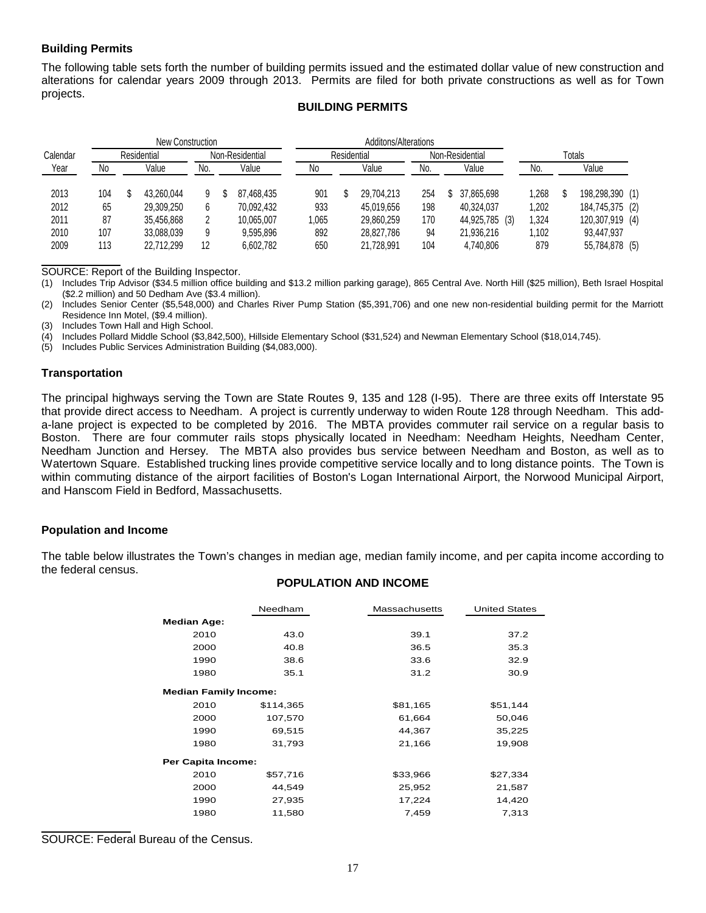## Building Permits

The following table sets forth the number of building permits issued and the estimated dollar value of new construction and alterations for calendar years 2009 through 2013. Permits are filed for both private constructions as well as for Town projects.

### BUILDING PERMITS

| Calendar | New Construction | | | | Additons/Alterations | | | | Totals | |
|---|---|---|---|---|---|---|---|---|---|---|
| | Residential | | Non-Residential | | Residential | | Non-Residential | | | |
| Year | No | Value | No. | Value | No | Value | No. | Value | No. | Value |
| 2013 | 104 | $ 43,260,044 | 9 | $ 87,468,435 | 901 | $ 29,704,213 | 254 | $ 37,865,698 | 1,268 | $ 198,298,390 (1) |
| 2012 | 65 | 29,309,250 | 6 | 70,092,432 | 933 | 45,019,656 | 198 | 40,324,037 | 1,202 | 184,745,375 (2) |
| 2011 | 87 | 35,456,868 | 2 | 10,065,007 | 1,065 | 29,860,259 | 170 | 44,925,785 (3) | 1,324 | 120,307,919 (4) |
| 2010 | 107 | 33,088,039 | 9 | 9,595,896 | 892 | 28,827,786 | 94 | 21,936,216 | 1,102 | 93,447,937 |
| 2009 | 113 | 22,712,299 | 12 | 6,602,782 | 650 | 21,728,991 | 104 | 4,740,806 | 879 | 55,784,878 (5) |

SOURCE: Report of the Building Inspector.

(1) Includes Trip Advisor ($34.5 million office building and $13.2 million parking garage), 865 Central Ave. North Hill ($25 million), Beth Israel Hospital ($2.2 million) and 50 Dedham Ave ($3.4 million).

(2) Includes Senior Center ($5,548,000) and Charles River Pump Station ($5,391,706) and one new non-residential building permit for the Marriott Residence Inn Motel, ($9.4 million).

(3) Includes Town Hall and High School.

(4) Includes Pollard Middle School ($3,842,500), Hillside Elementary School ($31,524) and Newman Elementary School ($18,014,745).

(5) Includes Public Services Administration Building ($4,083,000).

## Transportation

The principal highways serving the Town are State Routes 9, 135 and 128 (I-95). There are three exits off Interstate 95 that provide direct access to Needham. A project is currently underway to widen Route 128 through Needham. This add-a-lane project is expected to be completed by 2016. The MBTA provides commuter rail service on a regular basis to Boston. There are four commuter rails stops physically located in Needham: Needham Heights, Needham Center, Needham Junction and Hersey. The MBTA also provides bus service between Needham and Boston, as well as to Watertown Square. Established trucking lines provide competitive service locally and to long distance points. The Town is within commuting distance of the airport facilities of Boston's Logan International Airport, the Norwood Municipal Airport, and Hanscom Field in Bedford, Massachusetts.

## Population and Income

The table below illustrates the Town's changes in median age, median family income, and per capita income according to the federal census.

### POPULATION AND INCOME

| | Needham | Massachusetts | United States |
|---|---|---|---|
| **Median Age:** | | | |
| 2010 | 43.0 | 39.1 | 37.2 |
| 2000 | 40.8 | 36.5 | 35.3 |
| 1990 | 38.6 | 33.6 | 32.9 |
| 1980 | 35.1 | 31.2 | 30.9 |
| **Median Family Income:** | | | |
| 2010 | $114,365 | $81,165 | $51,144 |
| 2000 | 107,570 | 61,664 | 50,046 |
| 1990 | 69,515 | 44,367 | 35,225 |
| 1980 | 31,793 | 21,166 | 19,908 |
| **Per Capita Income:** | | | |
| 2010 | $57,716 | $33,966 | $27,334 |
| 2000 | 44,549 | 25,952 | 21,587 |
| 1990 | 27,935 | 17,224 | 14,420 |
| 1980 | 11,580 | 7,459 | 7,313 |

SOURCE: Federal Bureau of the Census.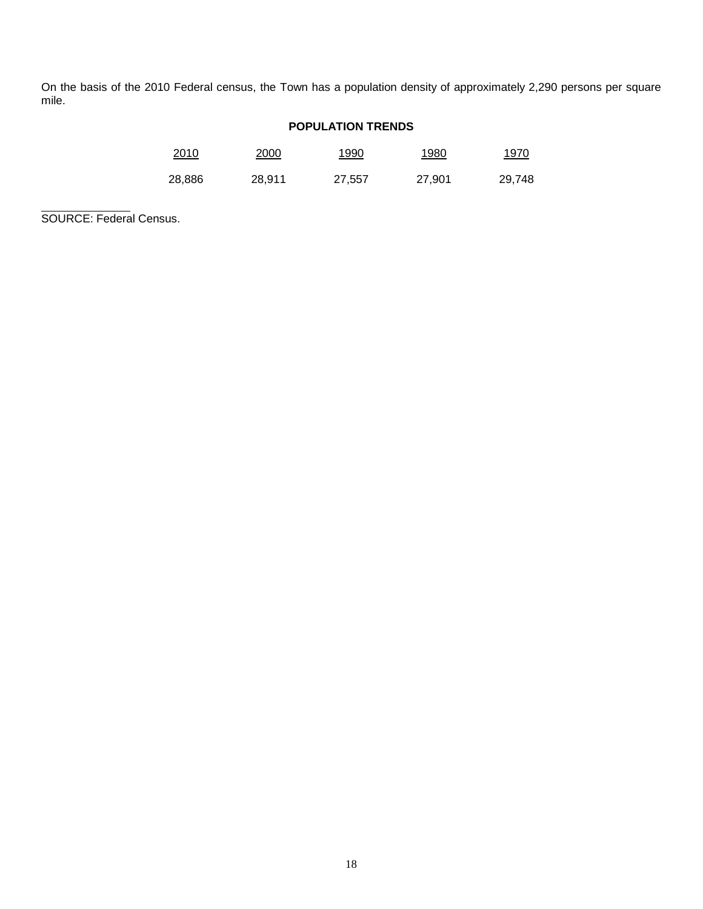On the basis of the 2010 Federal census, the Town has a population density of approximately 2,290 persons per square mile.

**POPULATION TRENDS**

| 2010 | 2000 | 1990 | 1980 | 1970 |
|---|---|---|---|---|
| 28,886 | 28,911 | 27,557 | 27,901 | 29,748 |

SOURCE: Federal Census.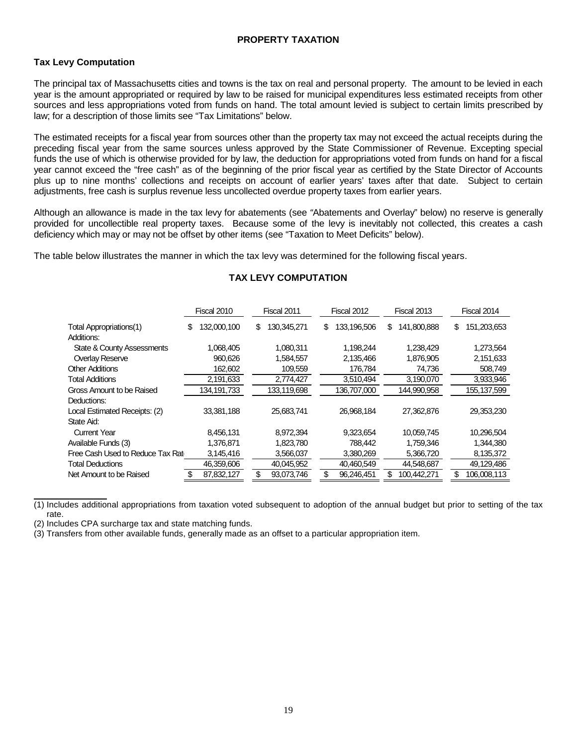## PROPERTY TAXATION

### Tax Levy Computation

The principal tax of Massachusetts cities and towns is the tax on real and personal property. The amount to be levied in each year is the amount appropriated or required by law to be raised for municipal expenditures less estimated receipts from other sources and less appropriations voted from funds on hand. The total amount levied is subject to certain limits prescribed by law; for a description of those limits see "Tax Limitations" below.

The estimated receipts for a fiscal year from sources other than the property tax may not exceed the actual receipts during the preceding fiscal year from the same sources unless approved by the State Commissioner of Revenue. Excepting special funds the use of which is otherwise provided for by law, the deduction for appropriations voted from funds on hand for a fiscal year cannot exceed the "free cash" as of the beginning of the prior fiscal year as certified by the State Director of Accounts plus up to nine months' collections and receipts on account of earlier years' taxes after that date. Subject to certain adjustments, free cash is surplus revenue less uncollected overdue property taxes from earlier years.

Although an allowance is made in the tax levy for abatements (see "Abatements and Overlay" below) no reserve is generally provided for uncollectible real property taxes. Because some of the levy is inevitably not collected, this creates a cash deficiency which may or may not be offset by other items (see "Taxation to Meet Deficits" below).

The table below illustrates the manner in which the tax levy was determined for the following fiscal years.

**TAX LEVY COMPUTATION**

| | Fiscal 2010 | Fiscal 2011 | Fiscal 2012 | Fiscal 2013 | Fiscal 2014 |
|---|---|---|---|---|---|
| Total Appropriations(1) | $ 132,000,100 | $ 130,345,271 | $ 133,196,506 | $ 141,800,888 | $ 151,203,653 |
| Additions: | | | | | |
| State & County Assessments | 1,068,405 | 1,080,311 | 1,198,244 | 1,238,429 | 1,273,564 |
| Overlay Reserve | 960,626 | 1,584,557 | 2,135,466 | 1,876,905 | 2,151,633 |
| Other Additions | 162,602 | 109,559 | 176,784 | 74,736 | 508,749 |
| Total Additions | 2,191,633 | 2,774,427 | 3,510,494 | 3,190,070 | 3,933,946 |
| Gross Amount to be Raised | 134,191,733 | 133,119,698 | 136,707,000 | 144,990,958 | 155,137,599 |
| Deductions: | | | | | |
| Local Estimated Receipts: (2) | 33,381,188 | 25,683,741 | 26,968,184 | 27,362,876 | 29,353,230 |
| State Aid: | | | | | |
| Current Year | 8,456,131 | 8,972,394 | 9,323,654 | 10,059,745 | 10,296,504 |
| Available Funds (3) | 1,376,871 | 1,823,780 | 788,442 | 1,759,346 | 1,344,380 |
| Free Cash Used to Reduce Tax Rat | 3,145,416 | 3,566,037 | 3,380,269 | 5,366,720 | 8,135,372 |
| Total Deductions | 46,359,606 | 40,045,952 | 40,460,549 | 44,548,687 | 49,129,486 |
| Net Amount to be Raised | $ 87,832,127 | $ 93,073,746 | $ 96,246,451 | $ 100,442,271 | $ 106,008,113 |

(1) Includes additional appropriations from taxation voted subsequent to adoption of the annual budget but prior to setting of the tax rate.

(2) Includes CPA surcharge tax and state matching funds.

(3) Transfers from other available funds, generally made as an offset to a particular appropriation item.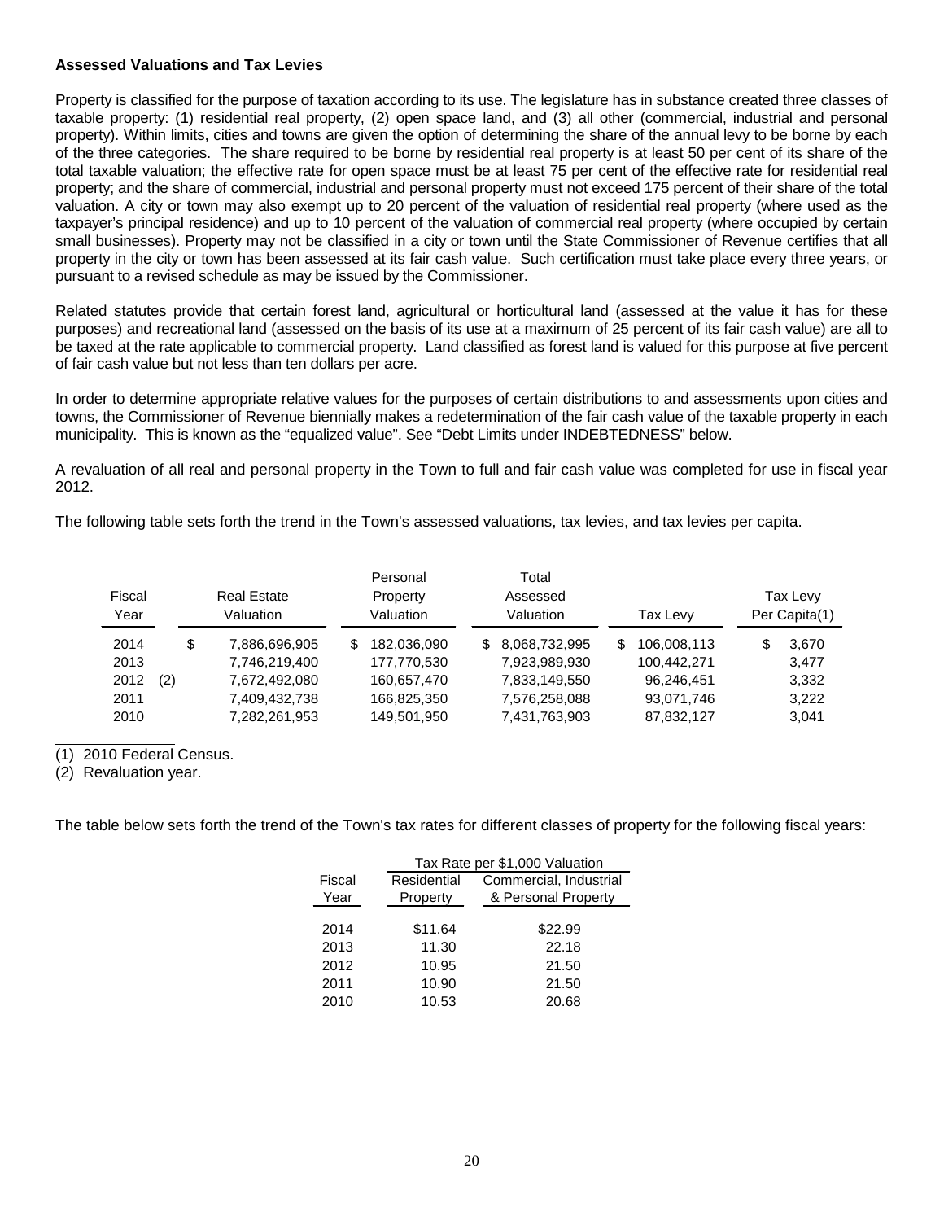**Assessed Valuations and Tax Levies**

Property is classified for the purpose of taxation according to its use. The legislature has in substance created three classes of taxable property: (1) residential real property, (2) open space land, and (3) all other (commercial, industrial and personal property). Within limits, cities and towns are given the option of determining the share of the annual levy to be borne by each of the three categories. The share required to be borne by residential real property is at least 50 per cent of its share of the total taxable valuation; the effective rate for open space must be at least 75 per cent of the effective rate for residential real property; and the share of commercial, industrial and personal property must not exceed 175 percent of their share of the total valuation. A city or town may also exempt up to 20 percent of the valuation of residential real property (where used as the taxpayer's principal residence) and up to 10 percent of the valuation of commercial real property (where occupied by certain small businesses). Property may not be classified in a city or town until the State Commissioner of Revenue certifies that all property in the city or town has been assessed at its fair cash value. Such certification must take place every three years, or pursuant to a revised schedule as may be issued by the Commissioner.

Related statutes provide that certain forest land, agricultural or horticultural land (assessed at the value it has for these purposes) and recreational land (assessed on the basis of its use at a maximum of 25 percent of its fair cash value) are all to be taxed at the rate applicable to commercial property. Land classified as forest land is valued for this purpose at five percent of fair cash value but not less than ten dollars per acre.

In order to determine appropriate relative values for the purposes of certain distributions to and assessments upon cities and towns, the Commissioner of Revenue biennially makes a redetermination of the fair cash value of the taxable property in each municipality. This is known as the "equalized value". See "Debt Limits under INDEBTEDNESS" below.

A revaluation of all real and personal property in the Town to full and fair cash value was completed for use in fiscal year 2012.

The following table sets forth the trend in the Town's assessed valuations, tax levies, and tax levies per capita.

| Fiscal Year | Real Estate Valuation | Personal Property Valuation | Total Assessed Valuation | Tax Levy | Tax Levy Per Capita(1) |
|---|---|---|---|---|---|
| 2014 | $ 7,886,696,905 | $ 182,036,090 | $ 8,068,732,995 | $ 106,008,113 | $ 3,670 |
| 2013 | 7,746,219,400 | 177,770,530 | 7,923,989,930 | 100,442,271 | 3,477 |
| 2012 (2) | 7,672,492,080 | 160,657,470 | 7,833,149,550 | 96,246,451 | 3,332 |
| 2011 | 7,409,432,738 | 166,825,350 | 7,576,258,088 | 93,071,746 | 3,222 |
| 2010 | 7,282,261,953 | 149,501,950 | 7,431,763,903 | 87,832,127 | 3,041 |

(1) 2010 Federal Census.
(2) Revaluation year.

The table below sets forth the trend of the Town's tax rates for different classes of property for the following fiscal years:

| | Tax Rate per $1,000 Valuation | |
|---|---|---|
| Fiscal Year | Residential Property | Commercial, Industrial & Personal Property |
| 2014 | $11.64 | $22.99 |
| 2013 | 11.30 | 22.18 |
| 2012 | 10.95 | 21.50 |
| 2011 | 10.90 | 21.50 |
| 2010 | 10.53 | 20.68 |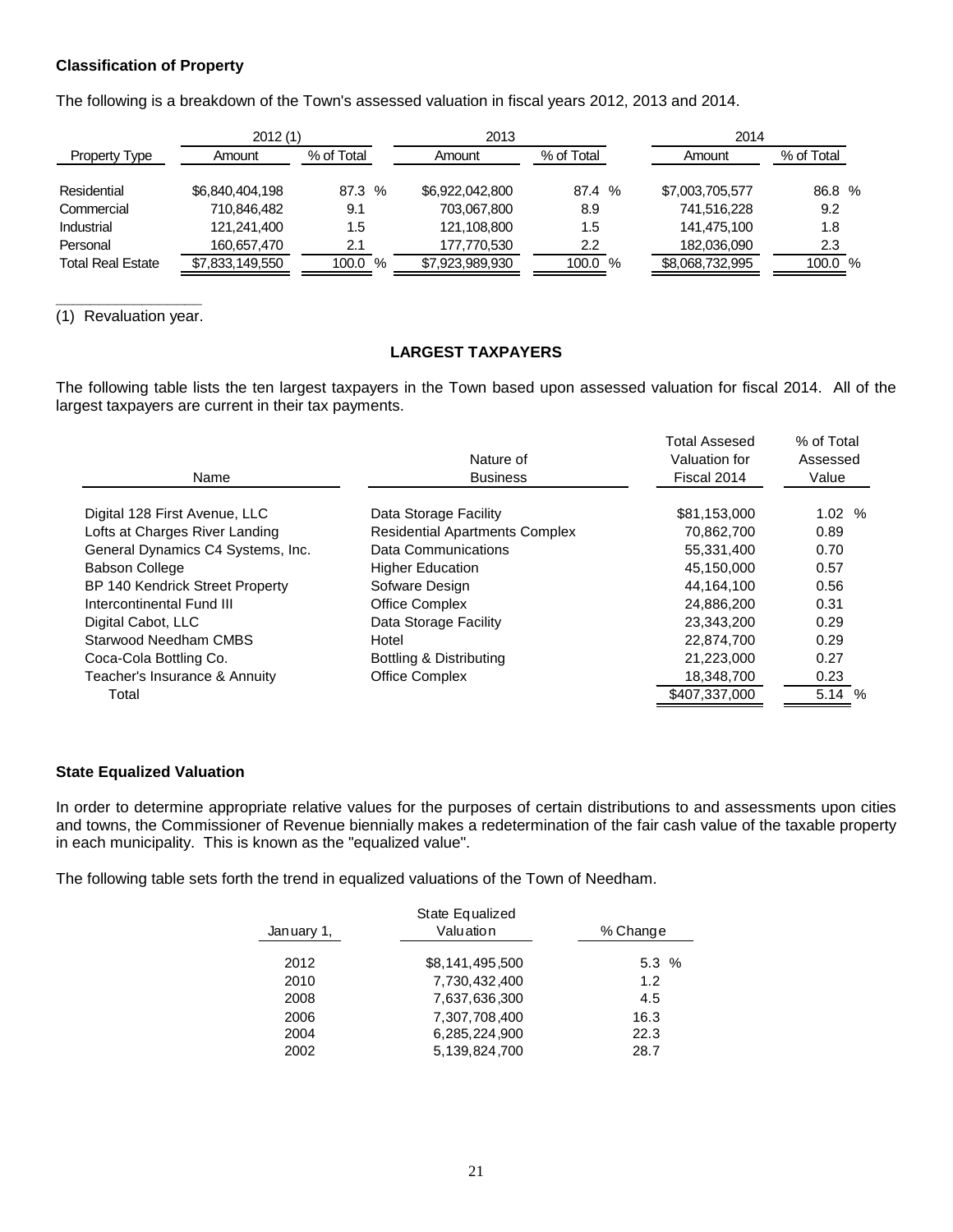**Classification of Property**

The following is a breakdown of the Town's assessed valuation in fiscal years 2012, 2013 and 2014.

| | 2012 (1) | | 2013 | | 2014 | |
|---|---|---|---|---|---|---|
| Property Type | Amount | % of Total | Amount | % of Total | Amount | % of Total |
| Residential | $6,840,404,198 | 87.3 % | $6,922,042,800 | 87.4 % | $7,003,705,577 | 86.8 % |
| Commercial | 710,846,482 | 9.1 | 703,067,800 | 8.9 | 741,516,228 | 9.2 |
| Industrial | 121,241,400 | 1.5 | 121,108,800 | 1.5 | 141,475,100 | 1.8 |
| Personal | 160,657,470 | 2.1 | 177,770,530 | 2.2 | 182,036,090 | 2.3 |
| Total Real Estate | $7,833,149,550 | 100.0 % | $7,923,989,930 | 100.0 % | $8,068,732,995 | 100.0 % |

(1) Revaluation year.

**LARGEST TAXPAYERS**

The following table lists the ten largest taxpayers in the Town based upon assessed valuation for fiscal 2014. All of the largest taxpayers are current in their tax payments.

| Name | Nature of Business | Total Assesed Valuation for Fiscal 2014 | % of Total Assessed Value |
|---|---|---|---|
| Digital 128 First Avenue, LLC | Data Storage Facility | $81,153,000 | 1.02 % |
| Lofts at Charges River Landing | Residential Apartments Complex | 70,862,700 | 0.89 |
| General Dynamics C4 Systems, Inc. | Data Communications | 55,331,400 | 0.70 |
| Babson College | Higher Education | 45,150,000 | 0.57 |
| BP 140 Kendrick Street Property | Sofware Design | 44,164,100 | 0.56 |
| Intercontinental Fund III | Office Complex | 24,886,200 | 0.31 |
| Digital Cabot, LLC | Data Storage Facility | 23,343,200 | 0.29 |
| Starwood Needham CMBS | Hotel | 22,874,700 | 0.29 |
| Coca-Cola Bottling Co. | Bottling & Distributing | 21,223,000 | 0.27 |
| Teacher's Insurance & Annuity | Office Complex | 18,348,700 | 0.23 |
| Total | | $407,337,000 | 5.14 % |

**State Equalized Valuation**

In order to determine appropriate relative values for the purposes of certain distributions to and assessments upon cities and towns, the Commissioner of Revenue biennially makes a redetermination of the fair cash value of the taxable property in each municipality. This is known as the "equalized value".

The following table sets forth the trend in equalized valuations of the Town of Needham.

| January 1, | State Equalized Valuation | % Change |
|---|---|---|
| 2012 | $8,141,495,500 | 5.3 % |
| 2010 | 7,730,432,400 | 1.2 |
| 2008 | 7,637,636,300 | 4.5 |
| 2006 | 7,307,708,400 | 16.3 |
| 2004 | 6,285,224,900 | 22.3 |
| 2002 | 5,139,824,700 | 28.7 |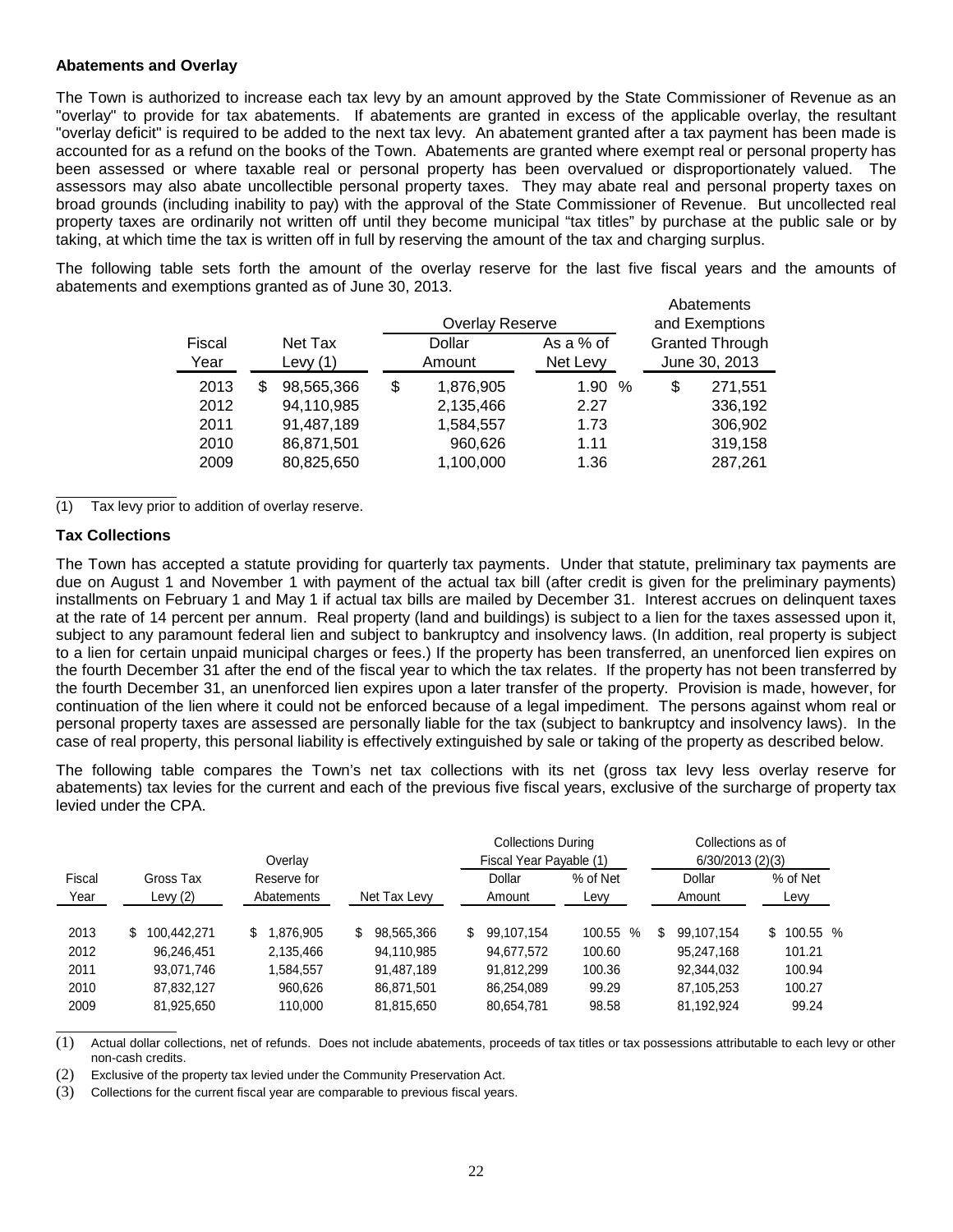**Abatements and Overlay**

The Town is authorized to increase each tax levy by an amount approved by the State Commissioner of Revenue as an "overlay" to provide for tax abatements. If abatements are granted in excess of the applicable overlay, the resultant "overlay deficit" is required to be added to the next tax levy. An abatement granted after a tax payment has been made is accounted for as a refund on the books of the Town. Abatements are granted where exempt real or personal property has been assessed or where taxable real or personal property has been overvalued or disproportionately valued. The assessors may also abate uncollectible personal property taxes. They may abate real and personal property taxes on broad grounds (including inability to pay) with the approval of the State Commissioner of Revenue. But uncollected real property taxes are ordinarily not written off until they become municipal "tax titles" by purchase at the public sale or by taking, at which time the tax is written off in full by reserving the amount of the tax and charging surplus.

The following table sets forth the amount of the overlay reserve for the last five fiscal years and the amounts of abatements and exemptions granted as of June 30, 2013.

| Fiscal Year | Net Tax Levy (1) | Overlay Reserve Dollar Amount | Overlay Reserve As a % of Net Levy | Abatements and Exemptions Granted Through June 30, 2013 |
|---|---|---|---|---|
| 2013 | $ 98,565,366 | $ 1,876,905 | 1.90 % | $ 271,551 |
| 2012 | 94,110,985 | 2,135,466 | 2.27 | 336,192 |
| 2011 | 91,487,189 | 1,584,557 | 1.73 | 306,902 |
| 2010 | 86,871,501 | 960,626 | 1.11 | 319,158 |
| 2009 | 80,825,650 | 1,100,000 | 1.36 | 287,261 |

(1) Tax levy prior to addition of overlay reserve.

**Tax Collections**

The Town has accepted a statute providing for quarterly tax payments. Under that statute, preliminary tax payments are due on August 1 and November 1 with payment of the actual tax bill (after credit is given for the preliminary payments) installments on February 1 and May 1 if actual tax bills are mailed by December 31. Interest accrues on delinquent taxes at the rate of 14 percent per annum. Real property (land and buildings) is subject to a lien for the taxes assessed upon it, subject to any paramount federal lien and subject to bankruptcy and insolvency laws. (In addition, real property is subject to a lien for certain unpaid municipal charges or fees.) If the property has been transferred, an unenforced lien expires on the fourth December 31 after the end of the fiscal year to which the tax relates. If the property has not been transferred by the fourth December 31, an unenforced lien expires upon a later transfer of the property. Provision is made, however, for continuation of the lien where it could not be enforced because of a legal impediment. The persons against whom real or personal property taxes are assessed are personally liable for the tax (subject to bankruptcy and insolvency laws). In the case of real property, this personal liability is effectively extinguished by sale or taking of the property as described below.

The following table compares the Town's net tax collections with its net (gross tax levy less overlay reserve for abatements) tax levies for the current and each of the previous five fiscal years, exclusive of the surcharge of property tax levied under the CPA.

| Fiscal Year | Gross Tax Levy (2) | Overlay Reserve for Abatements | Net Tax Levy | Collections During Fiscal Year Payable (1) Dollar Amount | Collections During Fiscal Year Payable (1) % of Net Levy | Collections as of 6/30/2013 (2)(3) Dollar Amount | Collections as of 6/30/2013 (2)(3) % of Net Levy |
|---|---|---|---|---|---|---|---|
| 2013 | $ 100,442,271 | $ 1,876,905 | $ 98,565,366 | $ 99,107,154 | 100.55 % | $ 99,107,154 | $ 100.55 % |
| 2012 | 96,246,451 | 2,135,466 | 94,110,985 | 94,677,572 | 100.60 | 95,247,168 | 101.21 |
| 2011 | 93,071,746 | 1,584,557 | 91,487,189 | 91,812,299 | 100.36 | 92,344,032 | 100.94 |
| 2010 | 87,832,127 | 960,626 | 86,871,501 | 86,254,089 | 99.29 | 87,105,253 | 100.27 |
| 2009 | 81,925,650 | 110,000 | 81,815,650 | 80,654,781 | 98.58 | 81,192,924 | 99.24 |

(1) Actual dollar collections, net of refunds. Does not include abatements, proceeds of tax titles or tax possessions attributable to each levy or other non-cash credits.

(2) Exclusive of the property tax levied under the Community Preservation Act.

(3) Collections for the current fiscal year are comparable to previous fiscal years.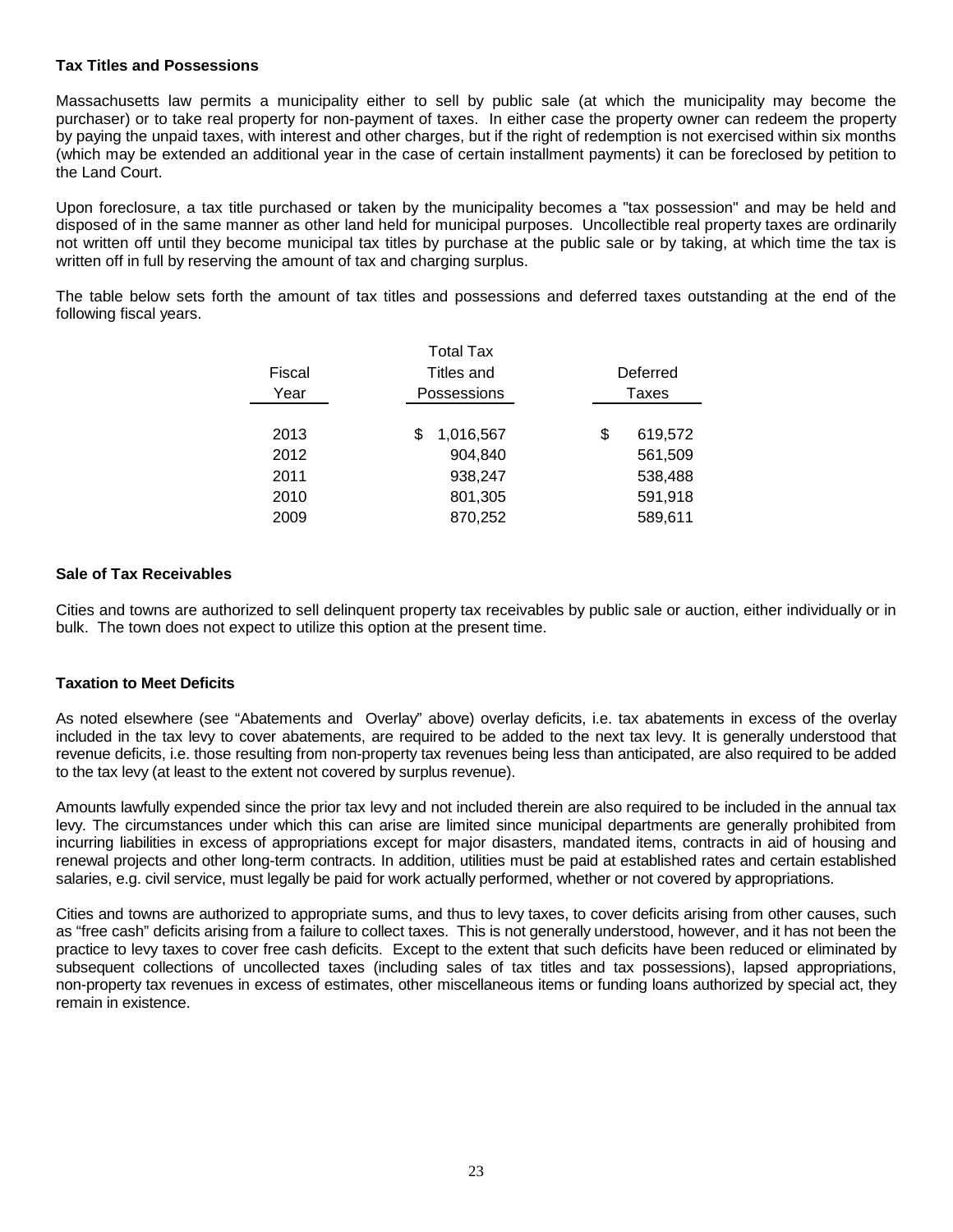**Tax Titles and Possessions**

Massachusetts law permits a municipality either to sell by public sale (at which the municipality may become the purchaser) or to take real property for non-payment of taxes. In either case the property owner can redeem the property by paying the unpaid taxes, with interest and other charges, but if the right of redemption is not exercised within six months (which may be extended an additional year in the case of certain installment payments) it can be foreclosed by petition to the Land Court.

Upon foreclosure, a tax title purchased or taken by the municipality becomes a "tax possession" and may be held and disposed of in the same manner as other land held for municipal purposes. Uncollectible real property taxes are ordinarily not written off until they become municipal tax titles by purchase at the public sale or by taking, at which time the tax is written off in full by reserving the amount of tax and charging surplus.

The table below sets forth the amount of tax titles and possessions and deferred taxes outstanding at the end of the following fiscal years.

| Fiscal Year | Total Tax Titles and Possessions | Deferred Taxes |
|---|---|---|
| 2013 | $ 1,016,567 | $ 619,572 |
| 2012 | 904,840 | 561,509 |
| 2011 | 938,247 | 538,488 |
| 2010 | 801,305 | 591,918 |
| 2009 | 870,252 | 589,611 |

**Sale of Tax Receivables**

Cities and towns are authorized to sell delinquent property tax receivables by public sale or auction, either individually or in bulk. The town does not expect to utilize this option at the present time.

**Taxation to Meet Deficits**

As noted elsewhere (see "Abatements and Overlay" above) overlay deficits, i.e. tax abatements in excess of the overlay included in the tax levy to cover abatements, are required to be added to the next tax levy. It is generally understood that revenue deficits, i.e. those resulting from non-property tax revenues being less than anticipated, are also required to be added to the tax levy (at least to the extent not covered by surplus revenue).

Amounts lawfully expended since the prior tax levy and not included therein are also required to be included in the annual tax levy. The circumstances under which this can arise are limited since municipal departments are generally prohibited from incurring liabilities in excess of appropriations except for major disasters, mandated items, contracts in aid of housing and renewal projects and other long-term contracts. In addition, utilities must be paid at established rates and certain established salaries, e.g. civil service, must legally be paid for work actually performed, whether or not covered by appropriations.

Cities and towns are authorized to appropriate sums, and thus to levy taxes, to cover deficits arising from other causes, such as "free cash" deficits arising from a failure to collect taxes. This is not generally understood, however, and it has not been the practice to levy taxes to cover free cash deficits. Except to the extent that such deficits have been reduced or eliminated by subsequent collections of uncollected taxes (including sales of tax titles and tax possessions), lapsed appropriations, non-property tax revenues in excess of estimates, other miscellaneous items or funding loans authorized by special act, they remain in existence.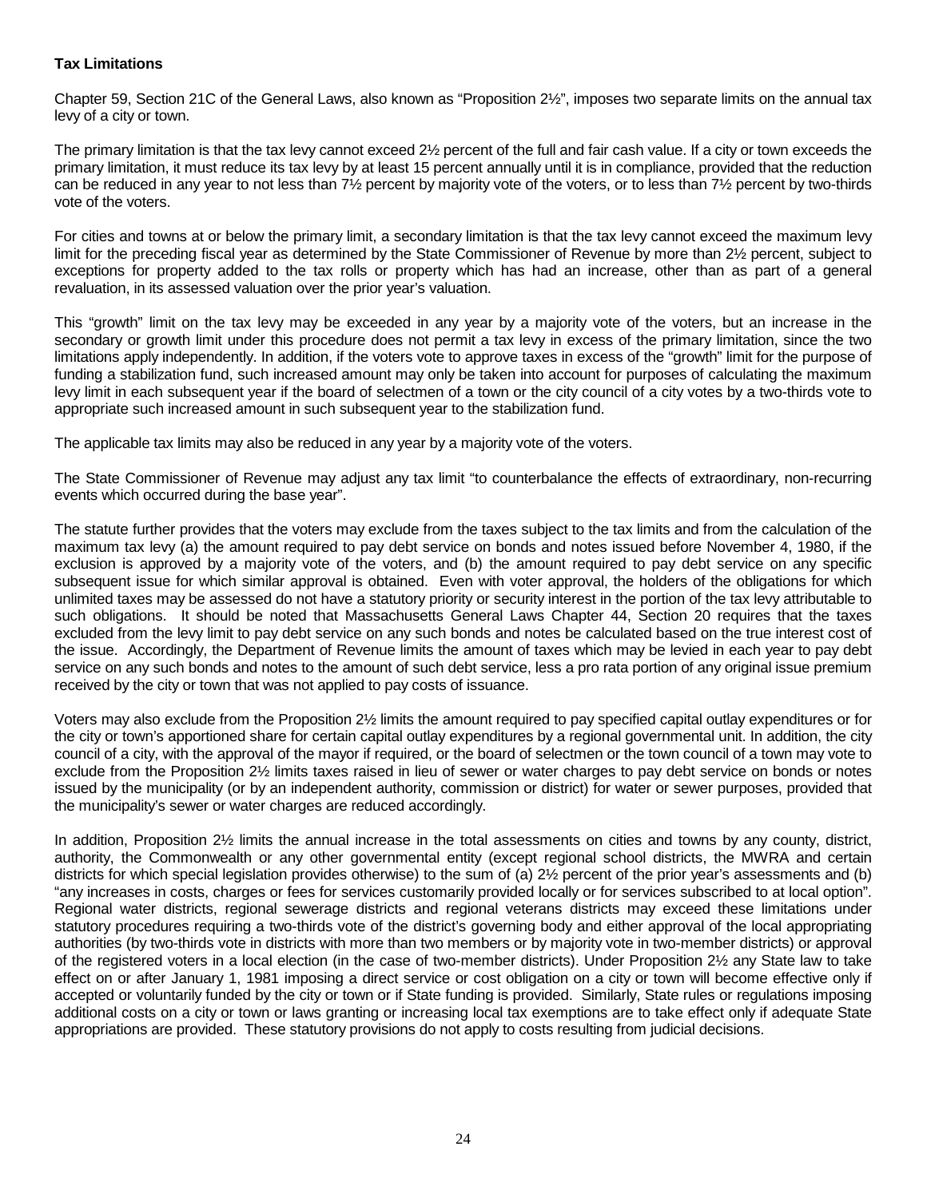**Tax Limitations**

Chapter 59, Section 21C of the General Laws, also known as "Proposition 2½", imposes two separate limits on the annual tax levy of a city or town.

The primary limitation is that the tax levy cannot exceed 2½ percent of the full and fair cash value. If a city or town exceeds the primary limitation, it must reduce its tax levy by at least 15 percent annually until it is in compliance, provided that the reduction can be reduced in any year to not less than 7½ percent by majority vote of the voters, or to less than 7½ percent by two-thirds vote of the voters.

For cities and towns at or below the primary limit, a secondary limitation is that the tax levy cannot exceed the maximum levy limit for the preceding fiscal year as determined by the State Commissioner of Revenue by more than 2½ percent, subject to exceptions for property added to the tax rolls or property which has had an increase, other than as part of a general revaluation, in its assessed valuation over the prior year's valuation.

This "growth" limit on the tax levy may be exceeded in any year by a majority vote of the voters, but an increase in the secondary or growth limit under this procedure does not permit a tax levy in excess of the primary limitation, since the two limitations apply independently. In addition, if the voters vote to approve taxes in excess of the "growth" limit for the purpose of funding a stabilization fund, such increased amount may only be taken into account for purposes of calculating the maximum levy limit in each subsequent year if the board of selectmen of a town or the city council of a city votes by a two-thirds vote to appropriate such increased amount in such subsequent year to the stabilization fund.

The applicable tax limits may also be reduced in any year by a majority vote of the voters.

The State Commissioner of Revenue may adjust any tax limit "to counterbalance the effects of extraordinary, non-recurring events which occurred during the base year".

The statute further provides that the voters may exclude from the taxes subject to the tax limits and from the calculation of the maximum tax levy (a) the amount required to pay debt service on bonds and notes issued before November 4, 1980, if the exclusion is approved by a majority vote of the voters, and (b) the amount required to pay debt service on any specific subsequent issue for which similar approval is obtained. Even with voter approval, the holders of the obligations for which unlimited taxes may be assessed do not have a statutory priority or security interest in the portion of the tax levy attributable to such obligations. It should be noted that Massachusetts General Laws Chapter 44, Section 20 requires that the taxes excluded from the levy limit to pay debt service on any such bonds and notes be calculated based on the true interest cost of the issue. Accordingly, the Department of Revenue limits the amount of taxes which may be levied in each year to pay debt service on any such bonds and notes to the amount of such debt service, less a pro rata portion of any original issue premium received by the city or town that was not applied to pay costs of issuance.

Voters may also exclude from the Proposition 2½ limits the amount required to pay specified capital outlay expenditures or for the city or town's apportioned share for certain capital outlay expenditures by a regional governmental unit. In addition, the city council of a city, with the approval of the mayor if required, or the board of selectmen or the town council of a town may vote to exclude from the Proposition 2½ limits taxes raised in lieu of sewer or water charges to pay debt service on bonds or notes issued by the municipality (or by an independent authority, commission or district) for water or sewer purposes, provided that the municipality's sewer or water charges are reduced accordingly.

In addition, Proposition 2½ limits the annual increase in the total assessments on cities and towns by any county, district, authority, the Commonwealth or any other governmental entity (except regional school districts, the MWRA and certain districts for which special legislation provides otherwise) to the sum of (a) 2½ percent of the prior year's assessments and (b) "any increases in costs, charges or fees for services customarily provided locally or for services subscribed to at local option". Regional water districts, regional sewerage districts and regional veterans districts may exceed these limitations under statutory procedures requiring a two-thirds vote of the district's governing body and either approval of the local appropriating authorities (by two-thirds vote in districts with more than two members or by majority vote in two-member districts) or approval of the registered voters in a local election (in the case of two-member districts). Under Proposition 2½ any State law to take effect on or after January 1, 1981 imposing a direct service or cost obligation on a city or town will become effective only if accepted or voluntarily funded by the city or town or if State funding is provided. Similarly, State rules or regulations imposing additional costs on a city or town or laws granting or increasing local tax exemptions are to take effect only if adequate State appropriations are provided. These statutory provisions do not apply to costs resulting from judicial decisions.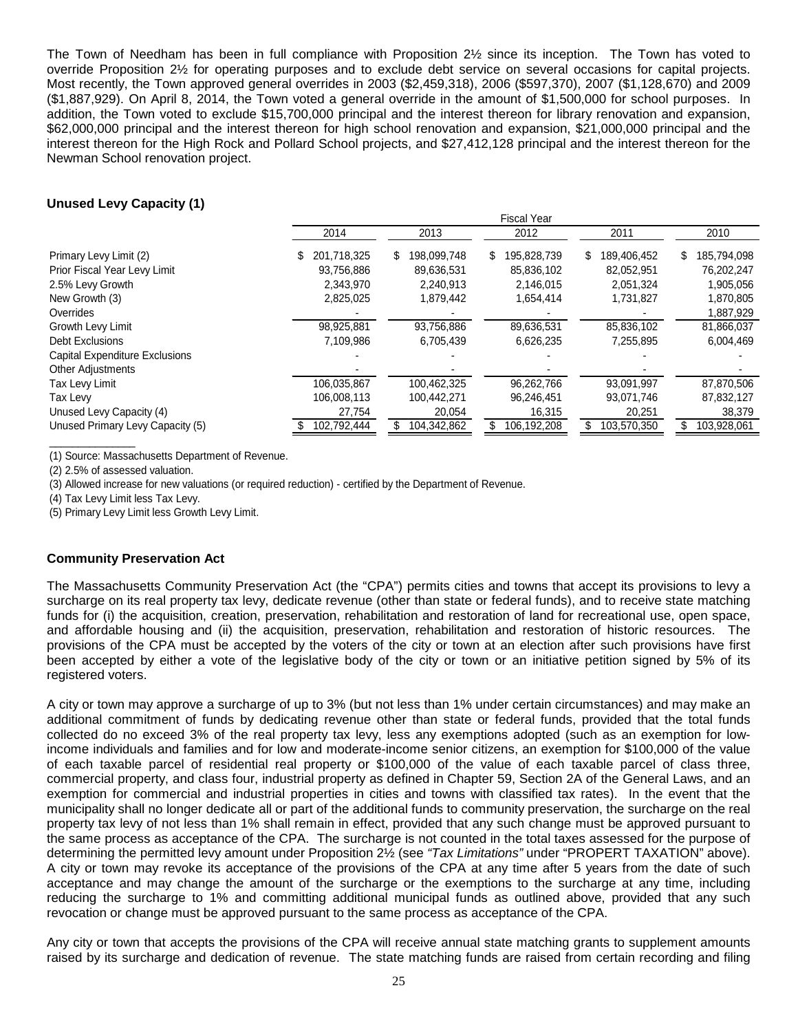The Town of Needham has been in full compliance with Proposition 2½ since its inception. The Town has voted to override Proposition 2½ for operating purposes and to exclude debt service on several occasions for capital projects. Most recently, the Town approved general overrides in 2003 ($2,459,318), 2006 ($597,370), 2007 ($1,128,670) and 2009 ($1,887,929). On April 8, 2014, the Town voted a general override in the amount of $1,500,000 for school purposes. In addition, the Town voted to exclude $15,700,000 principal and the interest thereon for library renovation and expansion, $62,000,000 principal and the interest thereon for high school renovation and expansion, $21,000,000 principal and the interest thereon for the High Rock and Pollard School projects, and $27,412,128 principal and the interest thereon for the Newman School renovation project.

**Unused Levy Capacity (1)**

| | Fiscal Year | | | | |
|---|---|---|---|---|---|
| | 2014 | 2013 | 2012 | 2011 | 2010 |
| Primary Levy Limit (2) | $ 201,718,325 | $ 198,099,748 | $ 195,828,739 | $ 189,406,452 | $ 185,794,098 |
| Prior Fiscal Year Levy Limit | 93,756,886 | 89,636,531 | 85,836,102 | 82,052,951 | 76,202,247 |
| 2.5% Levy Growth | 2,343,970 | 2,240,913 | 2,146,015 | 2,051,324 | 1,905,056 |
| New Growth (3) | 2,825,025 | 1,879,442 | 1,654,414 | 1,731,827 | 1,870,805 |
| Overrides | - | - | - | - | 1,887,929 |
| Growth Levy Limit | 98,925,881 | 93,756,886 | 89,636,531 | 85,836,102 | 81,866,037 |
| Debt Exclusions | 7,109,986 | 6,705,439 | 6,626,235 | 7,255,895 | 6,004,469 |
| Capital Expenditure Exclusions | - | - | - | - | - |
| Other Adjustments | - | - | - | - | - |
| Tax Levy Limit | 106,035,867 | 100,462,325 | 96,262,766 | 93,091,997 | 87,870,506 |
| Tax Levy | 106,008,113 | 100,442,271 | 96,246,451 | 93,071,746 | 87,832,127 |
| Unused Levy Capacity (4) | 27,754 | 20,054 | 16,315 | 20,251 | 38,379 |
| Unused Primary Levy Capacity (5) | $ 102,792,444 | $ 104,342,862 | $ 106,192,208 | $ 103,570,350 | $ 103,928,061 |

(1) Source: Massachusetts Department of Revenue.

(2) 2.5% of assessed valuation.

(3) Allowed increase for new valuations (or required reduction) - certified by the Department of Revenue.

(4) Tax Levy Limit less Tax Levy.

(5) Primary Levy Limit less Growth Levy Limit.

**Community Preservation Act**

The Massachusetts Community Preservation Act (the "CPA") permits cities and towns that accept its provisions to levy a surcharge on its real property tax levy, dedicate revenue (other than state or federal funds), and to receive state matching funds for (i) the acquisition, creation, preservation, rehabilitation and restoration of land for recreational use, open space, and affordable housing and (ii) the acquisition, preservation, rehabilitation and restoration of historic resources. The provisions of the CPA must be accepted by the voters of the city or town at an election after such provisions have first been accepted by either a vote of the legislative body of the city or town or an initiative petition signed by 5% of its registered voters.

A city or town may approve a surcharge of up to 3% (but not less than 1% under certain circumstances) and may make an additional commitment of funds by dedicating revenue other than state or federal funds, provided that the total funds collected do no exceed 3% of the real property tax levy, less any exemptions adopted (such as an exemption for low-income individuals and families and for low and moderate-income senior citizens, an exemption for $100,000 of the value of each taxable parcel of residential real property or $100,000 of the value of each taxable parcel of class three, commercial property, and class four, industrial property as defined in Chapter 59, Section 2A of the General Laws, and an exemption for commercial and industrial properties in cities and towns with classified tax rates). In the event that the municipality shall no longer dedicate all or part of the additional funds to community preservation, the surcharge on the real property tax levy of not less than 1% shall remain in effect, provided that any such change must be approved pursuant to the same process as acceptance of the CPA. The surcharge is not counted in the total taxes assessed for the purpose of determining the permitted levy amount under Proposition 2½ (see *"Tax Limitations"* under "PROPERT TAXATION" above). A city or town may revoke its acceptance of the provisions of the CPA at any time after 5 years from the date of such acceptance and may change the amount of the surcharge or the exemptions to the surcharge at any time, including reducing the surcharge to 1% and committing additional municipal funds as outlined above, provided that any such revocation or change must be approved pursuant to the same process as acceptance of the CPA.

Any city or town that accepts the provisions of the CPA will receive annual state matching grants to supplement amounts raised by its surcharge and dedication of revenue. The state matching funds are raised from certain recording and filing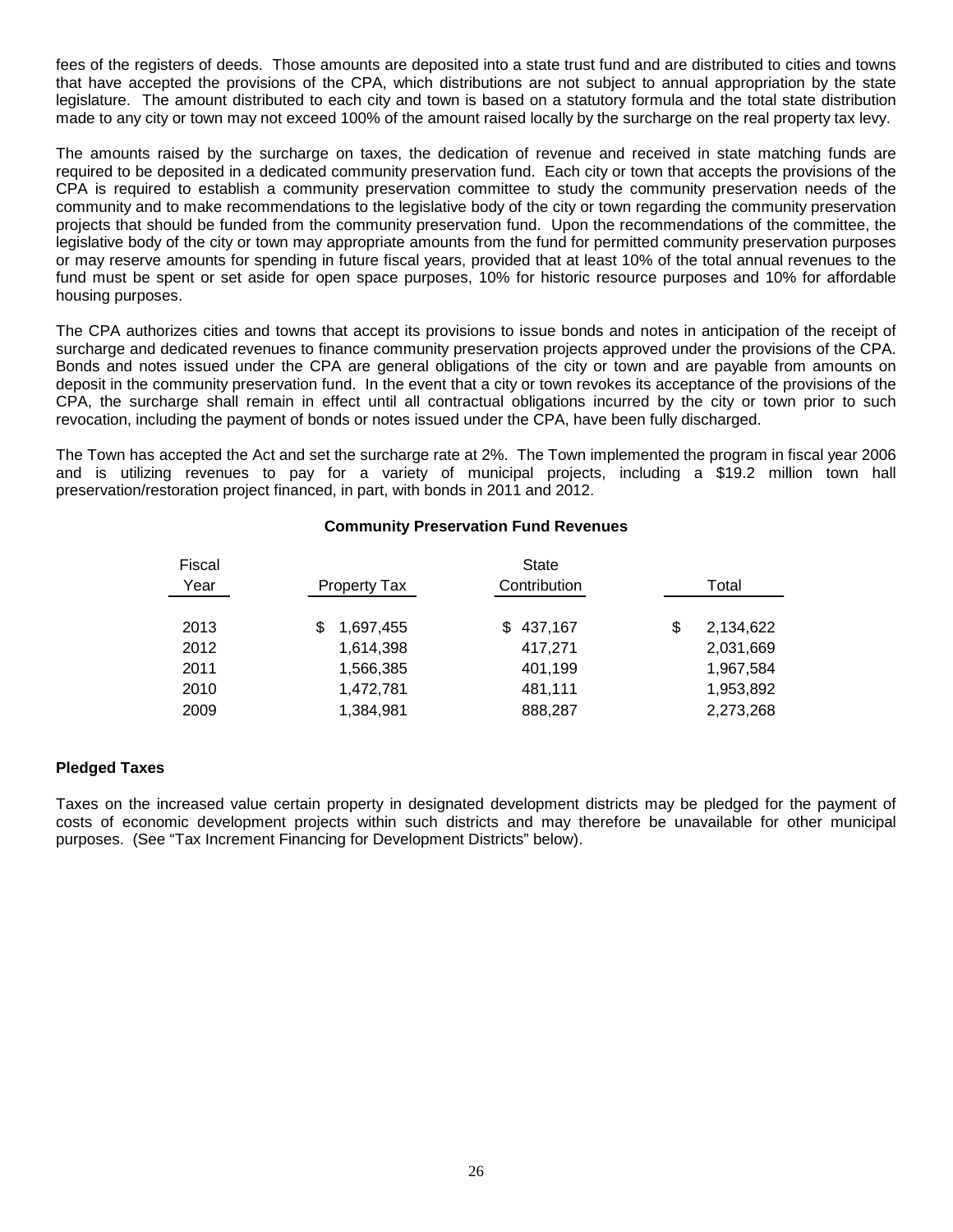fees of the registers of deeds. Those amounts are deposited into a state trust fund and are distributed to cities and towns that have accepted the provisions of the CPA, which distributions are not subject to annual appropriation by the state legislature. The amount distributed to each city and town is based on a statutory formula and the total state distribution made to any city or town may not exceed 100% of the amount raised locally by the surcharge on the real property tax levy.

The amounts raised by the surcharge on taxes, the dedication of revenue and received in state matching funds are required to be deposited in a dedicated community preservation fund. Each city or town that accepts the provisions of the CPA is required to establish a community preservation committee to study the community preservation needs of the community and to make recommendations to the legislative body of the city or town regarding the community preservation projects that should be funded from the community preservation fund. Upon the recommendations of the committee, the legislative body of the city or town may appropriate amounts from the fund for permitted community preservation purposes or may reserve amounts for spending in future fiscal years, provided that at least 10% of the total annual revenues to the fund must be spent or set aside for open space purposes, 10% for historic resource purposes and 10% for affordable housing purposes.

The CPA authorizes cities and towns that accept its provisions to issue bonds and notes in anticipation of the receipt of surcharge and dedicated revenues to finance community preservation projects approved under the provisions of the CPA. Bonds and notes issued under the CPA are general obligations of the city or town and are payable from amounts on deposit in the community preservation fund. In the event that a city or town revokes its acceptance of the provisions of the CPA, the surcharge shall remain in effect until all contractual obligations incurred by the city or town prior to such revocation, including the payment of bonds or notes issued under the CPA, have been fully discharged.

The Town has accepted the Act and set the surcharge rate at 2%. The Town implemented the program in fiscal year 2006 and is utilizing revenues to pay for a variety of municipal projects, including a $19.2 million town hall preservation/restoration project financed, in part, with bonds in 2011 and 2012.

**Community Preservation Fund Revenues**

| Fiscal Year | Property Tax | State Contribution | Total |
|---|---|---|---|
| 2013 | $ 1,697,455 | $ 437,167 | $ 2,134,622 |
| 2012 | 1,614,398 | 417,271 | 2,031,669 |
| 2011 | 1,566,385 | 401,199 | 1,967,584 |
| 2010 | 1,472,781 | 481,111 | 1,953,892 |
| 2009 | 1,384,981 | 888,287 | 2,273,268 |

**Pledged Taxes**

Taxes on the increased value certain property in designated development districts may be pledged for the payment of costs of economic development projects within such districts and may therefore be unavailable for other municipal purposes. (See "Tax Increment Financing for Development Districts" below).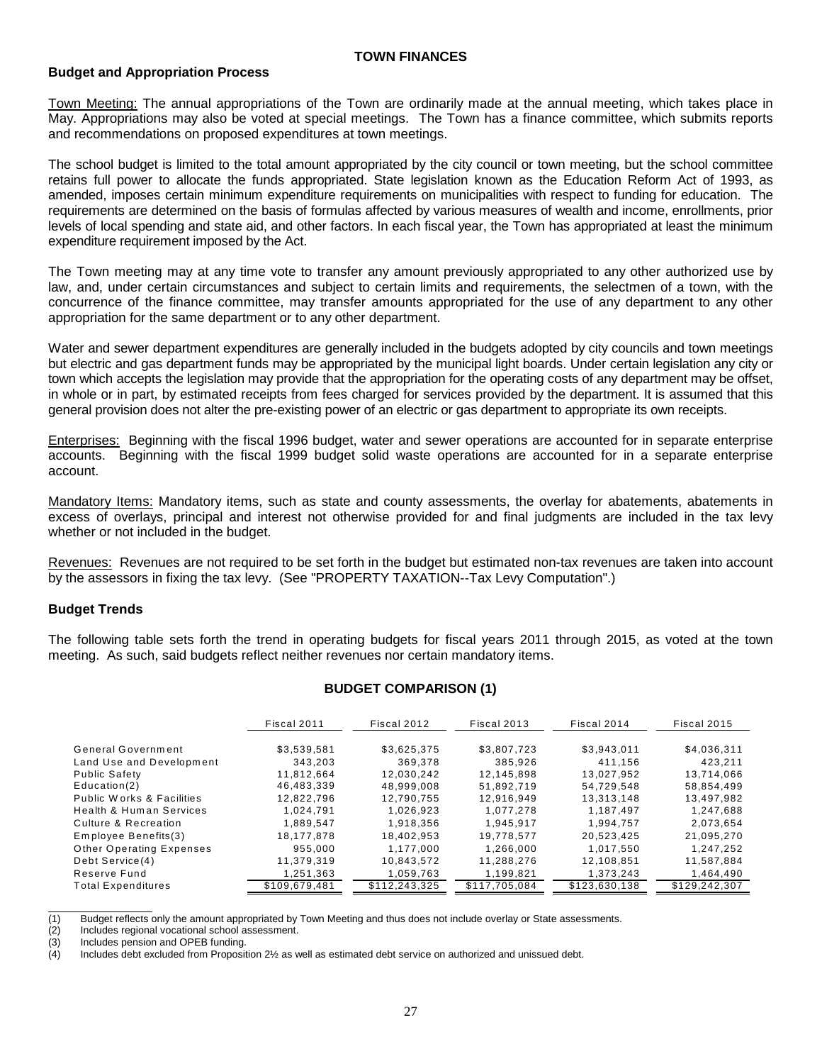# TOWN FINANCES

## Budget and Appropriation Process

Town Meeting: The annual appropriations of the Town are ordinarily made at the annual meeting, which takes place in May. Appropriations may also be voted at special meetings. The Town has a finance committee, which submits reports and recommendations on proposed expenditures at town meetings.

The school budget is limited to the total amount appropriated by the city council or town meeting, but the school committee retains full power to allocate the funds appropriated. State legislation known as the Education Reform Act of 1993, as amended, imposes certain minimum expenditure requirements on municipalities with respect to funding for education. The requirements are determined on the basis of formulas affected by various measures of wealth and income, enrollments, prior levels of local spending and state aid, and other factors. In each fiscal year, the Town has appropriated at least the minimum expenditure requirement imposed by the Act.

The Town meeting may at any time vote to transfer any amount previously appropriated to any other authorized use by law, and, under certain circumstances and subject to certain limits and requirements, the selectmen of a town, with the concurrence of the finance committee, may transfer amounts appropriated for the use of any department to any other appropriation for the same department or to any other department.

Water and sewer department expenditures are generally included in the budgets adopted by city councils and town meetings but electric and gas department funds may be appropriated by the municipal light boards. Under certain legislation any city or town which accepts the legislation may provide that the appropriation for the operating costs of any department may be offset, in whole or in part, by estimated receipts from fees charged for services provided by the department. It is assumed that this general provision does not alter the pre-existing power of an electric or gas department to appropriate its own receipts.

Enterprises: Beginning with the fiscal 1996 budget, water and sewer operations are accounted for in separate enterprise accounts. Beginning with the fiscal 1999 budget solid waste operations are accounted for in a separate enterprise account.

Mandatory Items: Mandatory items, such as state and county assessments, the overlay for abatements, abatements in excess of overlays, principal and interest not otherwise provided for and final judgments are included in the tax levy whether or not included in the budget.

Revenues: Revenues are not required to be set forth in the budget but estimated non-tax revenues are taken into account by the assessors in fixing the tax levy. (See "PROPERTY TAXATION--Tax Levy Computation".)

## Budget Trends

The following table sets forth the trend in operating budgets for fiscal years 2011 through 2015, as voted at the town meeting. As such, said budgets reflect neither revenues nor certain mandatory items.

### BUDGET COMPARISON (1)

| | Fiscal 2011 | Fiscal 2012 | Fiscal 2013 | Fiscal 2014 | Fiscal 2015 |
|---|---|---|---|---|---|
| General Government | $3,539,581 | $3,625,375 | $3,807,723 | $3,943,011 | $4,036,311 |
| Land Use and Development | 343,203 | 369,378 | 385,926 | 411,156 | 423,211 |
| Public Safety | 11,812,664 | 12,030,242 | 12,145,898 | 13,027,952 | 13,714,066 |
| Education(2) | 46,483,339 | 48,999,008 | 51,892,719 | 54,729,548 | 58,854,499 |
| Public Works & Facilities | 12,822,796 | 12,790,755 | 12,916,949 | 13,313,148 | 13,497,982 |
| Health & Human Services | 1,024,791 | 1,026,923 | 1,077,278 | 1,187,497 | 1,247,688 |
| Culture & Recreation | 1,889,547 | 1,918,356 | 1,945,917 | 1,994,757 | 2,073,654 |
| Employee Benefits(3) | 18,177,878 | 18,402,953 | 19,778,577 | 20,523,425 | 21,095,270 |
| Other Operating Expenses | 955,000 | 1,177,000 | 1,266,000 | 1,017,550 | 1,247,252 |
| Debt Service(4) | 11,379,319 | 10,843,572 | 11,288,276 | 12,108,851 | 11,587,884 |
| Reserve Fund | 1,251,363 | 1,059,763 | 1,199,821 | 1,373,243 | 1,464,490 |
| Total Expenditures | $109,679,481 | $112,243,325 | $117,705,084 | $123,630,138 | $129,242,307 |

(1) Budget reflects only the amount appropriated by Town Meeting and thus does not include overlay or State assessments.
(2) Includes regional vocational school assessment.
(3) Includes pension and OPEB funding.
(4) Includes debt excluded from Proposition 2½ as well as estimated debt service on authorized and unissued debt.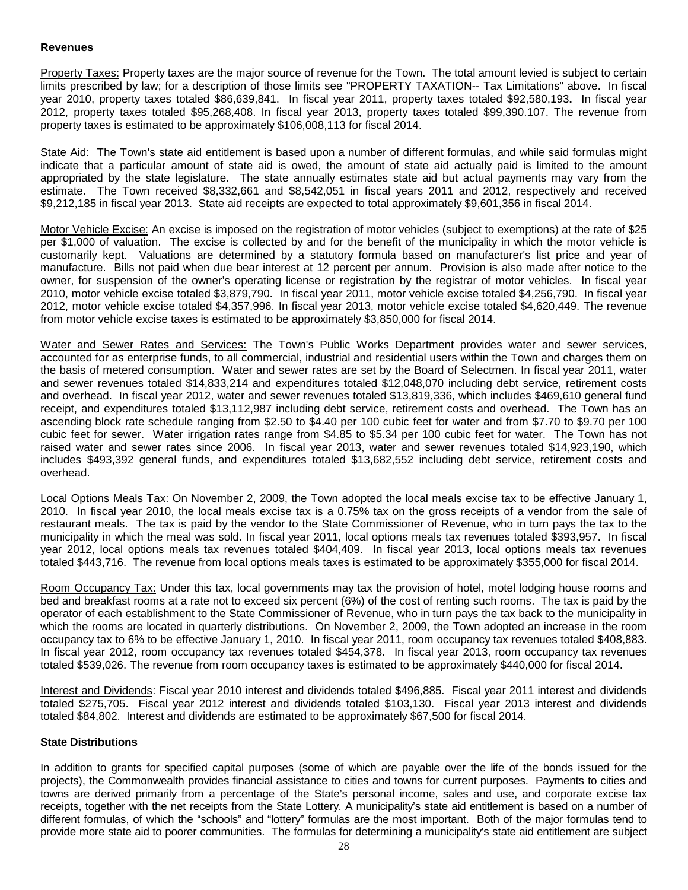**Revenues**

Property Taxes: Property taxes are the major source of revenue for the Town. The total amount levied is subject to certain limits prescribed by law; for a description of those limits see "PROPERTY TAXATION-- Tax Limitations" above. In fiscal year 2010, property taxes totaled $86,639,841. In fiscal year 2011, property taxes totaled $92,580,193**.** In fiscal year 2012, property taxes totaled $95,268,408. In fiscal year 2013, property taxes totaled $99,390.107. The revenue from property taxes is estimated to be approximately $106,008,113 for fiscal 2014.

State Aid: The Town's state aid entitlement is based upon a number of different formulas, and while said formulas might indicate that a particular amount of state aid is owed, the amount of state aid actually paid is limited to the amount appropriated by the state legislature. The state annually estimates state aid but actual payments may vary from the estimate. The Town received $8,332,661 and $8,542,051 in fiscal years 2011 and 2012, respectively and received $9,212,185 in fiscal year 2013. State aid receipts are expected to total approximately $9,601,356 in fiscal 2014.

Motor Vehicle Excise: An excise is imposed on the registration of motor vehicles (subject to exemptions) at the rate of $25 per $1,000 of valuation. The excise is collected by and for the benefit of the municipality in which the motor vehicle is customarily kept. Valuations are determined by a statutory formula based on manufacturer's list price and year of manufacture. Bills not paid when due bear interest at 12 percent per annum. Provision is also made after notice to the owner, for suspension of the owner's operating license or registration by the registrar of motor vehicles. In fiscal year 2010, motor vehicle excise totaled $3,879,790. In fiscal year 2011, motor vehicle excise totaled $4,256,790. In fiscal year 2012, motor vehicle excise totaled $4,357,996. In fiscal year 2013, motor vehicle excise totaled $4,620,449. The revenue from motor vehicle excise taxes is estimated to be approximately $3,850,000 for fiscal 2014.

Water and Sewer Rates and Services: The Town's Public Works Department provides water and sewer services, accounted for as enterprise funds, to all commercial, industrial and residential users within the Town and charges them on the basis of metered consumption. Water and sewer rates are set by the Board of Selectmen. In fiscal year 2011, water and sewer revenues totaled $14,833,214 and expenditures totaled $12,048,070 including debt service, retirement costs and overhead. In fiscal year 2012, water and sewer revenues totaled $13,819,336, which includes $469,610 general fund receipt, and expenditures totaled $13,112,987 including debt service, retirement costs and overhead. The Town has an ascending block rate schedule ranging from $2.50 to $4.40 per 100 cubic feet for water and from $7.70 to $9.70 per 100 cubic feet for sewer. Water irrigation rates range from $4.85 to $5.34 per 100 cubic feet for water. The Town has not raised water and sewer rates since 2006. In fiscal year 2013, water and sewer revenues totaled $14,923,190, which includes $493,392 general funds, and expenditures totaled $13,682,552 including debt service, retirement costs and overhead.

Local Options Meals Tax: On November 2, 2009, the Town adopted the local meals excise tax to be effective January 1, 2010. In fiscal year 2010, the local meals excise tax is a 0.75% tax on the gross receipts of a vendor from the sale of restaurant meals. The tax is paid by the vendor to the State Commissioner of Revenue, who in turn pays the tax to the municipality in which the meal was sold. In fiscal year 2011, local options meals tax revenues totaled $393,957. In fiscal year 2012, local options meals tax revenues totaled $404,409. In fiscal year 2013, local options meals tax revenues totaled $443,716. The revenue from local options meals taxes is estimated to be approximately $355,000 for fiscal 2014.

Room Occupancy Tax: Under this tax, local governments may tax the provision of hotel, motel lodging house rooms and bed and breakfast rooms at a rate not to exceed six percent (6%) of the cost of renting such rooms. The tax is paid by the operator of each establishment to the State Commissioner of Revenue, who in turn pays the tax back to the municipality in which the rooms are located in quarterly distributions. On November 2, 2009, the Town adopted an increase in the room occupancy tax to 6% to be effective January 1, 2010. In fiscal year 2011, room occupancy tax revenues totaled $408,883. In fiscal year 2012, room occupancy tax revenues totaled $454,378. In fiscal year 2013, room occupancy tax revenues totaled $539,026. The revenue from room occupancy taxes is estimated to be approximately $440,000 for fiscal 2014.

Interest and Dividends: Fiscal year 2010 interest and dividends totaled $496,885. Fiscal year 2011 interest and dividends totaled $275,705. Fiscal year 2012 interest and dividends totaled $103,130. Fiscal year 2013 interest and dividends totaled $84,802. Interest and dividends are estimated to be approximately $67,500 for fiscal 2014.

**State Distributions**

In addition to grants for specified capital purposes (some of which are payable over the life of the bonds issued for the projects), the Commonwealth provides financial assistance to cities and towns for current purposes. Payments to cities and towns are derived primarily from a percentage of the State's personal income, sales and use, and corporate excise tax receipts, together with the net receipts from the State Lottery. A municipality's state aid entitlement is based on a number of different formulas, of which the "schools" and "lottery" formulas are the most important. Both of the major formulas tend to provide more state aid to poorer communities. The formulas for determining a municipality's state aid entitlement are subject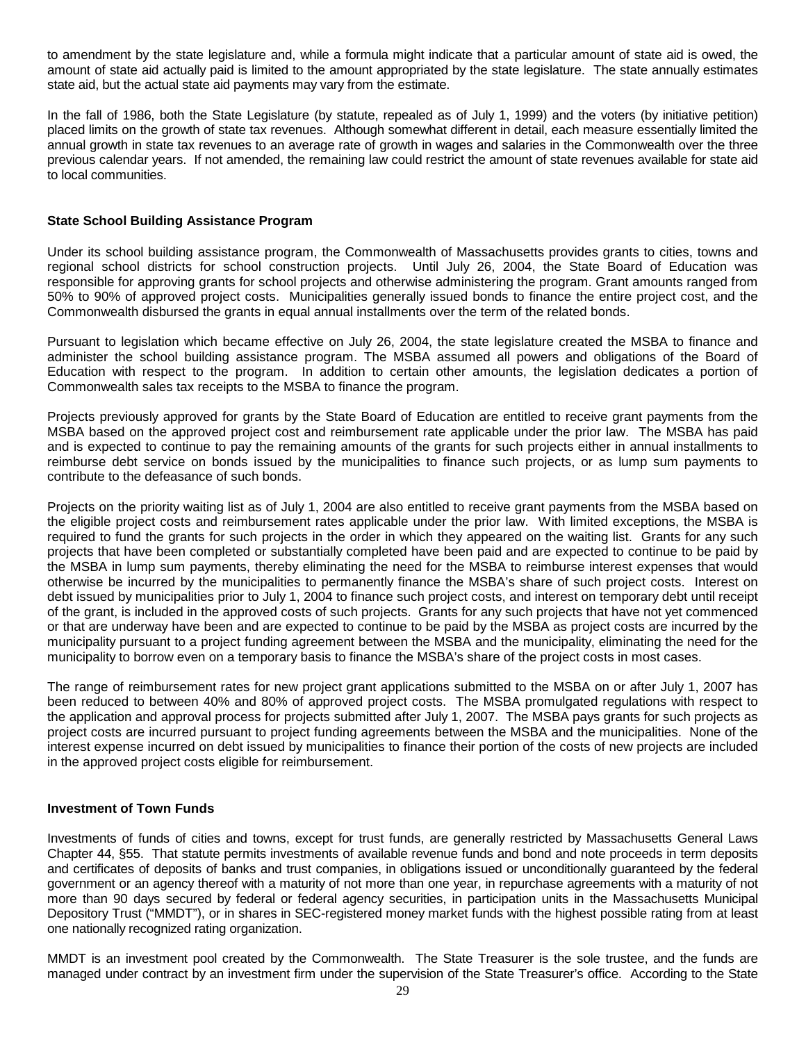to amendment by the state legislature and, while a formula might indicate that a particular amount of state aid is owed, the amount of state aid actually paid is limited to the amount appropriated by the state legislature. The state annually estimates state aid, but the actual state aid payments may vary from the estimate.

In the fall of 1986, both the State Legislature (by statute, repealed as of July 1, 1999) and the voters (by initiative petition) placed limits on the growth of state tax revenues. Although somewhat different in detail, each measure essentially limited the annual growth in state tax revenues to an average rate of growth in wages and salaries in the Commonwealth over the three previous calendar years. If not amended, the remaining law could restrict the amount of state revenues available for state aid to local communities.

### State School Building Assistance Program

Under its school building assistance program, the Commonwealth of Massachusetts provides grants to cities, towns and regional school districts for school construction projects. Until July 26, 2004, the State Board of Education was responsible for approving grants for school projects and otherwise administering the program. Grant amounts ranged from 50% to 90% of approved project costs. Municipalities generally issued bonds to finance the entire project cost, and the Commonwealth disbursed the grants in equal annual installments over the term of the related bonds.

Pursuant to legislation which became effective on July 26, 2004, the state legislature created the MSBA to finance and administer the school building assistance program. The MSBA assumed all powers and obligations of the Board of Education with respect to the program. In addition to certain other amounts, the legislation dedicates a portion of Commonwealth sales tax receipts to the MSBA to finance the program.

Projects previously approved for grants by the State Board of Education are entitled to receive grant payments from the MSBA based on the approved project cost and reimbursement rate applicable under the prior law. The MSBA has paid and is expected to continue to pay the remaining amounts of the grants for such projects either in annual installments to reimburse debt service on bonds issued by the municipalities to finance such projects, or as lump sum payments to contribute to the defeasance of such bonds.

Projects on the priority waiting list as of July 1, 2004 are also entitled to receive grant payments from the MSBA based on the eligible project costs and reimbursement rates applicable under the prior law. With limited exceptions, the MSBA is required to fund the grants for such projects in the order in which they appeared on the waiting list. Grants for any such projects that have been completed or substantially completed have been paid and are expected to continue to be paid by the MSBA in lump sum payments, thereby eliminating the need for the MSBA to reimburse interest expenses that would otherwise be incurred by the municipalities to permanently finance the MSBA's share of such project costs. Interest on debt issued by municipalities prior to July 1, 2004 to finance such project costs, and interest on temporary debt until receipt of the grant, is included in the approved costs of such projects. Grants for any such projects that have not yet commenced or that are underway have been and are expected to continue to be paid by the MSBA as project costs are incurred by the municipality pursuant to a project funding agreement between the MSBA and the municipality, eliminating the need for the municipality to borrow even on a temporary basis to finance the MSBA's share of the project costs in most cases.

The range of reimbursement rates for new project grant applications submitted to the MSBA on or after July 1, 2007 has been reduced to between 40% and 80% of approved project costs. The MSBA promulgated regulations with respect to the application and approval process for projects submitted after July 1, 2007. The MSBA pays grants for such projects as project costs are incurred pursuant to project funding agreements between the MSBA and the municipalities. None of the interest expense incurred on debt issued by municipalities to finance their portion of the costs of new projects are included in the approved project costs eligible for reimbursement.

### Investment of Town Funds

Investments of funds of cities and towns, except for trust funds, are generally restricted by Massachusetts General Laws Chapter 44, §55. That statute permits investments of available revenue funds and bond and note proceeds in term deposits and certificates of deposits of banks and trust companies, in obligations issued or unconditionally guaranteed by the federal government or an agency thereof with a maturity of not more than one year, in repurchase agreements with a maturity of not more than 90 days secured by federal or federal agency securities, in participation units in the Massachusetts Municipal Depository Trust ("MMDT"), or in shares in SEC-registered money market funds with the highest possible rating from at least one nationally recognized rating organization.

MMDT is an investment pool created by the Commonwealth. The State Treasurer is the sole trustee, and the funds are managed under contract by an investment firm under the supervision of the State Treasurer's office. According to the State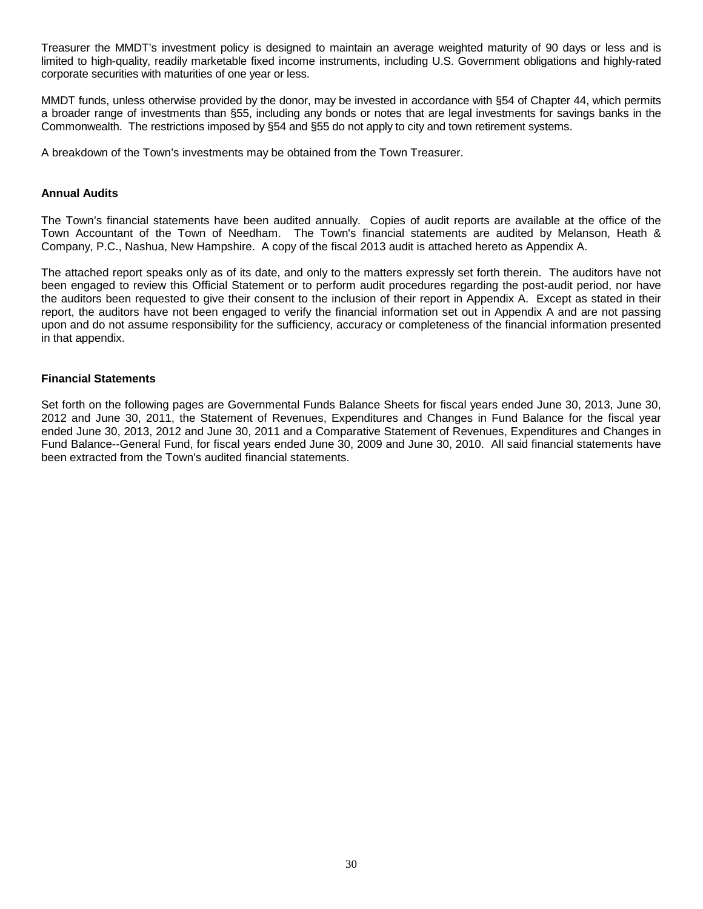Treasurer the MMDT's investment policy is designed to maintain an average weighted maturity of 90 days or less and is limited to high-quality, readily marketable fixed income instruments, including U.S. Government obligations and highly-rated corporate securities with maturities of one year or less.

MMDT funds, unless otherwise provided by the donor, may be invested in accordance with §54 of Chapter 44, which permits a broader range of investments than §55, including any bonds or notes that are legal investments for savings banks in the Commonwealth. The restrictions imposed by §54 and §55 do not apply to city and town retirement systems.

A breakdown of the Town's investments may be obtained from the Town Treasurer.

**Annual Audits**

The Town's financial statements have been audited annually. Copies of audit reports are available at the office of the Town Accountant of the Town of Needham. The Town's financial statements are audited by Melanson, Heath & Company, P.C., Nashua, New Hampshire. A copy of the fiscal 2013 audit is attached hereto as Appendix A.

The attached report speaks only as of its date, and only to the matters expressly set forth therein. The auditors have not been engaged to review this Official Statement or to perform audit procedures regarding the post-audit period, nor have the auditors been requested to give their consent to the inclusion of their report in Appendix A. Except as stated in their report, the auditors have not been engaged to verify the financial information set out in Appendix A and are not passing upon and do not assume responsibility for the sufficiency, accuracy or completeness of the financial information presented in that appendix.

**Financial Statements**

Set forth on the following pages are Governmental Funds Balance Sheets for fiscal years ended June 30, 2013, June 30, 2012 and June 30, 2011, the Statement of Revenues, Expenditures and Changes in Fund Balance for the fiscal year ended June 30, 2013, 2012 and June 30, 2011 and a Comparative Statement of Revenues, Expenditures and Changes in Fund Balance--General Fund, for fiscal years ended June 30, 2009 and June 30, 2010. All said financial statements have been extracted from the Town's audited financial statements.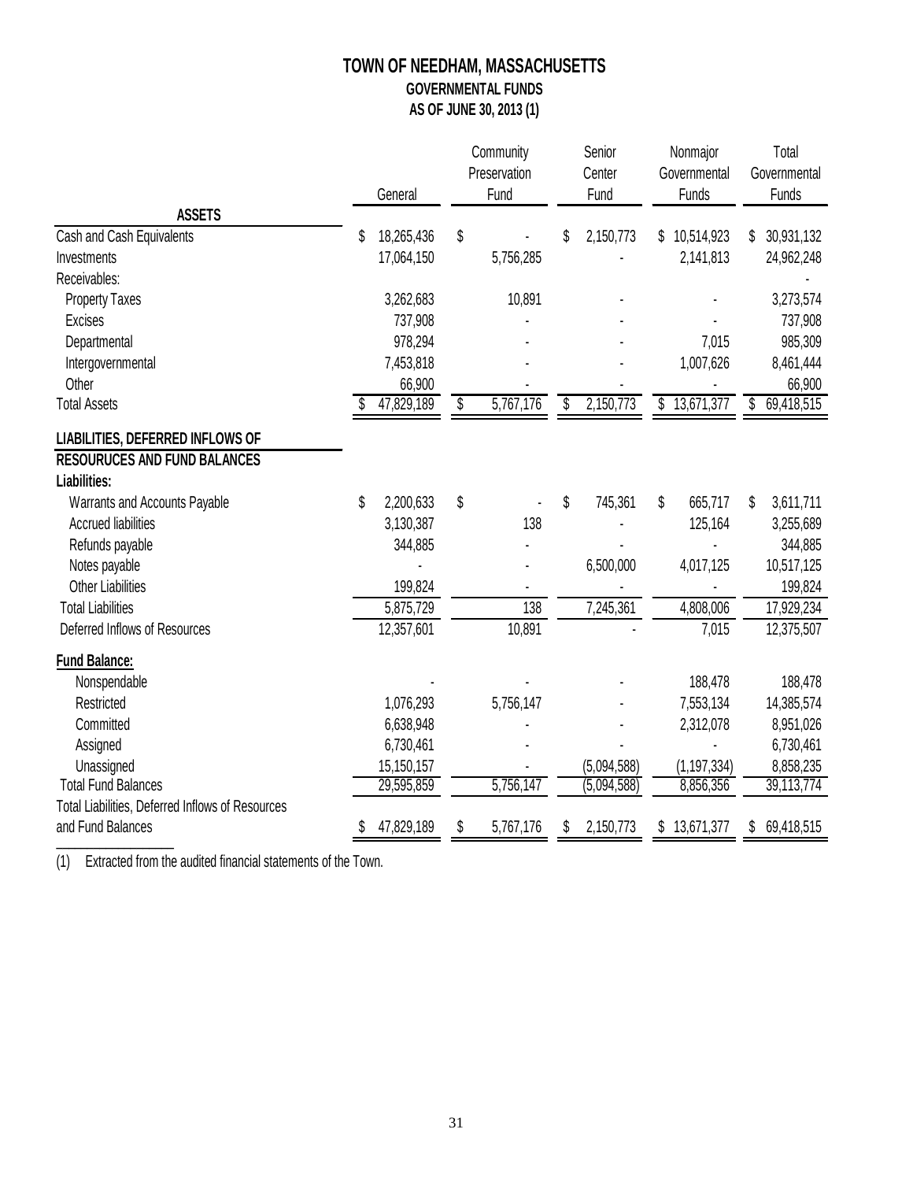# TOWN OF NEEDHAM, MASSACHUSETTS
## GOVERNMENTAL FUNDS
## AS OF JUNE 30, 2013 (1)

| | General | Community Preservation Fund | Senior Center Fund | Nonmajor Governmental Funds | Total Governmental Funds |
|---|---|---|---|---|---|
| **ASSETS** | | | | | |
| Cash and Cash Equivalents | $ 18,265,436 | $ - | $ 2,150,773 | $ 10,514,923 | $ 30,931,132 |
| Investments | 17,064,150 | 5,756,285 | - | 2,141,813 | 24,962,248 |
| Receivables: | | | | | - |
| Property Taxes | 3,262,683 | 10,891 | - | - | 3,273,574 |
| Excises | 737,908 | - | - | - | 737,908 |
| Departmental | 978,294 | - | - | 7,015 | 985,309 |
| Intergovernmental | 7,453,818 | - | - | 1,007,626 | 8,461,444 |
| Other | 66,900 | - | - | - | 66,900 |
| Total Assets | $ 47,829,189 | $ 5,767,176 | $ 2,150,773 | $ 13,671,377 | $ 69,418,515 |
| **LIABILITIES, DEFERRED INFLOWS OF RESOURUCES AND FUND BALANCES** | | | | | |
| **Liabilities:** | | | | | |
| Warrants and Accounts Payable | $ 2,200,633 | $ - | $ 745,361 | $ 665,717 | $ 3,611,711 |
| Accrued liabilities | 3,130,387 | 138 | - | 125,164 | 3,255,689 |
| Refunds payable | 344,885 | - | - | - | 344,885 |
| Notes payable | - | - | 6,500,000 | 4,017,125 | 10,517,125 |
| Other Liabilities | 199,824 | - | - | - | 199,824 |
| Total Liabilities | 5,875,729 | 138 | 7,245,361 | 4,808,006 | 17,929,234 |
| Deferred Inflows of Resources | 12,357,601 | 10,891 | - | 7,015 | 12,375,507 |
| **Fund Balance:** | | | | | |
| Nonspendable | - | - | - | 188,478 | 188,478 |
| Restricted | 1,076,293 | 5,756,147 | - | 7,553,134 | 14,385,574 |
| Committed | 6,638,948 | - | - | 2,312,078 | 8,951,026 |
| Assigned | 6,730,461 | - | - | - | 6,730,461 |
| Unassigned | 15,150,157 | - | (5,094,588) | (1,197,334) | 8,858,235 |
| Total Fund Balances | 29,595,859 | 5,756,147 | (5,094,588) | 8,856,356 | 39,113,774 |
| Total Liabilities, Deferred Inflows of Resources and Fund Balances | $ 47,829,189 | $ 5,767,176 | $ 2,150,773 | $ 13,671,377 | $ 69,418,515 |

(1) Extracted from the audited financial statements of the Town.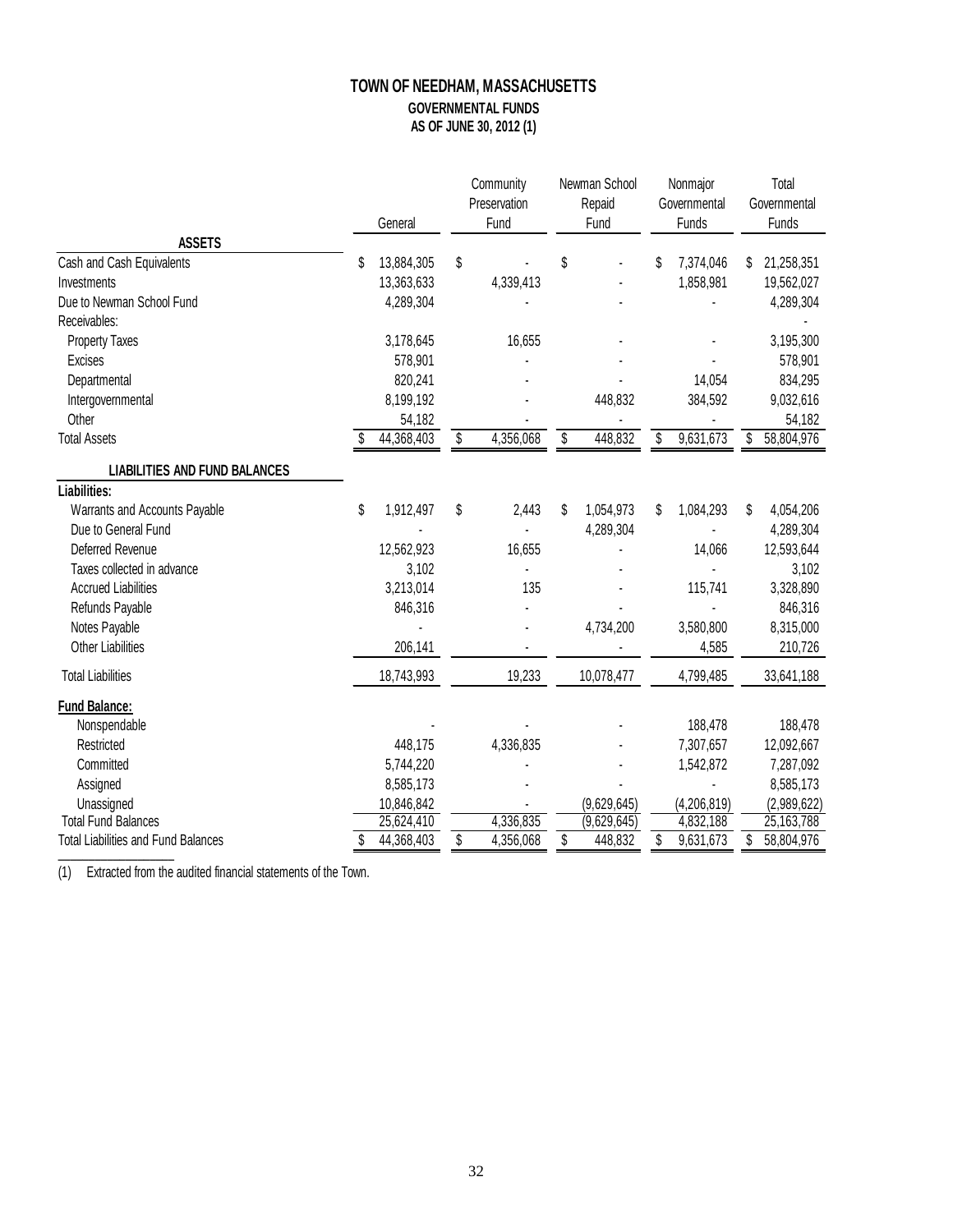# TOWN OF NEEDHAM, MASSACHUSETTS

## GOVERNMENTAL FUNDS

### AS OF JUNE 30, 2012 (1)

| | General | Community Preservation Fund | Newman School Repaid Fund | Nonmajor Governmental Funds | Total Governmental Funds |
|---|---|---|---|---|---|
| **ASSETS** | | | | | |
| Cash and Cash Equivalents | $ 13,884,305 | $ - | $ - | $ 7,374,046 | $ 21,258,351 |
| Investments | 13,363,633 | 4,339,413 | - | 1,858,981 | 19,562,027 |
| Due to Newman School Fund | 4,289,304 | - | - | - | 4,289,304 |
| Receivables: | | | | | - |
| Property Taxes | 3,178,645 | 16,655 | - | - | 3,195,300 |
| Excises | 578,901 | - | - | - | 578,901 |
| Departmental | 820,241 | - | - | 14,054 | 834,295 |
| Intergovernmental | 8,199,192 | - | 448,832 | 384,592 | 9,032,616 |
| Other | 54,182 | - | - | - | 54,182 |
| Total Assets | $ 44,368,403 | $ 4,356,068 | $ 448,832 | $ 9,631,673 | $ 58,804,976 |
| **LIABILITIES AND FUND BALANCES** | | | | | |
| **Liabilities:** | | | | | |
| Warrants and Accounts Payable | $ 1,912,497 | $ 2,443 | $ 1,054,973 | $ 1,084,293 | $ 4,054,206 |
| Due to General Fund | - | - | 4,289,304 | - | 4,289,304 |
| Deferred Revenue | 12,562,923 | 16,655 | - | 14,066 | 12,593,644 |
| Taxes collected in advance | 3,102 | - | - | - | 3,102 |
| Accrued Liabilities | 3,213,014 | 135 | - | 115,741 | 3,328,890 |
| Refunds Payable | 846,316 | - | - | - | 846,316 |
| Notes Payable | - | - | 4,734,200 | 3,580,800 | 8,315,000 |
| Other Liabilities | 206,141 | - | - | 4,585 | 210,726 |
| Total Liabilities | 18,743,993 | 19,233 | 10,078,477 | 4,799,485 | 33,641,188 |
| **Fund Balance:** | | | | | |
| Nonspendable | - | - | - | 188,478 | 188,478 |
| Restricted | 448,175 | 4,336,835 | - | 7,307,657 | 12,092,667 |
| Committed | 5,744,220 | - | - | 1,542,872 | 7,287,092 |
| Assigned | 8,585,173 | - | - | - | 8,585,173 |
| Unassigned | 10,846,842 | - | (9,629,645) | (4,206,819) | (2,989,622) |
| Total Fund Balances | 25,624,410 | 4,336,835 | (9,629,645) | 4,832,188 | 25,163,788 |
| Total Liabilities and Fund Balances | $ 44,368,403 | $ 4,356,068 | $ 448,832 | $ 9,631,673 | $ 58,804,976 |

(1) Extracted from the audited financial statements of the Town.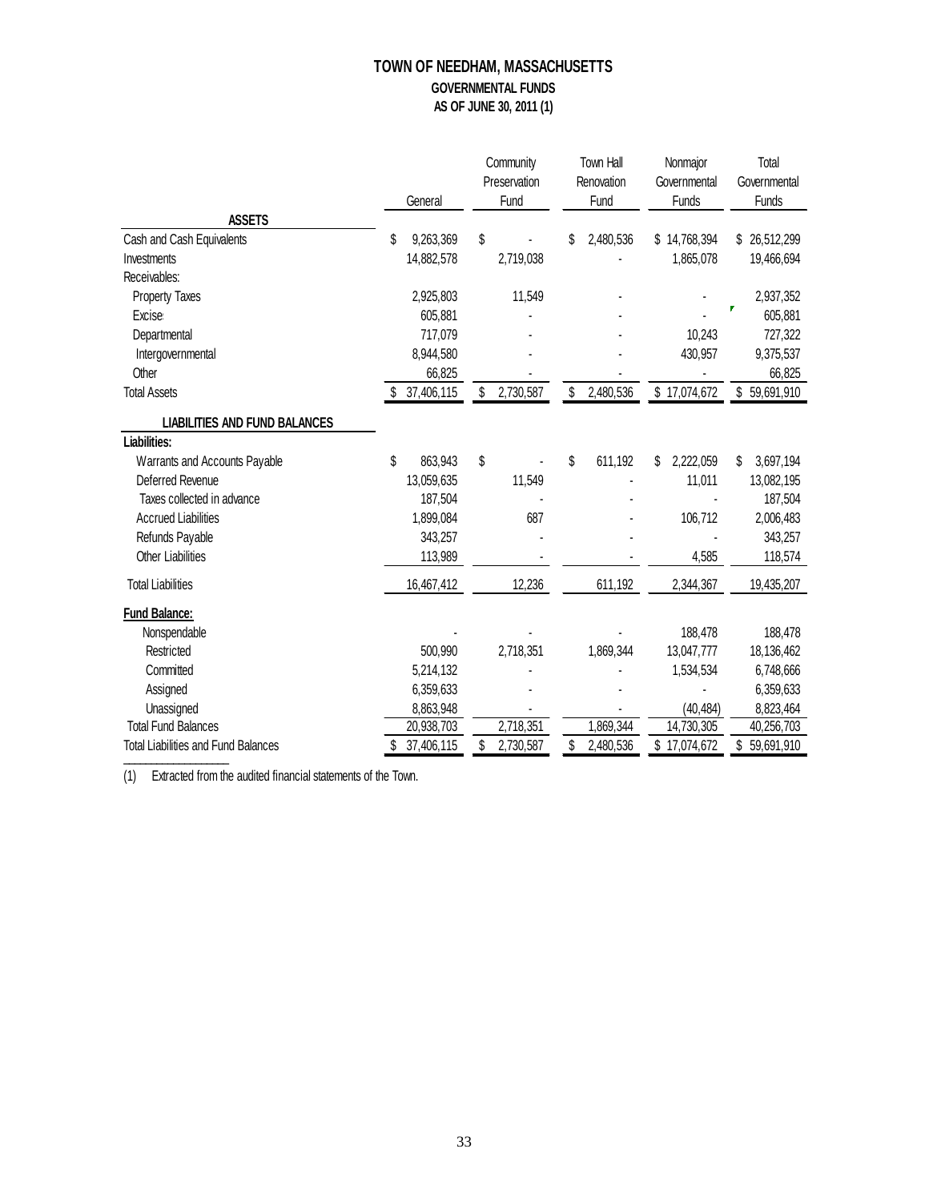# TOWN OF NEEDHAM, MASSACHUSETTS

## GOVERNMENTAL FUNDS

### AS OF JUNE 30, 2011 (1)

| | General | Community Preservation Fund | Town Hall Renovation Fund | Nonmajor Governmental Funds | Total Governmental Funds |
|---|---|---|---|---|---|
| **ASSETS** | | | | | |
| Cash and Cash Equivalents | $ 9,263,369 | $ - | $ 2,480,536 | $ 14,768,394 | $ 26,512,299 |
| Investments | 14,882,578 | 2,719,038 | - | 1,865,078 | 19,466,694 |
| Receivables: | | | | | |
| Property Taxes | 2,925,803 | 11,549 | - | - | 2,937,352 |
| Excise | 605,881 | - | - | - | 605,881 |
| Departmental | 717,079 | - | - | 10,243 | 727,322 |
| Intergovernmental | 8,944,580 | - | - | 430,957 | 9,375,537 |
| Other | 66,825 | - | - | - | 66,825 |
| Total Assets | $ 37,406,115 | $ 2,730,587 | $ 2,480,536 | $ 17,074,672 | $ 59,691,910 |
| **LIABILITIES AND FUND BALANCES** | | | | | |
| **Liabilities:** | | | | | |
| Warrants and Accounts Payable | $ 863,943 | $ - | $ 611,192 | $ 2,222,059 | $ 3,697,194 |
| Deferred Revenue | 13,059,635 | 11,549 | - | 11,011 | 13,082,195 |
| Taxes collected in advance | 187,504 | - | - | - | 187,504 |
| Accrued Liabilities | 1,899,084 | 687 | - | 106,712 | 2,006,483 |
| Refunds Payable | 343,257 | - | - | - | 343,257 |
| Other Liabilities | 113,989 | - | - | 4,585 | 118,574 |
| Total Liabilities | 16,467,412 | 12,236 | 611,192 | 2,344,367 | 19,435,207 |
| **Fund Balance:** | | | | | |
| Nonspendable | - | - | - | 188,478 | 188,478 |
| Restricted | 500,990 | 2,718,351 | 1,869,344 | 13,047,777 | 18,136,462 |
| Committed | 5,214,132 | - | - | 1,534,534 | 6,748,666 |
| Assigned | 6,359,633 | - | - | - | 6,359,633 |
| Unassigned | 8,863,948 | - | - | (40,484) | 8,823,464 |
| Total Fund Balances | 20,938,703 | 2,718,351 | 1,869,344 | 14,730,305 | 40,256,703 |
| Total Liabilities and Fund Balances | $ 37,406,115 | $ 2,730,587 | $ 2,480,536 | $ 17,074,672 | $ 59,691,910 |

(1) Extracted from the audited financial statements of the Town.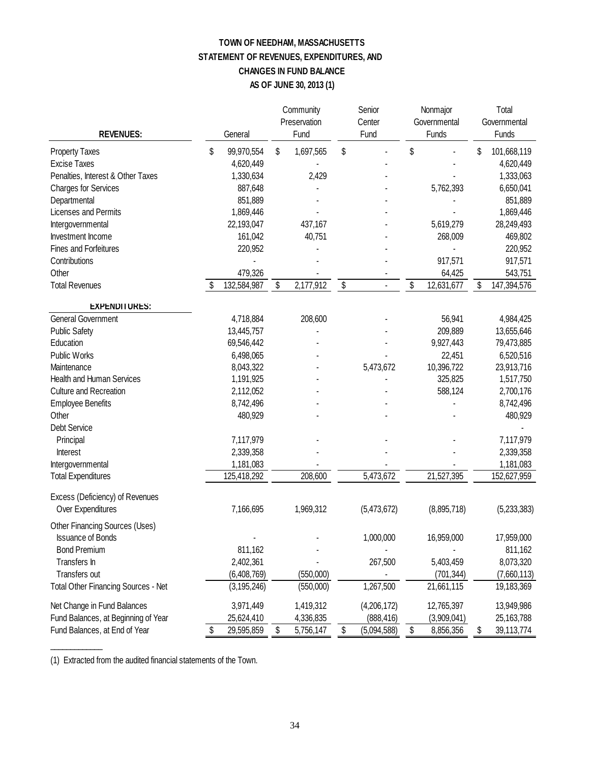# TOWN OF NEEDHAM, MASSACHUSETTS
## STATEMENT OF REVENUES, EXPENDITURES, AND CHANGES IN FUND BALANCE
## AS OF JUNE 30, 2013 (1)

| REVENUES: | General | Community Preservation Fund | Senior Center Fund | Nonmajor Governmental Funds | Total Governmental Funds |
|---|---|---|---|---|---|
| Property Taxes | $ 99,970,554 | $ 1,697,565 | $ - | $ - | $ 101,668,119 |
| Excise Taxes | 4,620,449 | - | - | - | 4,620,449 |
| Penalties, Interest & Other Taxes | 1,330,634 | 2,429 | - | - | 1,333,063 |
| Charges for Services | 887,648 | - | - | 5,762,393 | 6,650,041 |
| Departmental | 851,889 | - | - | - | 851,889 |
| Licenses and Permits | 1,869,446 | - | - | - | 1,869,446 |
| Intergovernmental | 22,193,047 | 437,167 | - | 5,619,279 | 28,249,493 |
| Investment Income | 161,042 | 40,751 | - | 268,009 | 469,802 |
| Fines and Forfeitures | 220,952 | - | - | - | 220,952 |
| Contributions | - | - | - | 917,571 | 917,571 |
| Other | 479,326 | - | - | 64,425 | 543,751 |
| Total Revenues | $ 132,584,987 | $ 2,177,912 | $ - | $ 12,631,677 | $ 147,394,576 |
| **EXPENDITURES:** | | | | | |
| General Government | 4,718,884 | 208,600 | - | 56,941 | 4,984,425 |
| Public Safety | 13,445,757 | - | - | 209,889 | 13,655,646 |
| Education | 69,546,442 | - | - | 9,927,443 | 79,473,885 |
| Public Works | 6,498,065 | - | - | 22,451 | 6,520,516 |
| Maintenance | 8,043,322 | - | 5,473,672 | 10,396,722 | 23,913,716 |
| Health and Human Services | 1,191,925 | - | - | 325,825 | 1,517,750 |
| Culture and Recreation | 2,112,052 | - | - | 588,124 | 2,700,176 |
| Employee Benefits | 8,742,496 | - | - | - | 8,742,496 |
| Other | 480,929 | - | - | - | 480,929 |
| Debt Service | | | | | - |
| Principal | 7,117,979 | - | - | - | 7,117,979 |
| Interest | 2,339,358 | - | - | - | 2,339,358 |
| Intergovernmental | 1,181,083 | - | - | - | 1,181,083 |
| Total Expenditures | 125,418,292 | 208,600 | 5,473,672 | 21,527,395 | 152,627,959 |
| Excess (Deficiency) of Revenues Over Expenditures | 7,166,695 | 1,969,312 | (5,473,672) | (8,895,718) | (5,233,383) |
| Other Financing Sources (Uses) | | | | | |
| Issuance of Bonds | - | - | 1,000,000 | 16,959,000 | 17,959,000 |
| Bond Premium | 811,162 | - | - | - | 811,162 |
| Transfers In | 2,402,361 | - | 267,500 | 5,403,459 | 8,073,320 |
| Transfers out | (6,408,769) | (550,000) | - | (701,344) | (7,660,113) |
| Total Other Financing Sources - Net | (3,195,246) | (550,000) | 1,267,500 | 21,661,115 | 19,183,369 |
| Net Change in Fund Balances | 3,971,449 | 1,419,312 | (4,206,172) | 12,765,397 | 13,949,986 |
| Fund Balances, at Beginning of Year | 25,624,410 | 4,336,835 | (888,416) | (3,909,041) | 25,163,788 |
| Fund Balances, at End of Year | $ 29,595,859 | $ 5,756,147 | $ (5,094,588) | $ 8,856,356 | $ 39,113,774 |

(1) Extracted from the audited financial statements of the Town.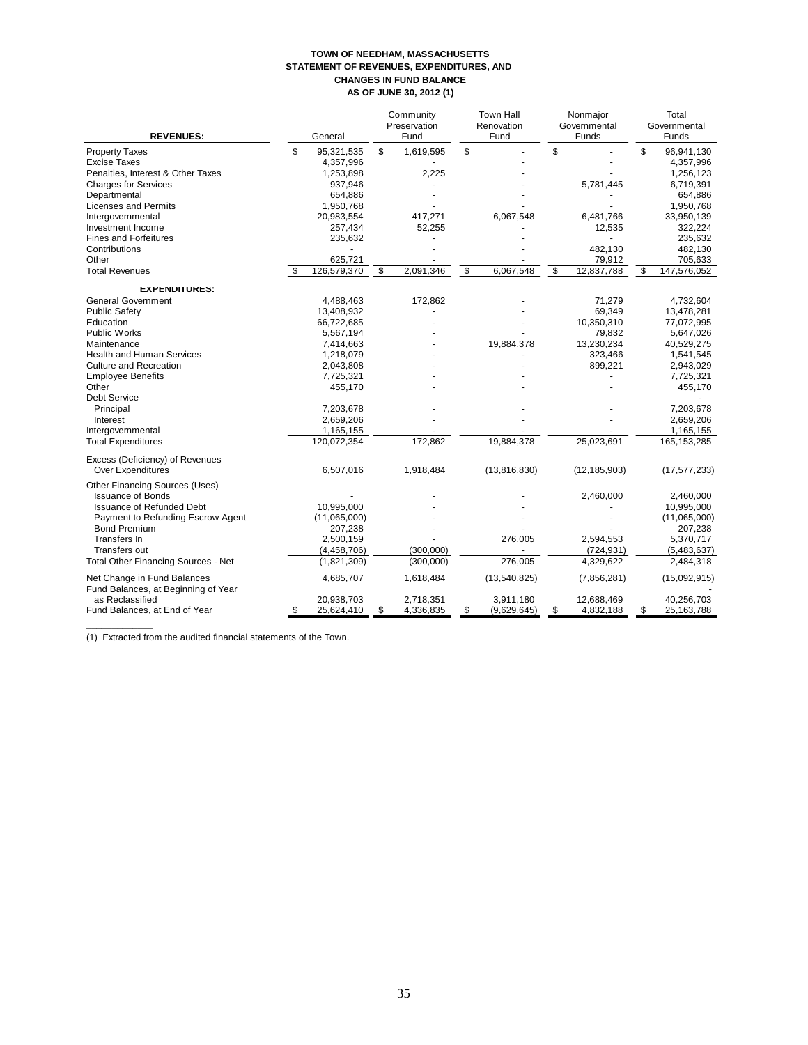**TOWN OF NEEDHAM, MASSACHUSETTS**
**STATEMENT OF REVENUES, EXPENDITURES, AND**
**CHANGES IN FUND BALANCE**
**AS OF JUNE 30, 2012 (1)**

| **REVENUES:** | General | Community Preservation Fund | Town Hall Renovation Fund | Nonmajor Governmental Funds | Total Governmental Funds |
|---|---|---|---|---|---|
| Property Taxes | $ 95,321,535 | $ 1,619,595 | $ - | $ - | $ 96,941,130 |
| Excise Taxes | 4,357,996 | - | - | - | 4,357,996 |
| Penalties, Interest & Other Taxes | 1,253,898 | 2,225 | - | - | 1,256,123 |
| Charges for Services | 937,946 | - | - | 5,781,445 | 6,719,391 |
| Departmental | 654,886 | - | - | - | 654,886 |
| Licenses and Permits | 1,950,768 | - | - | - | 1,950,768 |
| Intergovernmental | 20,983,554 | 417,271 | 6,067,548 | 6,481,766 | 33,950,139 |
| Investment Income | 257,434 | 52,255 | - | 12,535 | 322,224 |
| Fines and Forfeitures | 235,632 | - | - | - | 235,632 |
| Contributions | - | - | - | 482,130 | 482,130 |
| Other | 625,721 | - | - | 79,912 | 705,633 |
| Total Revenues | $ 126,579,370 | $ 2,091,346 | $ 6,067,548 | $ 12,837,788 | $ 147,576,052 |
| **EXPENDITURES:** | | | | | |
| General Government | 4,488,463 | 172,862 | - | 71,279 | 4,732,604 |
| Public Safety | 13,408,932 | - | - | 69,349 | 13,478,281 |
| Education | 66,722,685 | - | - | 10,350,310 | 77,072,995 |
| Public Works | 5,567,194 | - | - | 79,832 | 5,647,026 |
| Maintenance | 7,414,663 | - | 19,884,378 | 13,230,234 | 40,529,275 |
| Health and Human Services | 1,218,079 | - | - | 323,466 | 1,541,545 |
| Culture and Recreation | 2,043,808 | - | - | 899,221 | 2,943,029 |
| Employee Benefits | 7,725,321 | - | - | - | 7,725,321 |
| Other | 455,170 | - | - | - | 455,170 |
| Debt Service | | | | | - |
| Principal | 7,203,678 | - | - | - | 7,203,678 |
| Interest | 2,659,206 | - | - | - | 2,659,206 |
| Intergovernmental | 1,165,155 | - | - | - | 1,165,155 |
| Total Expenditures | 120,072,354 | 172,862 | 19,884,378 | 25,023,691 | 165,153,285 |
| Excess (Deficiency) of Revenues Over Expenditures | 6,507,016 | 1,918,484 | (13,816,830) | (12,185,903) | (17,577,233) |
| Other Financing Sources (Uses) | | | | | |
| Issuance of Bonds | - | - | - | 2,460,000 | 2,460,000 |
| Issuance of Refunded Debt | 10,995,000 | - | - | - | 10,995,000 |
| Payment to Refunding Escrow Agent | (11,065,000) | - | - | - | (11,065,000) |
| Bond Premium | 207,238 | - | - | - | 207,238 |
| Transfers In | 2,500,159 | - | 276,005 | 2,594,553 | 5,370,717 |
| Transfers out | (4,458,706) | (300,000) | - | (724,931) | (5,483,637) |
| Total Other Financing Sources - Net | (1,821,309) | (300,000) | 276,005 | 4,329,622 | 2,484,318 |
| Net Change in Fund Balances | 4,685,707 | 1,618,484 | (13,540,825) | (7,856,281) | (15,092,915) |
| Fund Balances, at Beginning of Year as Reclassified | 20,938,703 | 2,718,351 | 3,911,180 | 12,688,469 | 40,256,703 |
| Fund Balances, at End of Year | $ 25,624,410 | $ 4,336,835 | $ (9,629,645) | $ 4,832,188 | $ 25,163,788 |

(1) Extracted from the audited financial statements of the Town.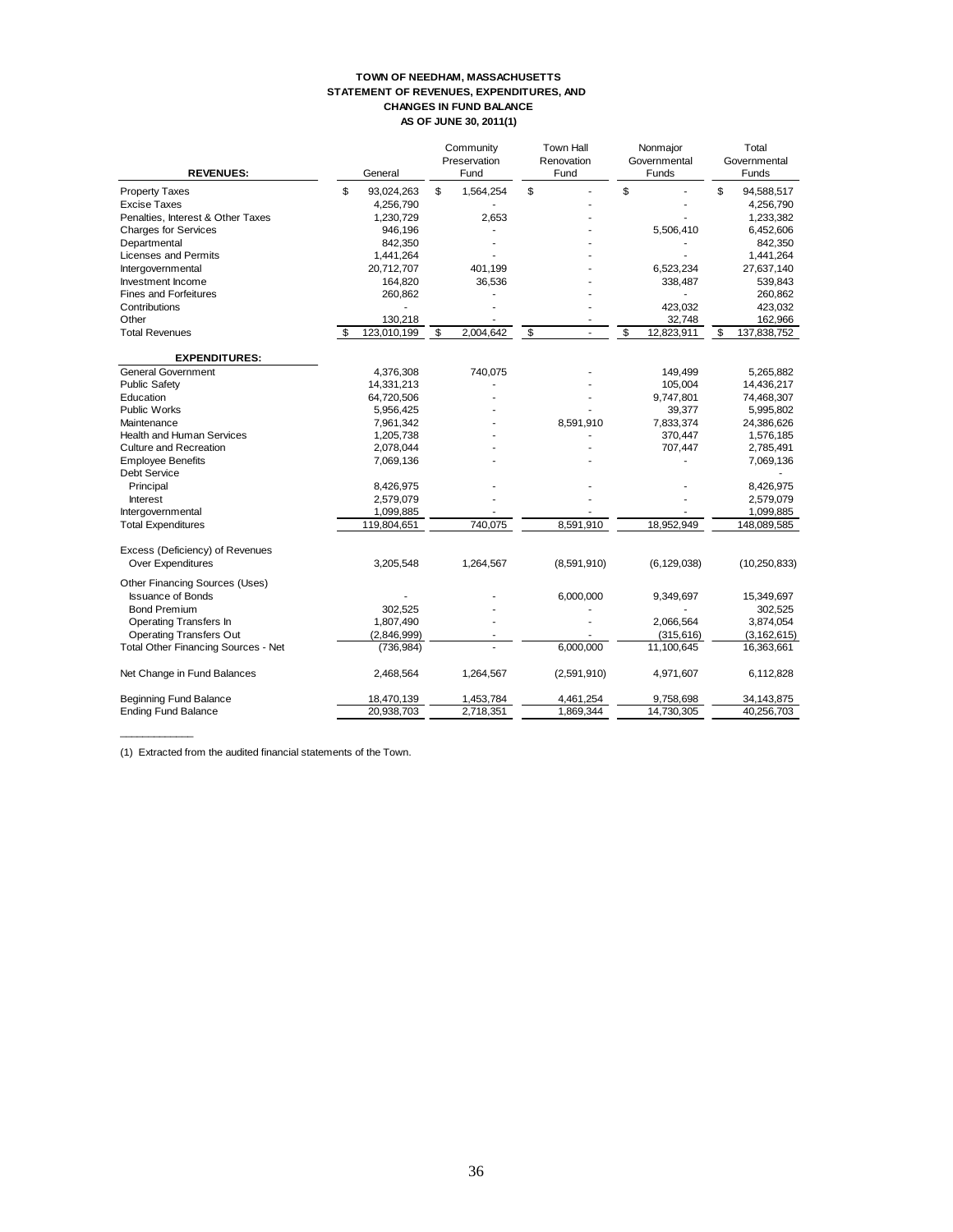**TOWN OF NEEDHAM, MASSACHUSETTS**
**STATEMENT OF REVENUES, EXPENDITURES, AND**
**CHANGES IN FUND BALANCE**
**AS OF JUNE 30, 2011(1)**

| **REVENUES:** | General | Community Preservation Fund | Town Hall Renovation Fund | Nonmajor Governmental Funds | Total Governmental Funds |
|---|---|---|---|---|---|
| Property Taxes | $ 93,024,263 | $ 1,564,254 | $ - | $ - | $ 94,588,517 |
| Excise Taxes | 4,256,790 | - | - | - | 4,256,790 |
| Penalties, Interest & Other Taxes | 1,230,729 | 2,653 | - | - | 1,233,382 |
| Charges for Services | 946,196 | - | - | 5,506,410 | 6,452,606 |
| Departmental | 842,350 | - | - | - | 842,350 |
| Licenses and Permits | 1,441,264 | - | - | - | 1,441,264 |
| Intergovernmental | 20,712,707 | 401,199 | - | 6,523,234 | 27,637,140 |
| Investment Income | 164,820 | 36,536 | - | 338,487 | 539,843 |
| Fines and Forfeitures | 260,862 | - | - | - | 260,862 |
| Contributions | - | - | - | 423,032 | 423,032 |
| Other | 130,218 | - | - | 32,748 | 162,966 |
| Total Revenues | $ 123,010,199 | $ 2,004,642 | $ - | $ 12,823,911 | $ 137,838,752 |
| **EXPENDITURES:** | | | | | |
| General Government | 4,376,308 | 740,075 | - | 149,499 | 5,265,882 |
| Public Safety | 14,331,213 | - | - | 105,004 | 14,436,217 |
| Education | 64,720,506 | - | - | 9,747,801 | 74,468,307 |
| Public Works | 5,956,425 | - | - | 39,377 | 5,995,802 |
| Maintenance | 7,961,342 | - | 8,591,910 | 7,833,374 | 24,386,626 |
| Health and Human Services | 1,205,738 | - | - | 370,447 | 1,576,185 |
| Culture and Recreation | 2,078,044 | - | - | 707,447 | 2,785,491 |
| Employee Benefits | 7,069,136 | - | - | - | 7,069,136 |
| Debt Service | | | | | - |
| Principal | 8,426,975 | - | - | - | 8,426,975 |
| Interest | 2,579,079 | - | - | - | 2,579,079 |
| Intergovernmental | 1,099,885 | - | - | - | 1,099,885 |
| Total Expenditures | 119,804,651 | 740,075 | 8,591,910 | 18,952,949 | 148,089,585 |
| Excess (Deficiency) of Revenues Over Expenditures | 3,205,548 | 1,264,567 | (8,591,910) | (6,129,038) | (10,250,833) |
| Other Financing Sources (Uses) | | | | | |
| Issuance of Bonds | - | - | 6,000,000 | 9,349,697 | 15,349,697 |
| Bond Premium | 302,525 | - | - | - | 302,525 |
| Operating Transfers In | 1,807,490 | - | - | 2,066,564 | 3,874,054 |
| Operating Transfers Out | (2,846,999) | - | - | (315,616) | (3,162,615) |
| Total Other Financing Sources - Net | (736,984) | - | 6,000,000 | 11,100,645 | 16,363,661 |
| Net Change in Fund Balances | 2,468,564 | 1,264,567 | (2,591,910) | 4,971,607 | 6,112,828 |
| Beginning Fund Balance | 18,470,139 | 1,453,784 | 4,461,254 | 9,758,698 | 34,143,875 |
| Ending Fund Balance | 20,938,703 | 2,718,351 | 1,869,344 | 14,730,305 | 40,256,703 |

(1) Extracted from the audited financial statements of the Town.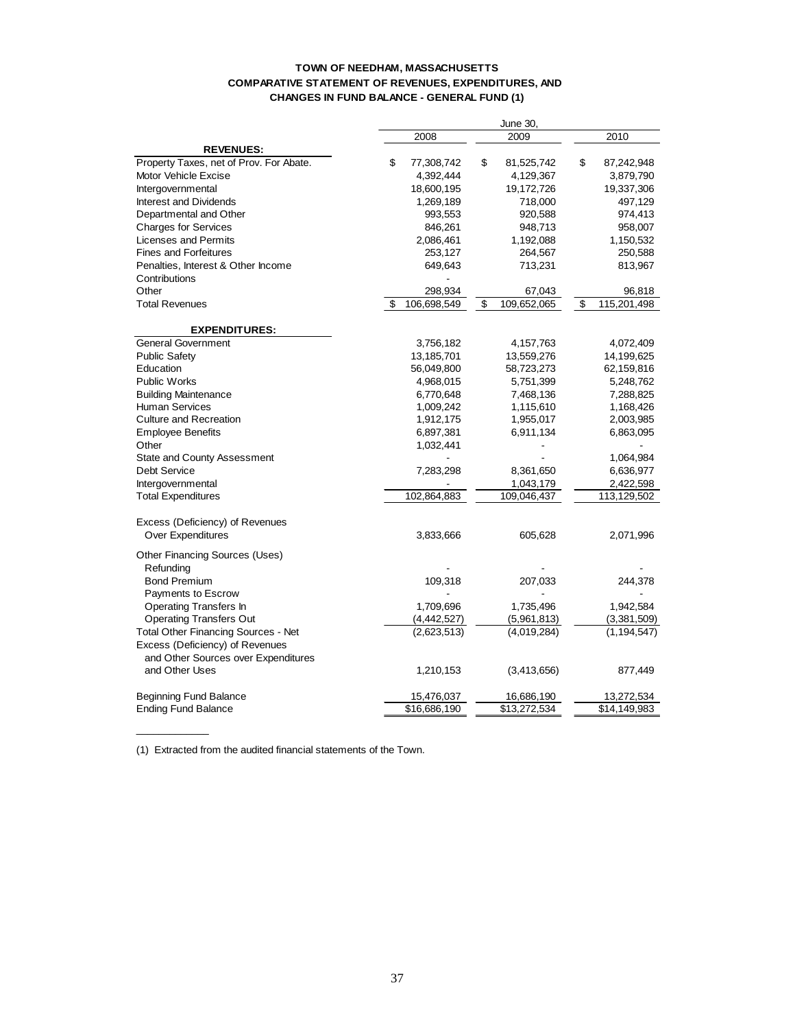**TOWN OF NEEDHAM, MASSACHUSETTS**
**COMPARATIVE STATEMENT OF REVENUES, EXPENDITURES, AND CHANGES IN FUND BALANCE - GENERAL FUND (1)**

| | June 30, | | |
|---|---|---|---|
| | 2008 | 2009 | 2010 |
| **REVENUES:** | | | |
| Property Taxes, net of Prov. For Abate. | $ 77,308,742 | $ 81,525,742 | $ 87,242,948 |
| Motor Vehicle Excise | 4,392,444 | 4,129,367 | 3,879,790 |
| Intergovernmental | 18,600,195 | 19,172,726 | 19,337,306 |
| Interest and Dividends | 1,269,189 | 718,000 | 497,129 |
| Departmental and Other | 993,553 | 920,588 | 974,413 |
| Charges for Services | 846,261 | 948,713 | 958,007 |
| Licenses and Permits | 2,086,461 | 1,192,088 | 1,150,532 |
| Fines and Forfeitures | 253,127 | 264,567 | 250,588 |
| Penalties, Interest & Other Income | 649,643 | 713,231 | 813,967 |
| Contributions | - | | |
| Other | 298,934 | 67,043 | 96,818 |
| Total Revenues | $ 106,698,549 | $ 109,652,065 | $ 115,201,498 |
| **EXPENDITURES:** | | | |
| General Government | 3,756,182 | 4,157,763 | 4,072,409 |
| Public Safety | 13,185,701 | 13,559,276 | 14,199,625 |
| Education | 56,049,800 | 58,723,273 | 62,159,816 |
| Public Works | 4,968,015 | 5,751,399 | 5,248,762 |
| Building Maintenance | 6,770,648 | 7,468,136 | 7,288,825 |
| Human Services | 1,009,242 | 1,115,610 | 1,168,426 |
| Culture and Recreation | 1,912,175 | 1,955,017 | 2,003,985 |
| Employee Benefits | 6,897,381 | 6,911,134 | 6,863,095 |
| Other | 1,032,441 | - | - |
| State and County Assessment | - | - | 1,064,984 |
| Debt Service | 7,283,298 | 8,361,650 | 6,636,977 |
| Intergovernmental | - | 1,043,179 | 2,422,598 |
| Total Expenditures | 102,864,883 | 109,046,437 | 113,129,502 |
| Excess (Deficiency) of Revenues Over Expenditures | 3,833,666 | 605,628 | 2,071,996 |
| Other Financing Sources (Uses) | | | |
| Refunding | - | - | - |
| Bond Premium | 109,318 | 207,033 | 244,378 |
| Payments to Escrow | - | - | - |
| Operating Transfers In | 1,709,696 | 1,735,496 | 1,942,584 |
| Operating Transfers Out | (4,442,527) | (5,961,813) | (3,381,509) |
| Total Other Financing Sources - Net | (2,623,513) | (4,019,284) | (1,194,547) |
| Excess (Deficiency) of Revenues and Other Sources over Expenditures and Other Uses | 1,210,153 | (3,413,656) | 877,449 |
| Beginning Fund Balance | 15,476,037 | 16,686,190 | 13,272,534 |
| Ending Fund Balance | $16,686,190 | $13,272,534 | $14,149,983 |

(1) Extracted from the audited financial statements of the Town.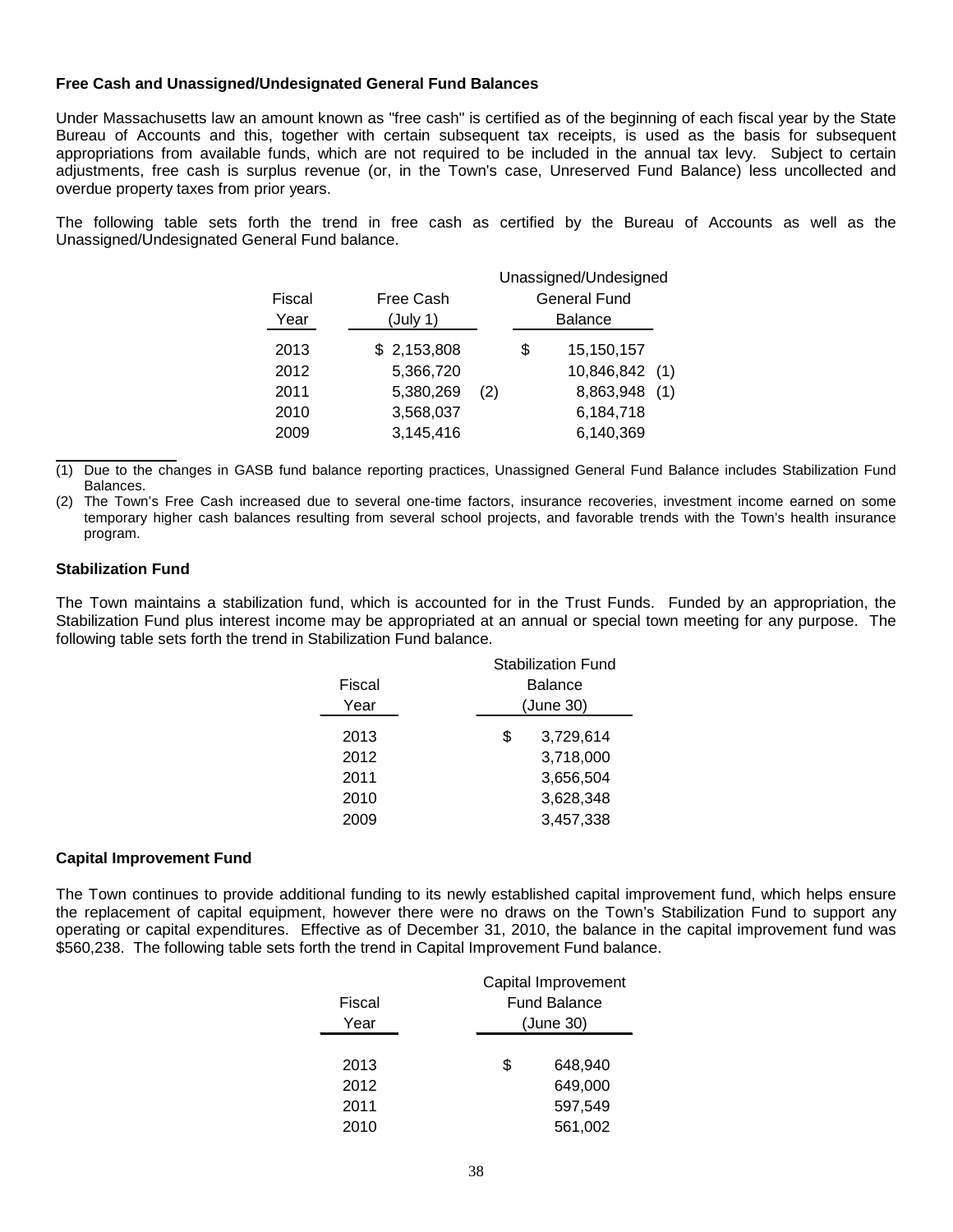### Free Cash and Unassigned/Undesignated General Fund Balances

Under Massachusetts law an amount known as "free cash" is certified as of the beginning of each fiscal year by the State Bureau of Accounts and this, together with certain subsequent tax receipts, is used as the basis for subsequent appropriations from available funds, which are not required to be included in the annual tax levy. Subject to certain adjustments, free cash is surplus revenue (or, in the Town's case, Unreserved Fund Balance) less uncollected and overdue property taxes from prior years.

The following table sets forth the trend in free cash as certified by the Bureau of Accounts as well as the Unassigned/Undesignated General Fund balance.

| Fiscal Year | Free Cash (July 1) | Unassigned/Undesigned General Fund Balance |
|---|---|---|
| 2013 | $ 2,153,808 | $ 15,150,157 |
| 2012 | 5,366,720 | 10,846,842 (1) |
| 2011 | 5,380,269 (2) | 8,863,948 (1) |
| 2010 | 3,568,037 | 6,184,718 |
| 2009 | 3,145,416 | 6,140,369 |

(1) Due to the changes in GASB fund balance reporting practices, Unassigned General Fund Balance includes Stabilization Fund Balances.

(2) The Town's Free Cash increased due to several one-time factors, insurance recoveries, investment income earned on some temporary higher cash balances resulting from several school projects, and favorable trends with the Town's health insurance program.

### Stabilization Fund

The Town maintains a stabilization fund, which is accounted for in the Trust Funds. Funded by an appropriation, the Stabilization Fund plus interest income may be appropriated at an annual or special town meeting for any purpose. The following table sets forth the trend in Stabilization Fund balance.

| Fiscal Year | Stabilization Fund Balance (June 30) |
|---|---|
| 2013 | $ 3,729,614 |
| 2012 | 3,718,000 |
| 2011 | 3,656,504 |
| 2010 | 3,628,348 |
| 2009 | 3,457,338 |

### Capital Improvement Fund

The Town continues to provide additional funding to its newly established capital improvement fund, which helps ensure the replacement of capital equipment, however there were no draws on the Town's Stabilization Fund to support any operating or capital expenditures. Effective as of December 31, 2010, the balance in the capital improvement fund was $560,238. The following table sets forth the trend in Capital Improvement Fund balance.

| Fiscal Year | Capital Improvement Fund Balance (June 30) |
|---|---|
| 2013 | $ 648,940 |
| 2012 | 649,000 |
| 2011 | 597,549 |
| 2010 | 561,002 |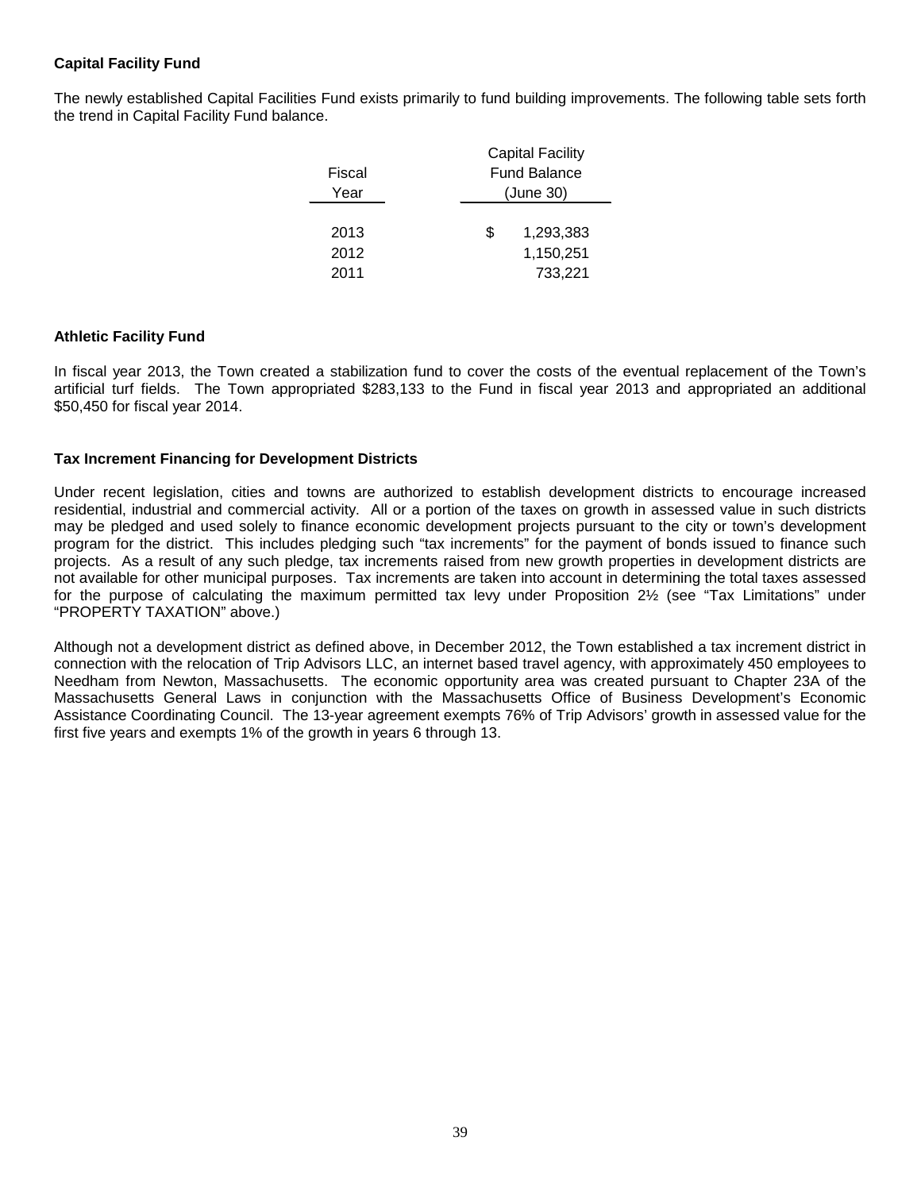**Capital Facility Fund**

The newly established Capital Facilities Fund exists primarily to fund building improvements. The following table sets forth the trend in Capital Facility Fund balance.

| Fiscal Year | Capital Facility Fund Balance (June 30) |
|---|---|
| 2013 | $ 1,293,383 |
| 2012 | 1,150,251 |
| 2011 | 733,221 |

**Athletic Facility Fund**

In fiscal year 2013, the Town created a stabilization fund to cover the costs of the eventual replacement of the Town's artificial turf fields. The Town appropriated $283,133 to the Fund in fiscal year 2013 and appropriated an additional $50,450 for fiscal year 2014.

**Tax Increment Financing for Development Districts**

Under recent legislation, cities and towns are authorized to establish development districts to encourage increased residential, industrial and commercial activity. All or a portion of the taxes on growth in assessed value in such districts may be pledged and used solely to finance economic development projects pursuant to the city or town's development program for the district. This includes pledging such "tax increments" for the payment of bonds issued to finance such projects. As a result of any such pledge, tax increments raised from new growth properties in development districts are not available for other municipal purposes. Tax increments are taken into account in determining the total taxes assessed for the purpose of calculating the maximum permitted tax levy under Proposition 2½ (see "Tax Limitations" under "PROPERTY TAXATION" above.)

Although not a development district as defined above, in December 2012, the Town established a tax increment district in connection with the relocation of Trip Advisors LLC, an internet based travel agency, with approximately 450 employees to Needham from Newton, Massachusetts. The economic opportunity area was created pursuant to Chapter 23A of the Massachusetts General Laws in conjunction with the Massachusetts Office of Business Development's Economic Assistance Coordinating Council. The 13-year agreement exempts 76% of Trip Advisors' growth in assessed value for the first five years and exempts 1% of the growth in years 6 through 13.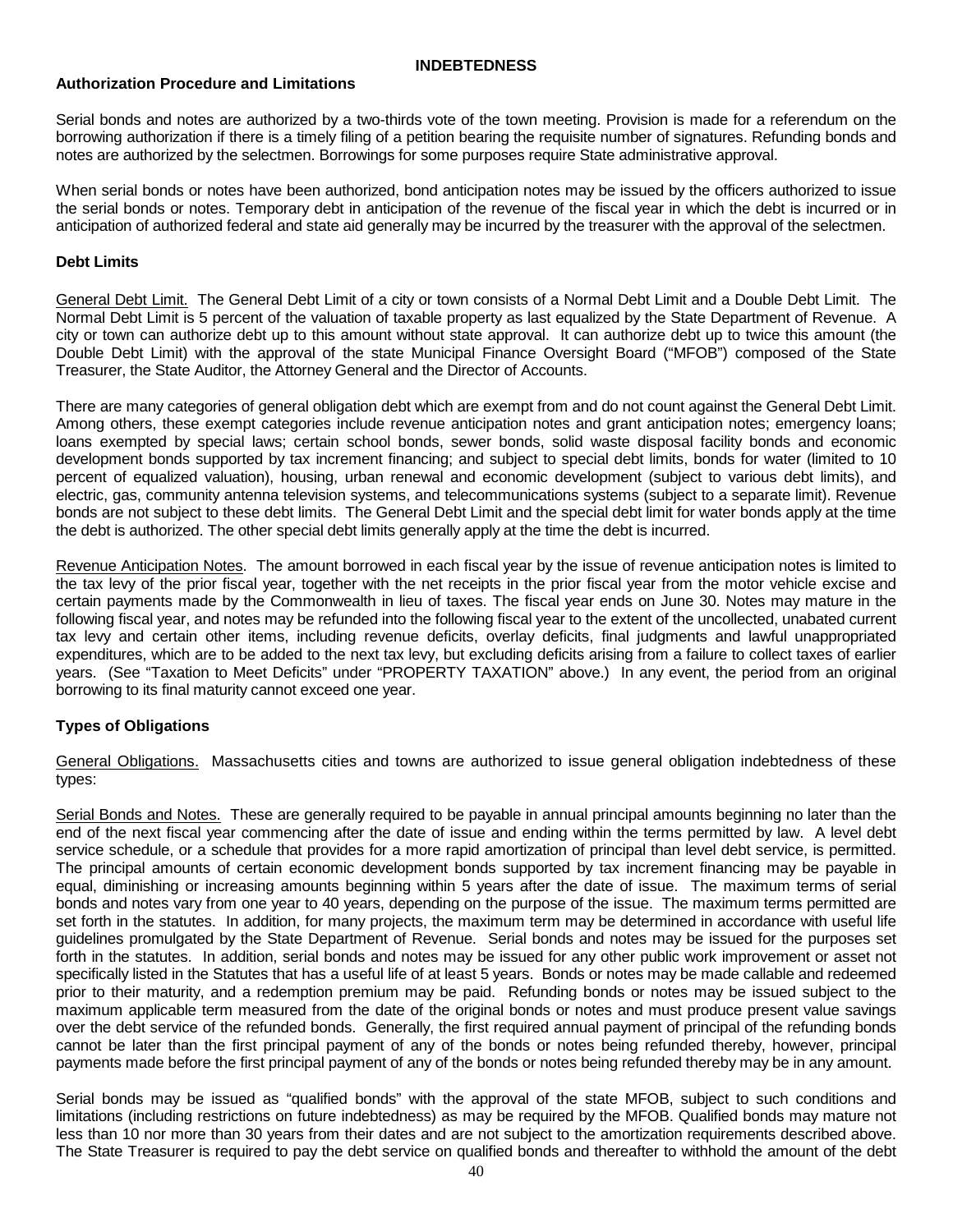## INDEBTEDNESS

### Authorization Procedure and Limitations

Serial bonds and notes are authorized by a two-thirds vote of the town meeting. Provision is made for a referendum on the borrowing authorization if there is a timely filing of a petition bearing the requisite number of signatures. Refunding bonds and notes are authorized by the selectmen. Borrowings for some purposes require State administrative approval.

When serial bonds or notes have been authorized, bond anticipation notes may be issued by the officers authorized to issue the serial bonds or notes. Temporary debt in anticipation of the revenue of the fiscal year in which the debt is incurred or in anticipation of authorized federal and state aid generally may be incurred by the treasurer with the approval of the selectmen.

### Debt Limits

General Debt Limit. The General Debt Limit of a city or town consists of a Normal Debt Limit and a Double Debt Limit. The Normal Debt Limit is 5 percent of the valuation of taxable property as last equalized by the State Department of Revenue. A city or town can authorize debt up to this amount without state approval. It can authorize debt up to twice this amount (the Double Debt Limit) with the approval of the state Municipal Finance Oversight Board ("MFOB") composed of the State Treasurer, the State Auditor, the Attorney General and the Director of Accounts.

There are many categories of general obligation debt which are exempt from and do not count against the General Debt Limit. Among others, these exempt categories include revenue anticipation notes and grant anticipation notes; emergency loans; loans exempted by special laws; certain school bonds, sewer bonds, solid waste disposal facility bonds and economic development bonds supported by tax increment financing; and subject to special debt limits, bonds for water (limited to 10 percent of equalized valuation), housing, urban renewal and economic development (subject to various debt limits), and electric, gas, community antenna television systems, and telecommunications systems (subject to a separate limit). Revenue bonds are not subject to these debt limits. The General Debt Limit and the special debt limit for water bonds apply at the time the debt is authorized. The other special debt limits generally apply at the time the debt is incurred.

Revenue Anticipation Notes. The amount borrowed in each fiscal year by the issue of revenue anticipation notes is limited to the tax levy of the prior fiscal year, together with the net receipts in the prior fiscal year from the motor vehicle excise and certain payments made by the Commonwealth in lieu of taxes. The fiscal year ends on June 30. Notes may mature in the following fiscal year, and notes may be refunded into the following fiscal year to the extent of the uncollected, unabated current tax levy and certain other items, including revenue deficits, overlay deficits, final judgments and lawful unappropriated expenditures, which are to be added to the next tax levy, but excluding deficits arising from a failure to collect taxes of earlier years. (See "Taxation to Meet Deficits" under "PROPERTY TAXATION" above.) In any event, the period from an original borrowing to its final maturity cannot exceed one year.

### Types of Obligations

General Obligations. Massachusetts cities and towns are authorized to issue general obligation indebtedness of these types:

Serial Bonds and Notes. These are generally required to be payable in annual principal amounts beginning no later than the end of the next fiscal year commencing after the date of issue and ending within the terms permitted by law. A level debt service schedule, or a schedule that provides for a more rapid amortization of principal than level debt service, is permitted. The principal amounts of certain economic development bonds supported by tax increment financing may be payable in equal, diminishing or increasing amounts beginning within 5 years after the date of issue. The maximum terms of serial bonds and notes vary from one year to 40 years, depending on the purpose of the issue. The maximum terms permitted are set forth in the statutes. In addition, for many projects, the maximum term may be determined in accordance with useful life guidelines promulgated by the State Department of Revenue. Serial bonds and notes may be issued for the purposes set forth in the statutes. In addition, serial bonds and notes may be issued for any other public work improvement or asset not specifically listed in the Statutes that has a useful life of at least 5 years. Bonds or notes may be made callable and redeemed prior to their maturity, and a redemption premium may be paid. Refunding bonds or notes may be issued subject to the maximum applicable term measured from the date of the original bonds or notes and must produce present value savings over the debt service of the refunded bonds. Generally, the first required annual payment of principal of the refunding bonds cannot be later than the first principal payment of any of the bonds or notes being refunded thereby, however, principal payments made before the first principal payment of any of the bonds or notes being refunded thereby may be in any amount.

Serial bonds may be issued as "qualified bonds" with the approval of the state MFOB, subject to such conditions and limitations (including restrictions on future indebtedness) as may be required by the MFOB. Qualified bonds may mature not less than 10 nor more than 30 years from their dates and are not subject to the amortization requirements described above. The State Treasurer is required to pay the debt service on qualified bonds and thereafter to withhold the amount of the debt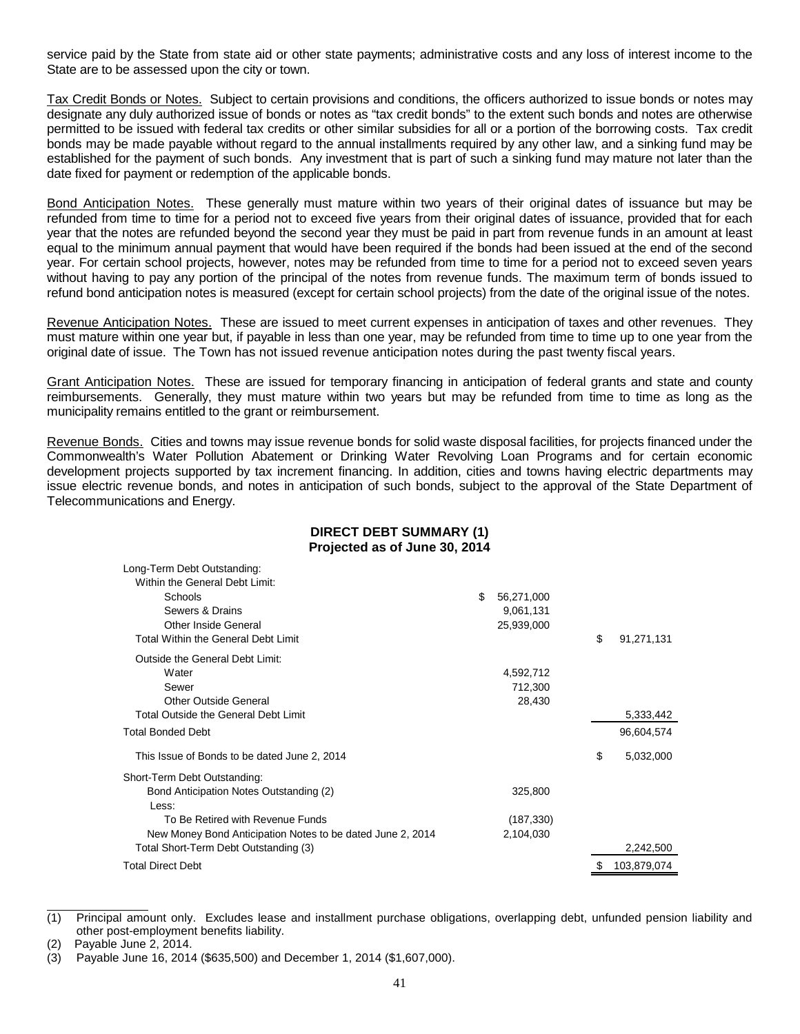service paid by the State from state aid or other state payments; administrative costs and any loss of interest income to the State are to be assessed upon the city or town.

Tax Credit Bonds or Notes. Subject to certain provisions and conditions, the officers authorized to issue bonds or notes may designate any duly authorized issue of bonds or notes as "tax credit bonds" to the extent such bonds and notes are otherwise permitted to be issued with federal tax credits or other similar subsidies for all or a portion of the borrowing costs. Tax credit bonds may be made payable without regard to the annual installments required by any other law, and a sinking fund may be established for the payment of such bonds. Any investment that is part of such a sinking fund may mature not later than the date fixed for payment or redemption of the applicable bonds.

Bond Anticipation Notes. These generally must mature within two years of their original dates of issuance but may be refunded from time to time for a period not to exceed five years from their original dates of issuance, provided that for each year that the notes are refunded beyond the second year they must be paid in part from revenue funds in an amount at least equal to the minimum annual payment that would have been required if the bonds had been issued at the end of the second year. For certain school projects, however, notes may be refunded from time to time for a period not to exceed seven years without having to pay any portion of the principal of the notes from revenue funds. The maximum term of bonds issued to refund bond anticipation notes is measured (except for certain school projects) from the date of the original issue of the notes.

Revenue Anticipation Notes. These are issued to meet current expenses in anticipation of taxes and other revenues. They must mature within one year but, if payable in less than one year, may be refunded from time to time up to one year from the original date of issue. The Town has not issued revenue anticipation notes during the past twenty fiscal years.

Grant Anticipation Notes. These are issued for temporary financing in anticipation of federal grants and state and county reimbursements. Generally, they must mature within two years but may be refunded from time to time as long as the municipality remains entitled to the grant or reimbursement.

Revenue Bonds. Cities and towns may issue revenue bonds for solid waste disposal facilities, for projects financed under the Commonwealth's Water Pollution Abatement or Drinking Water Revolving Loan Programs and for certain economic development projects supported by tax increment financing. In addition, cities and towns having electric departments may issue electric revenue bonds, and notes in anticipation of such bonds, subject to the approval of the State Department of Telecommunications and Energy.

**DIRECT DEBT SUMMARY (1)**
**Projected as of June 30, 2014**

| | | |
|---|---|---|
| Long-Term Debt Outstanding: | | |
| Within the General Debt Limit: | | |
| Schools | $ 56,271,000 | |
| Sewers & Drains | 9,061,131 | |
| Other Inside General | 25,939,000 | |
| Total Within the General Debt Limit | | $ 91,271,131 |
| Outside the General Debt Limit: | | |
| Water | 4,592,712 | |
| Sewer | 712,300 | |
| Other Outside General | 28,430 | |
| Total Outside the General Debt Limit | | 5,333,442 |
| Total Bonded Debt | | 96,604,574 |
| This Issue of Bonds to be dated June 2, 2014 | | $ 5,032,000 |
| Short-Term Debt Outstanding: | | |
| Bond Anticipation Notes Outstanding (2) | 325,800 | |
| Less: | | |
| To Be Retired with Revenue Funds | (187,330) | |
| New Money Bond Anticipation Notes to be dated June 2, 2014 | 2,104,030 | |
| Total Short-Term Debt Outstanding (3) | | 2,242,500 |
| Total Direct Debt | | $ 103,879,074 |

(1) Principal amount only. Excludes lease and installment purchase obligations, overlapping debt, unfunded pension liability and other post-employment benefits liability.

(2) Payable June 2, 2014.

(3) Payable June 16, 2014 ($635,500) and December 1, 2014 ($1,607,000).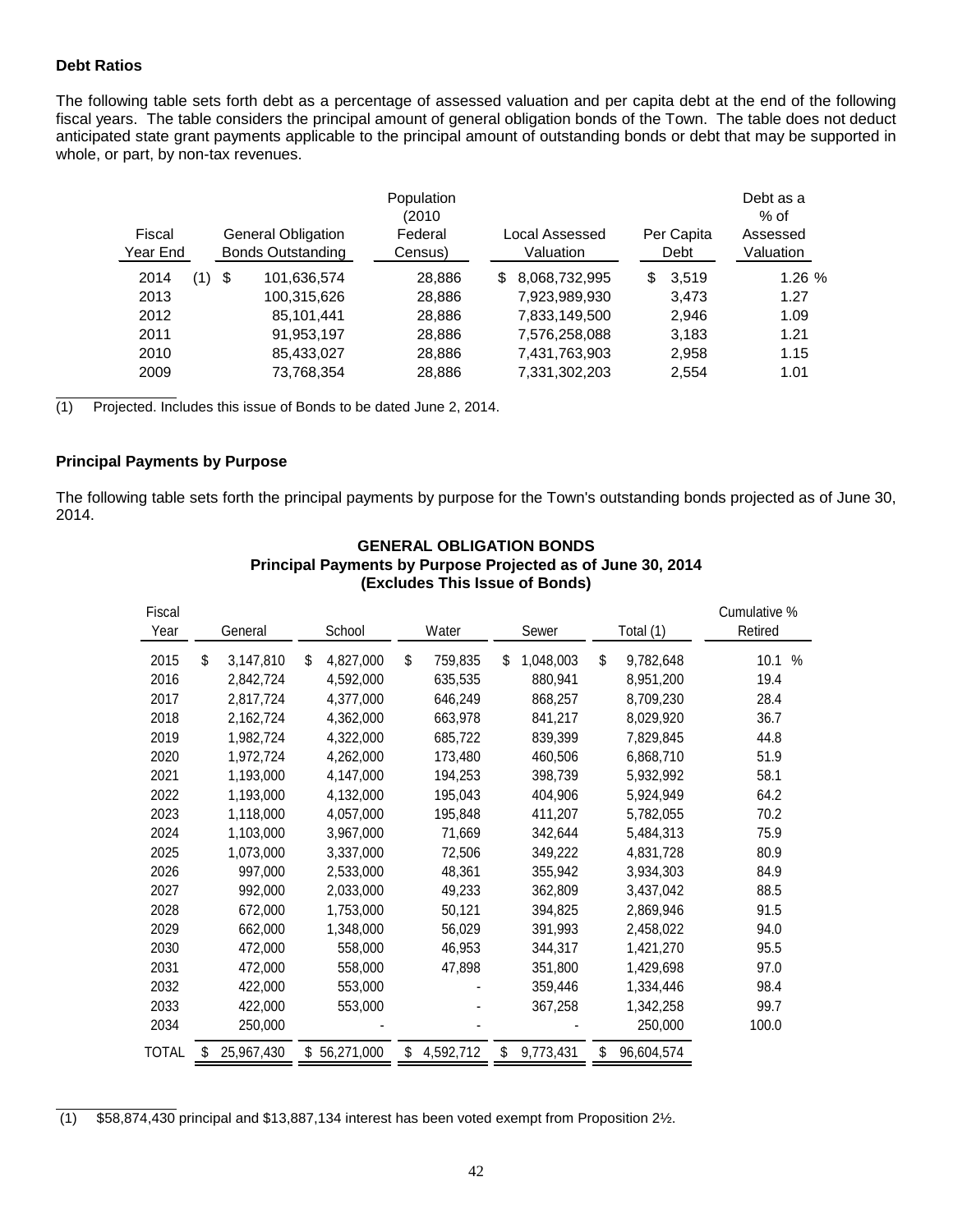**Debt Ratios**

The following table sets forth debt as a percentage of assessed valuation and per capita debt at the end of the following fiscal years. The table considers the principal amount of general obligation bonds of the Town. The table does not deduct anticipated state grant payments applicable to the principal amount of outstanding bonds or debt that may be supported in whole, or part, by non-tax revenues.

| Fiscal Year End | | General Obligation Bonds Outstanding | Population (2010 Federal Census) | Local Assessed Valuation | Per Capita Debt | Debt as a % of Assessed Valuation |
|---|---|---|---|---|---|---|
| 2014 | (1) | $ 101,636,574 | 28,886 | $ 8,068,732,995 | $ 3,519 | 1.26 % |
| 2013 | | 100,315,626 | 28,886 | 7,923,989,930 | 3,473 | 1.27 |
| 2012 | | 85,101,441 | 28,886 | 7,833,149,500 | 2,946 | 1.09 |
| 2011 | | 91,953,197 | 28,886 | 7,576,258,088 | 3,183 | 1.21 |
| 2010 | | 85,433,027 | 28,886 | 7,431,763,903 | 2,958 | 1.15 |
| 2009 | | 73,768,354 | 28,886 | 7,331,302,203 | 2,554 | 1.01 |

(1) Projected. Includes this issue of Bonds to be dated June 2, 2014.

**Principal Payments by Purpose**

The following table sets forth the principal payments by purpose for the Town's outstanding bonds projected as of June 30, 2014.

**GENERAL OBLIGATION BONDS**
**Principal Payments by Purpose Projected as of June 30, 2014**
**(Excludes This Issue of Bonds)**

| Fiscal Year | General | School | Water | Sewer | Total (1) | Cumulative % Retired |
|---|---|---|---|---|---|---|
| 2015 | $ 3,147,810 | $ 4,827,000 | $ 759,835 | $ 1,048,003 | $ 9,782,648 | 10.1 % |
| 2016 | 2,842,724 | 4,592,000 | 635,535 | 880,941 | 8,951,200 | 19.4 |
| 2017 | 2,817,724 | 4,377,000 | 646,249 | 868,257 | 8,709,230 | 28.4 |
| 2018 | 2,162,724 | 4,362,000 | 663,978 | 841,217 | 8,029,920 | 36.7 |
| 2019 | 1,982,724 | 4,322,000 | 685,722 | 839,399 | 7,829,845 | 44.8 |
| 2020 | 1,972,724 | 4,262,000 | 173,480 | 460,506 | 6,868,710 | 51.9 |
| 2021 | 1,193,000 | 4,147,000 | 194,253 | 398,739 | 5,932,992 | 58.1 |
| 2022 | 1,193,000 | 4,132,000 | 195,043 | 404,906 | 5,924,949 | 64.2 |
| 2023 | 1,118,000 | 4,057,000 | 195,848 | 411,207 | 5,782,055 | 70.2 |
| 2024 | 1,103,000 | 3,967,000 | 71,669 | 342,644 | 5,484,313 | 75.9 |
| 2025 | 1,073,000 | 3,337,000 | 72,506 | 349,222 | 4,831,728 | 80.9 |
| 2026 | 997,000 | 2,533,000 | 48,361 | 355,942 | 3,934,303 | 84.9 |
| 2027 | 992,000 | 2,033,000 | 49,233 | 362,809 | 3,437,042 | 88.5 |
| 2028 | 672,000 | 1,753,000 | 50,121 | 394,825 | 2,869,946 | 91.5 |
| 2029 | 662,000 | 1,348,000 | 56,029 | 391,993 | 2,458,022 | 94.0 |
| 2030 | 472,000 | 558,000 | 46,953 | 344,317 | 1,421,270 | 95.5 |
| 2031 | 472,000 | 558,000 | 47,898 | 351,800 | 1,429,698 | 97.0 |
| 2032 | 422,000 | 553,000 | - | 359,446 | 1,334,446 | 98.4 |
| 2033 | 422,000 | 553,000 | - | 367,258 | 1,342,258 | 99.7 |
| 2034 | 250,000 | - | - | - | 250,000 | 100.0 |
| TOTAL | $ 25,967,430 | $ 56,271,000 | $ 4,592,712 | $ 9,773,431 | $ 96,604,574 | |

(1) $58,874,430 principal and $13,887,134 interest has been voted exempt from Proposition 2½.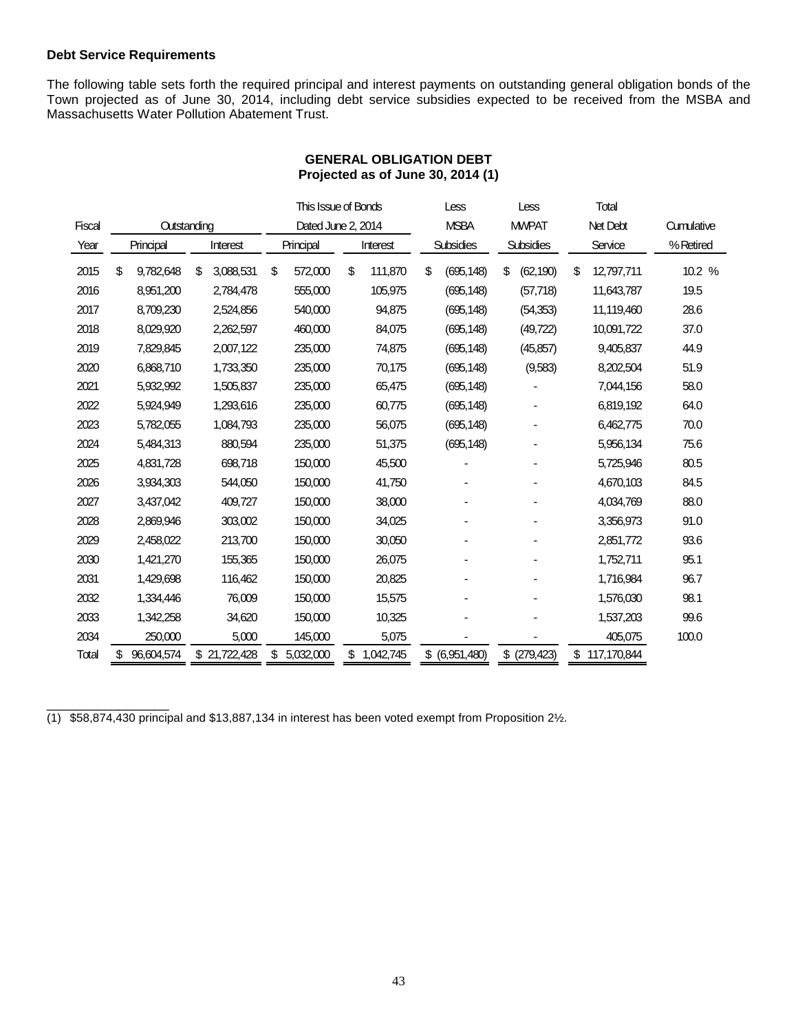**Debt Service Requirements**

The following table sets forth the required principal and interest payments on outstanding general obligation bonds of the Town projected as of June 30, 2014, including debt service subsidies expected to be received from the MSBA and Massachusetts Water Pollution Abatement Trust.

**GENERAL OBLIGATION DEBT**
**Projected as of June 30, 2014 (1)**

| Fiscal Year | Outstanding Principal | Outstanding Interest | This Issue of Bonds Dated June 2, 2014 Principal | This Issue of Bonds Dated June 2, 2014 Interest | Less MSBA Subsidies | Less MWPAT Subsidies | Total Net Debt Service | Cumulative % Retired |
|---|---|---|---|---|---|---|---|---|
| 2015 | $ 9,782,648 | $ 3,088,531 | $ 572,000 | $ 111,870 | $ (695,148) | $ (62,190) | $ 12,797,711 | 10.2 % |
| 2016 | 8,951,200 | 2,784,478 | 555,000 | 105,975 | (695,148) | (57,718) | 11,643,787 | 19.5 |
| 2017 | 8,709,230 | 2,524,856 | 540,000 | 94,875 | (695,148) | (54,353) | 11,119,460 | 28.6 |
| 2018 | 8,029,920 | 2,262,597 | 460,000 | 84,075 | (695,148) | (49,722) | 10,091,722 | 37.0 |
| 2019 | 7,829,845 | 2,007,122 | 235,000 | 74,875 | (695,148) | (45,857) | 9,405,837 | 44.9 |
| 2020 | 6,868,710 | 1,733,350 | 235,000 | 70,175 | (695,148) | (9,583) | 8,202,504 | 51.9 |
| 2021 | 5,932,992 | 1,505,837 | 235,000 | 65,475 | (695,148) | - | 7,044,156 | 58.0 |
| 2022 | 5,924,949 | 1,293,616 | 235,000 | 60,775 | (695,148) | - | 6,819,192 | 64.0 |
| 2023 | 5,782,055 | 1,084,793 | 235,000 | 56,075 | (695,148) | - | 6,462,775 | 70.0 |
| 2024 | 5,484,313 | 880,594 | 235,000 | 51,375 | (695,148) | - | 5,956,134 | 75.6 |
| 2025 | 4,831,728 | 698,718 | 150,000 | 45,500 | - | - | 5,725,946 | 80.5 |
| 2026 | 3,934,303 | 544,050 | 150,000 | 41,750 | - | - | 4,670,103 | 84.5 |
| 2027 | 3,437,042 | 409,727 | 150,000 | 38,000 | - | - | 4,034,769 | 88.0 |
| 2028 | 2,869,946 | 303,002 | 150,000 | 34,025 | - | - | 3,356,973 | 91.0 |
| 2029 | 2,458,022 | 213,700 | 150,000 | 30,050 | - | - | 2,851,772 | 93.6 |
| 2030 | 1,421,270 | 155,365 | 150,000 | 26,075 | - | - | 1,752,711 | 95.1 |
| 2031 | 1,429,698 | 116,462 | 150,000 | 20,825 | - | - | 1,716,984 | 96.7 |
| 2032 | 1,334,446 | 76,009 | 150,000 | 15,575 | - | - | 1,576,030 | 98.1 |
| 2033 | 1,342,258 | 34,620 | 150,000 | 10,325 | - | - | 1,537,203 | 99.6 |
| 2034 | 250,000 | 5,000 | 145,000 | 5,075 | - | - | 405,075 | 100.0 |
| Total | $ 96,604,574 | $ 21,722,428 | $ 5,032,000 | $ 1,042,745 | $ (6,951,480) | $ (279,423) | $ 117,170,844 | |

(1) $58,874,430 principal and $13,887,134 in interest has been voted exempt from Proposition 2½.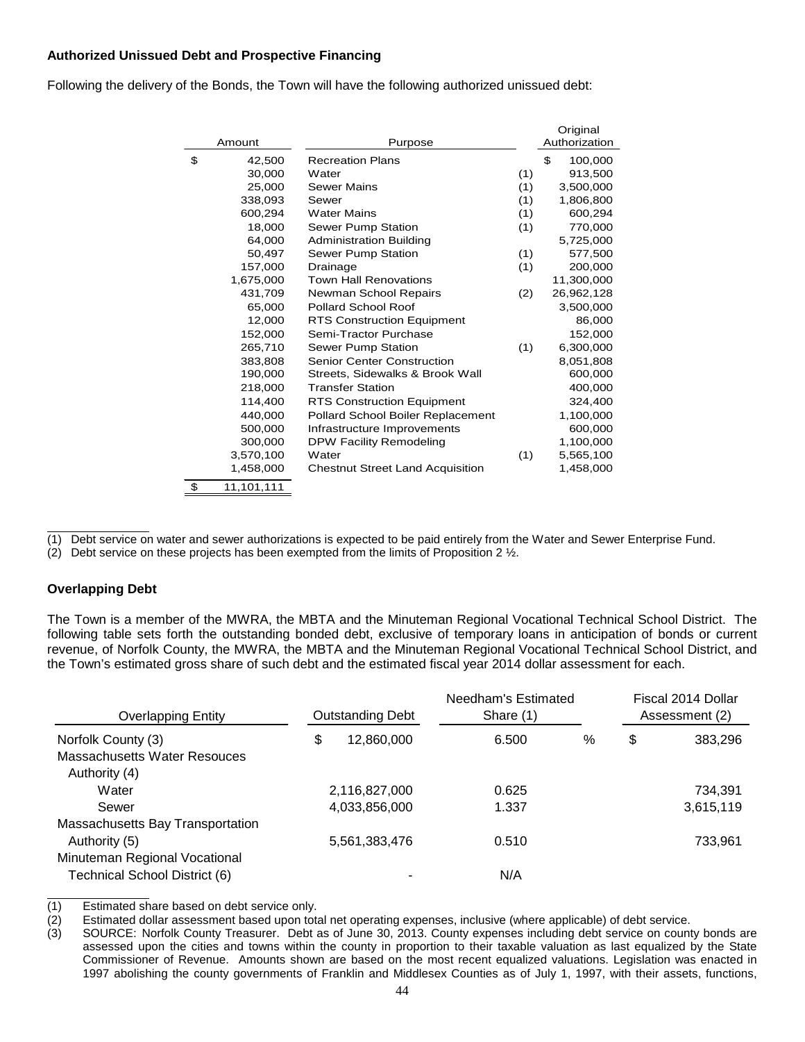**Authorized Unissued Debt and Prospective Financing**

Following the delivery of the Bonds, the Town will have the following authorized unissued debt:

| Amount | Purpose | | Original Authorization |
|---|---|---|---|
| $ 42,500 | Recreation Plans | | $ 100,000 |
| 30,000 | Water | (1) | 913,500 |
| 25,000 | Sewer Mains | (1) | 3,500,000 |
| 338,093 | Sewer | (1) | 1,806,800 |
| 600,294 | Water Mains | (1) | 600,294 |
| 18,000 | Sewer Pump Station | (1) | 770,000 |
| 64,000 | Administration Building | | 5,725,000 |
| 50,497 | Sewer Pump Station | (1) | 577,500 |
| 157,000 | Drainage | (1) | 200,000 |
| 1,675,000 | Town Hall Renovations | | 11,300,000 |
| 431,709 | Newman School Repairs | (2) | 26,962,128 |
| 65,000 | Pollard School Roof | | 3,500,000 |
| 12,000 | RTS Construction Equipment | | 86,000 |
| 152,000 | Semi-Tractor Purchase | | 152,000 |
| 265,710 | Sewer Pump Station | (1) | 6,300,000 |
| 383,808 | Senior Center Construction | | 8,051,808 |
| 190,000 | Streets, Sidewalks & Brook Wall | | 600,000 |
| 218,000 | Transfer Station | | 400,000 |
| 114,400 | RTS Construction Equipment | | 324,400 |
| 440,000 | Pollard School Boiler Replacement | | 1,100,000 |
| 500,000 | Infrastructure Improvements | | 600,000 |
| 300,000 | DPW Facility Remodeling | | 1,100,000 |
| 3,570,100 | Water | (1) | 5,565,100 |
| 1,458,000 | Chestnut Street Land Acquisition | | 1,458,000 |
| $ 11,101,111 | | | |

(1) Debt service on water and sewer authorizations is expected to be paid entirely from the Water and Sewer Enterprise Fund.

(2) Debt service on these projects has been exempted from the limits of Proposition 2 ½.

**Overlapping Debt**

The Town is a member of the MWRA, the MBTA and the Minuteman Regional Vocational Technical School District. The following table sets forth the outstanding bonded debt, exclusive of temporary loans in anticipation of bonds or current revenue, of Norfolk County, the MWRA, the MBTA and the Minuteman Regional Vocational Technical School District, and the Town's estimated gross share of such debt and the estimated fiscal year 2014 dollar assessment for each.

| Overlapping Entity | Outstanding Debt | Needham's Estimated Share (1) | Fiscal 2014 Dollar Assessment (2) |
|---|---|---|---|
| Norfolk County (3) | $ 12,860,000 | 6.500 % | $ 383,296 |
| Massachusetts Water Resouces Authority (4) | | | |
| Water | 2,116,827,000 | 0.625 | 734,391 |
| Sewer | 4,033,856,000 | 1.337 | 3,615,119 |
| Massachusetts Bay Transportation Authority (5) | 5,561,383,476 | 0.510 | 733,961 |
| Minuteman Regional Vocational Technical School District (6) | - | N/A | |

(1) Estimated share based on debt service only.

(2) Estimated dollar assessment based upon total net operating expenses, inclusive (where applicable) of debt service.

(3) SOURCE: Norfolk County Treasurer. Debt as of June 30, 2013. County expenses including debt service on county bonds are assessed upon the cities and towns within the county in proportion to their taxable valuation as last equalized by the State Commissioner of Revenue. Amounts shown are based on the most recent equalized valuations. Legislation was enacted in 1997 abolishing the county governments of Franklin and Middlesex Counties as of July 1, 1997, with their assets, functions,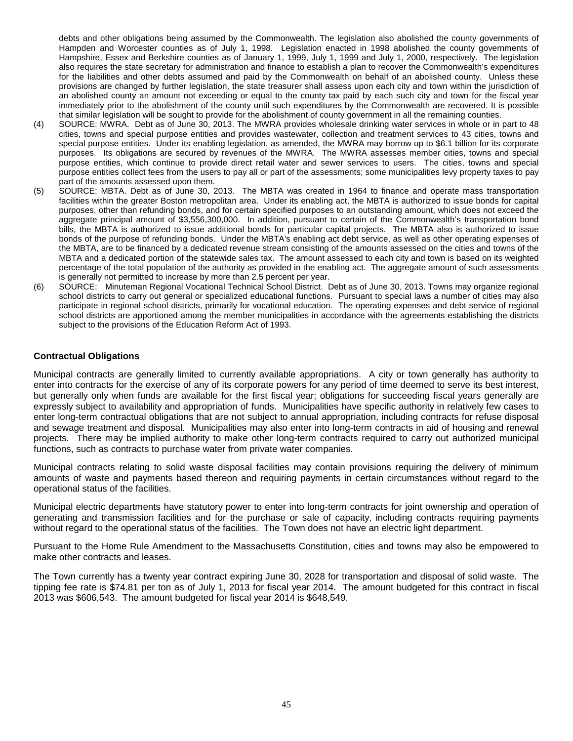debts and other obligations being assumed by the Commonwealth. The legislation also abolished the county governments of Hampden and Worcester counties as of July 1, 1998. Legislation enacted in 1998 abolished the county governments of Hampshire, Essex and Berkshire counties as of January 1, 1999, July 1, 1999 and July 1, 2000, respectively. The legislation also requires the state secretary for administration and finance to establish a plan to recover the Commonwealth's expenditures for the liabilities and other debts assumed and paid by the Commonwealth on behalf of an abolished county. Unless these provisions are changed by further legislation, the state treasurer shall assess upon each city and town within the jurisdiction of an abolished county an amount not exceeding or equal to the county tax paid by each such city and town for the fiscal year immediately prior to the abolishment of the county until such expenditures by the Commonwealth are recovered. It is possible that similar legislation will be sought to provide for the abolishment of county government in all the remaining counties.

(4) SOURCE: MWRA. Debt as of June 30, 2013. The MWRA provides wholesale drinking water services in whole or in part to 48 cities, towns and special purpose entities and provides wastewater, collection and treatment services to 43 cities, towns and special purpose entities. Under its enabling legislation, as amended, the MWRA may borrow up to $6.1 billion for its corporate purposes. Its obligations are secured by revenues of the MWRA. The MWRA assesses member cities, towns and special purpose entities, which continue to provide direct retail water and sewer services to users. The cities, towns and special purpose entities collect fees from the users to pay all or part of the assessments; some municipalities levy property taxes to pay part of the amounts assessed upon them.

(5) SOURCE: MBTA. Debt as of June 30, 2013. The MBTA was created in 1964 to finance and operate mass transportation facilities within the greater Boston metropolitan area. Under its enabling act, the MBTA is authorized to issue bonds for capital purposes, other than refunding bonds, and for certain specified purposes to an outstanding amount, which does not exceed the aggregate principal amount of $3,556,300,000. In addition, pursuant to certain of the Commonwealth's transportation bond bills, the MBTA is authorized to issue additional bonds for particular capital projects. The MBTA also is authorized to issue bonds of the purpose of refunding bonds. Under the MBTA's enabling act debt service, as well as other operating expenses of the MBTA, are to be financed by a dedicated revenue stream consisting of the amounts assessed on the cities and towns of the MBTA and a dedicated portion of the statewide sales tax. The amount assessed to each city and town is based on its weighted percentage of the total population of the authority as provided in the enabling act. The aggregate amount of such assessments is generally not permitted to increase by more than 2.5 percent per year.

(6) SOURCE: Minuteman Regional Vocational Technical School District. Debt as of June 30, 2013. Towns may organize regional school districts to carry out general or specialized educational functions. Pursuant to special laws a number of cities may also participate in regional school districts, primarily for vocational education. The operating expenses and debt service of regional school districts are apportioned among the member municipalities in accordance with the agreements establishing the districts subject to the provisions of the Education Reform Act of 1993.

**Contractual Obligations**

Municipal contracts are generally limited to currently available appropriations. A city or town generally has authority to enter into contracts for the exercise of any of its corporate powers for any period of time deemed to serve its best interest, but generally only when funds are available for the first fiscal year; obligations for succeeding fiscal years generally are expressly subject to availability and appropriation of funds. Municipalities have specific authority in relatively few cases to enter long-term contractual obligations that are not subject to annual appropriation, including contracts for refuse disposal and sewage treatment and disposal. Municipalities may also enter into long-term contracts in aid of housing and renewal projects. There may be implied authority to make other long-term contracts required to carry out authorized municipal functions, such as contracts to purchase water from private water companies.

Municipal contracts relating to solid waste disposal facilities may contain provisions requiring the delivery of minimum amounts of waste and payments based thereon and requiring payments in certain circumstances without regard to the operational status of the facilities.

Municipal electric departments have statutory power to enter into long-term contracts for joint ownership and operation of generating and transmission facilities and for the purchase or sale of capacity, including contracts requiring payments without regard to the operational status of the facilities. The Town does not have an electric light department.

Pursuant to the Home Rule Amendment to the Massachusetts Constitution, cities and towns may also be empowered to make other contracts and leases.

The Town currently has a twenty year contract expiring June 30, 2028 for transportation and disposal of solid waste. The tipping fee rate is $74.81 per ton as of July 1, 2013 for fiscal year 2014. The amount budgeted for this contract in fiscal 2013 was $606,543. The amount budgeted for fiscal year 2014 is $648,549.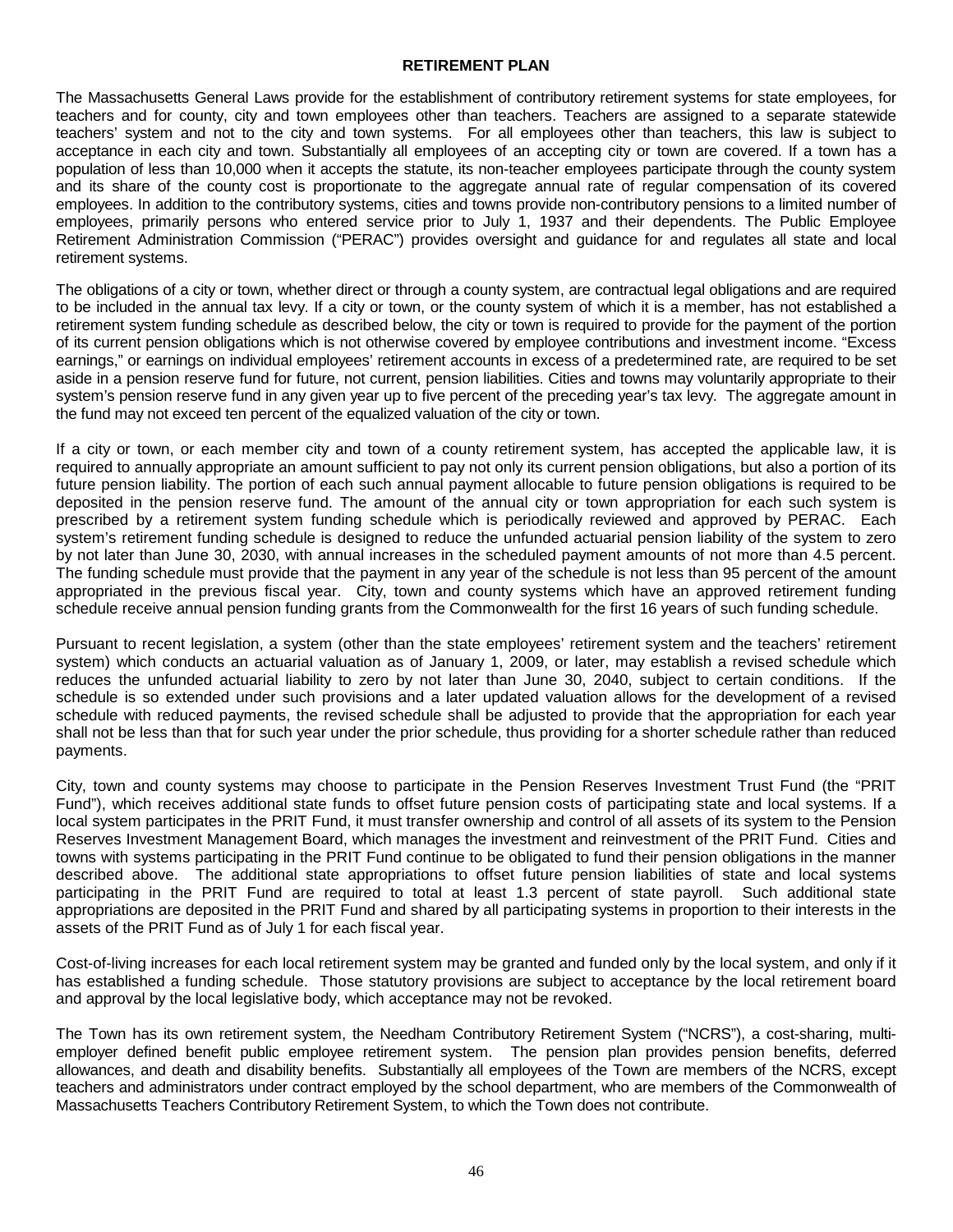## RETIREMENT PLAN

The Massachusetts General Laws provide for the establishment of contributory retirement systems for state employees, for teachers and for county, city and town employees other than teachers. Teachers are assigned to a separate statewide teachers' system and not to the city and town systems. For all employees other than teachers, this law is subject to acceptance in each city and town. Substantially all employees of an accepting city or town are covered. If a town has a population of less than 10,000 when it accepts the statute, its non-teacher employees participate through the county system and its share of the county cost is proportionate to the aggregate annual rate of regular compensation of its covered employees. In addition to the contributory systems, cities and towns provide non-contributory pensions to a limited number of employees, primarily persons who entered service prior to July 1, 1937 and their dependents. The Public Employee Retirement Administration Commission ("PERAC") provides oversight and guidance for and regulates all state and local retirement systems.

The obligations of a city or town, whether direct or through a county system, are contractual legal obligations and are required to be included in the annual tax levy. If a city or town, or the county system of which it is a member, has not established a retirement system funding schedule as described below, the city or town is required to provide for the payment of the portion of its current pension obligations which is not otherwise covered by employee contributions and investment income. "Excess earnings," or earnings on individual employees' retirement accounts in excess of a predetermined rate, are required to be set aside in a pension reserve fund for future, not current, pension liabilities. Cities and towns may voluntarily appropriate to their system's pension reserve fund in any given year up to five percent of the preceding year's tax levy. The aggregate amount in the fund may not exceed ten percent of the equalized valuation of the city or town.

If a city or town, or each member city and town of a county retirement system, has accepted the applicable law, it is required to annually appropriate an amount sufficient to pay not only its current pension obligations, but also a portion of its future pension liability. The portion of each such annual payment allocable to future pension obligations is required to be deposited in the pension reserve fund. The amount of the annual city or town appropriation for each such system is prescribed by a retirement system funding schedule which is periodically reviewed and approved by PERAC. Each system's retirement funding schedule is designed to reduce the unfunded actuarial pension liability of the system to zero by not later than June 30, 2030, with annual increases in the scheduled payment amounts of not more than 4.5 percent. The funding schedule must provide that the payment in any year of the schedule is not less than 95 percent of the amount appropriated in the previous fiscal year. City, town and county systems which have an approved retirement funding schedule receive annual pension funding grants from the Commonwealth for the first 16 years of such funding schedule.

Pursuant to recent legislation, a system (other than the state employees' retirement system and the teachers' retirement system) which conducts an actuarial valuation as of January 1, 2009, or later, may establish a revised schedule which reduces the unfunded actuarial liability to zero by not later than June 30, 2040, subject to certain conditions. If the schedule is so extended under such provisions and a later updated valuation allows for the development of a revised schedule with reduced payments, the revised schedule shall be adjusted to provide that the appropriation for each year shall not be less than that for such year under the prior schedule, thus providing for a shorter schedule rather than reduced payments.

City, town and county systems may choose to participate in the Pension Reserves Investment Trust Fund (the "PRIT Fund"), which receives additional state funds to offset future pension costs of participating state and local systems. If a local system participates in the PRIT Fund, it must transfer ownership and control of all assets of its system to the Pension Reserves Investment Management Board, which manages the investment and reinvestment of the PRIT Fund. Cities and towns with systems participating in the PRIT Fund continue to be obligated to fund their pension obligations in the manner described above. The additional state appropriations to offset future pension liabilities of state and local systems participating in the PRIT Fund are required to total at least 1.3 percent of state payroll. Such additional state appropriations are deposited in the PRIT Fund and shared by all participating systems in proportion to their interests in the assets of the PRIT Fund as of July 1 for each fiscal year.

Cost-of-living increases for each local retirement system may be granted and funded only by the local system, and only if it has established a funding schedule. Those statutory provisions are subject to acceptance by the local retirement board and approval by the local legislative body, which acceptance may not be revoked.

The Town has its own retirement system, the Needham Contributory Retirement System ("NCRS"), a cost-sharing, multi-employer defined benefit public employee retirement system. The pension plan provides pension benefits, deferred allowances, and death and disability benefits. Substantially all employees of the Town are members of the NCRS, except teachers and administrators under contract employed by the school department, who are members of the Commonwealth of Massachusetts Teachers Contributory Retirement System, to which the Town does not contribute.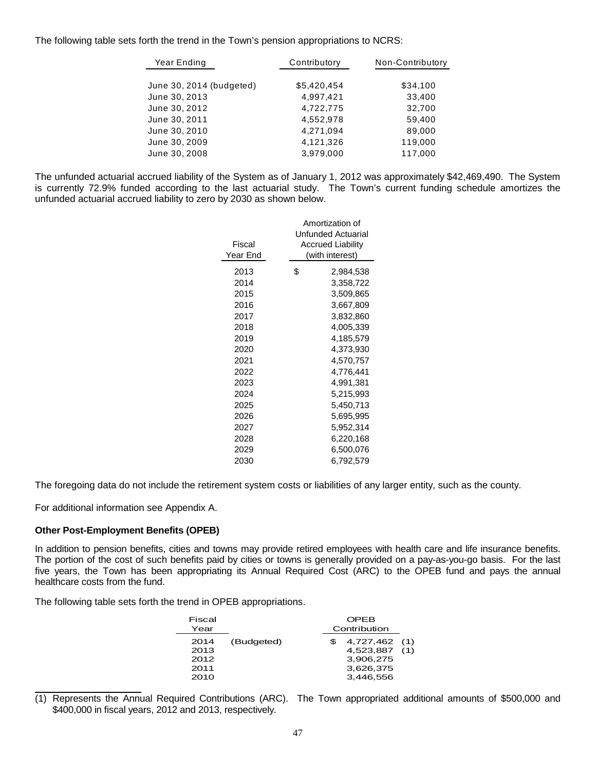The following table sets forth the trend in the Town's pension appropriations to NCRS:

| Year Ending | Contributory | Non-Contributory |
|---|---|---|
| June 30, 2014 (budgeted) | $5,420,454 | $34,100 |
| June 30, 2013 | 4,997,421 | 33,400 |
| June 30, 2012 | 4,722,775 | 32,700 |
| June 30, 2011 | 4,552,978 | 59,400 |
| June 30, 2010 | 4,271,094 | 89,000 |
| June 30, 2009 | 4,121,326 | 119,000 |
| June 30, 2008 | 3,979,000 | 117,000 |

The unfunded actuarial accrued liability of the System as of January 1, 2012 was approximately $42,469,490. The System is currently 72.9% funded according to the last actuarial study. The Town's current funding schedule amortizes the unfunded actuarial accrued liability to zero by 2030 as shown below.

| Fiscal Year End | Amortization of Unfunded Actuarial Accrued Liability (with interest) |
|---|---|
| 2013 | $ 2,984,538 |
| 2014 | 3,358,722 |
| 2015 | 3,509,865 |
| 2016 | 3,667,809 |
| 2017 | 3,832,860 |
| 2018 | 4,005,339 |
| 2019 | 4,185,579 |
| 2020 | 4,373,930 |
| 2021 | 4,570,757 |
| 2022 | 4,776,441 |
| 2023 | 4,991,381 |
| 2024 | 5,215,993 |
| 2025 | 5,450,713 |
| 2026 | 5,695,995 |
| 2027 | 5,952,314 |
| 2028 | 6,220,168 |
| 2029 | 6,500,076 |
| 2030 | 6,792,579 |

The foregoing data do not include the retirement system costs or liabilities of any larger entity, such as the county.

For additional information see Appendix A.

**Other Post-Employment Benefits (OPEB)**

In addition to pension benefits, cities and towns may provide retired employees with health care and life insurance benefits. The portion of the cost of such benefits paid by cities or towns is generally provided on a pay-as-you-go basis. For the last five years, the Town has been appropriating its Annual Required Cost (ARC) to the OPEB fund and pays the annual healthcare costs from the fund.

The following table sets forth the trend in OPEB appropriations.

| Fiscal Year | | OPEB Contribution |
|---|---|---|
| 2014 | (Budgeted) | $ 4,727,462 (1) |
| 2013 | | 4,523,887 (1) |
| 2012 | | 3,906,275 |
| 2011 | | 3,626,375 |
| 2010 | | 3,446,556 |

(1) Represents the Annual Required Contributions (ARC). The Town appropriated additional amounts of $500,000 and $400,000 in fiscal years, 2012 and 2013, respectively.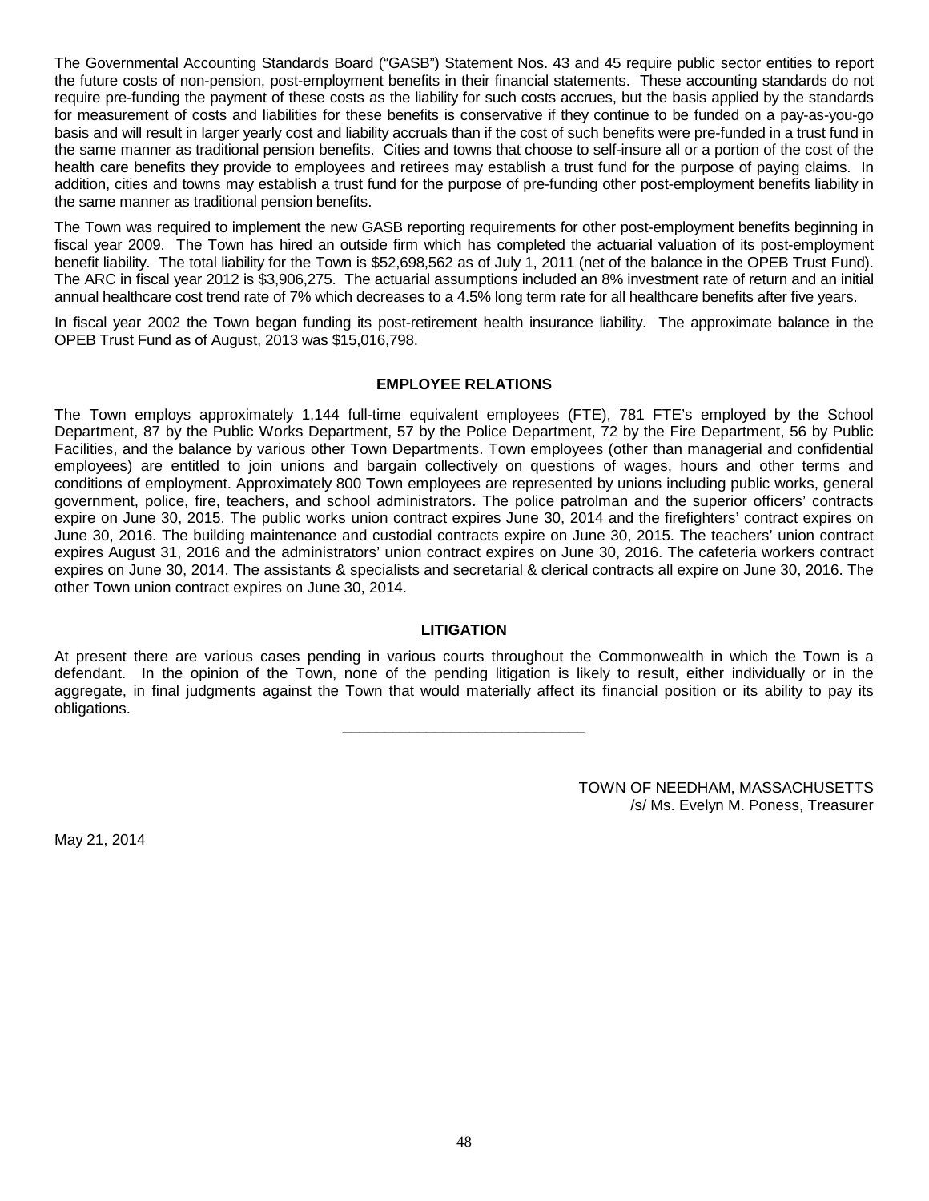The Governmental Accounting Standards Board ("GASB") Statement Nos. 43 and 45 require public sector entities to report the future costs of non-pension, post-employment benefits in their financial statements. These accounting standards do not require pre-funding the payment of these costs as the liability for such costs accrues, but the basis applied by the standards for measurement of costs and liabilities for these benefits is conservative if they continue to be funded on a pay-as-you-go basis and will result in larger yearly cost and liability accruals than if the cost of such benefits were pre-funded in a trust fund in the same manner as traditional pension benefits. Cities and towns that choose to self-insure all or a portion of the cost of the health care benefits they provide to employees and retirees may establish a trust fund for the purpose of paying claims. In addition, cities and towns may establish a trust fund for the purpose of pre-funding other post-employment benefits liability in the same manner as traditional pension benefits.

The Town was required to implement the new GASB reporting requirements for other post-employment benefits beginning in fiscal year 2009. The Town has hired an outside firm which has completed the actuarial valuation of its post-employment benefit liability. The total liability for the Town is $52,698,562 as of July 1, 2011 (net of the balance in the OPEB Trust Fund). The ARC in fiscal year 2012 is $3,906,275. The actuarial assumptions included an 8% investment rate of return and an initial annual healthcare cost trend rate of 7% which decreases to a 4.5% long term rate for all healthcare benefits after five years.

In fiscal year 2002 the Town began funding its post-retirement health insurance liability. The approximate balance in the OPEB Trust Fund as of August, 2013 was $15,016,798.

## EMPLOYEE RELATIONS

The Town employs approximately 1,144 full-time equivalent employees (FTE), 781 FTE's employed by the School Department, 87 by the Public Works Department, 57 by the Police Department, 72 by the Fire Department, 56 by Public Facilities, and the balance by various other Town Departments. Town employees (other than managerial and confidential employees) are entitled to join unions and bargain collectively on questions of wages, hours and other terms and conditions of employment. Approximately 800 Town employees are represented by unions including public works, general government, police, fire, teachers, and school administrators. The police patrolman and the superior officers' contracts expire on June 30, 2015. The public works union contract expires June 30, 2014 and the firefighters' contract expires on June 30, 2016. The building maintenance and custodial contracts expire on June 30, 2015. The teachers' union contract expires August 31, 2016 and the administrators' union contract expires on June 30, 2016. The cafeteria workers contract expires on June 30, 2014. The assistants & specialists and secretarial & clerical contracts all expire on June 30, 2016. The other Town union contract expires on June 30, 2014.

## LITIGATION

At present there are various cases pending in various courts throughout the Commonwealth in which the Town is a defendant. In the opinion of the Town, none of the pending litigation is likely to result, either individually or in the aggregate, in final judgments against the Town that would materially affect its financial position or its ability to pay its obligations.

---

TOWN OF NEEDHAM, MASSACHUSETTS
/s/ Ms. Evelyn M. Poness, Treasurer

May 21, 2014